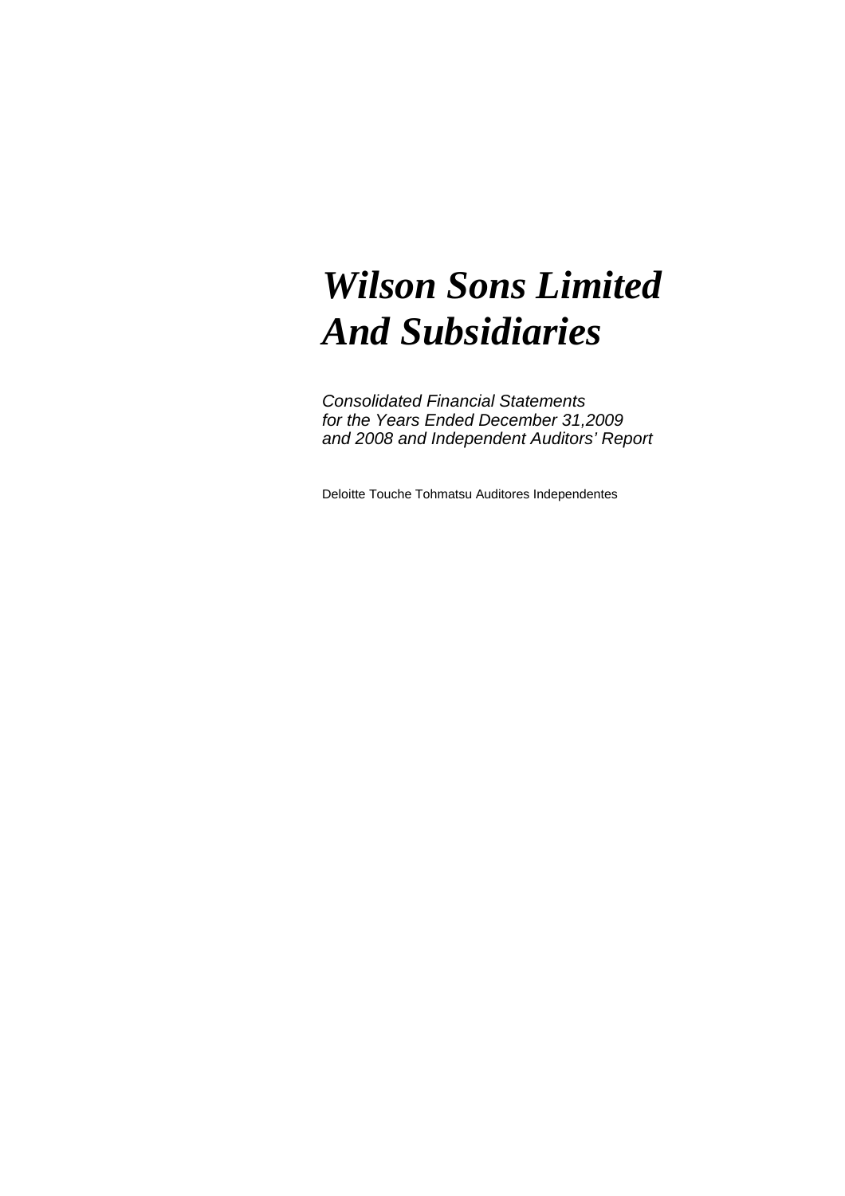# *Wilson Sons Limited And Subsidiaries*

*Consolidated Financial Statements for the Years Ended December 31,2009 and 2008 and Independent Auditors' Report*

Deloitte Touche Tohmatsu Auditores Independentes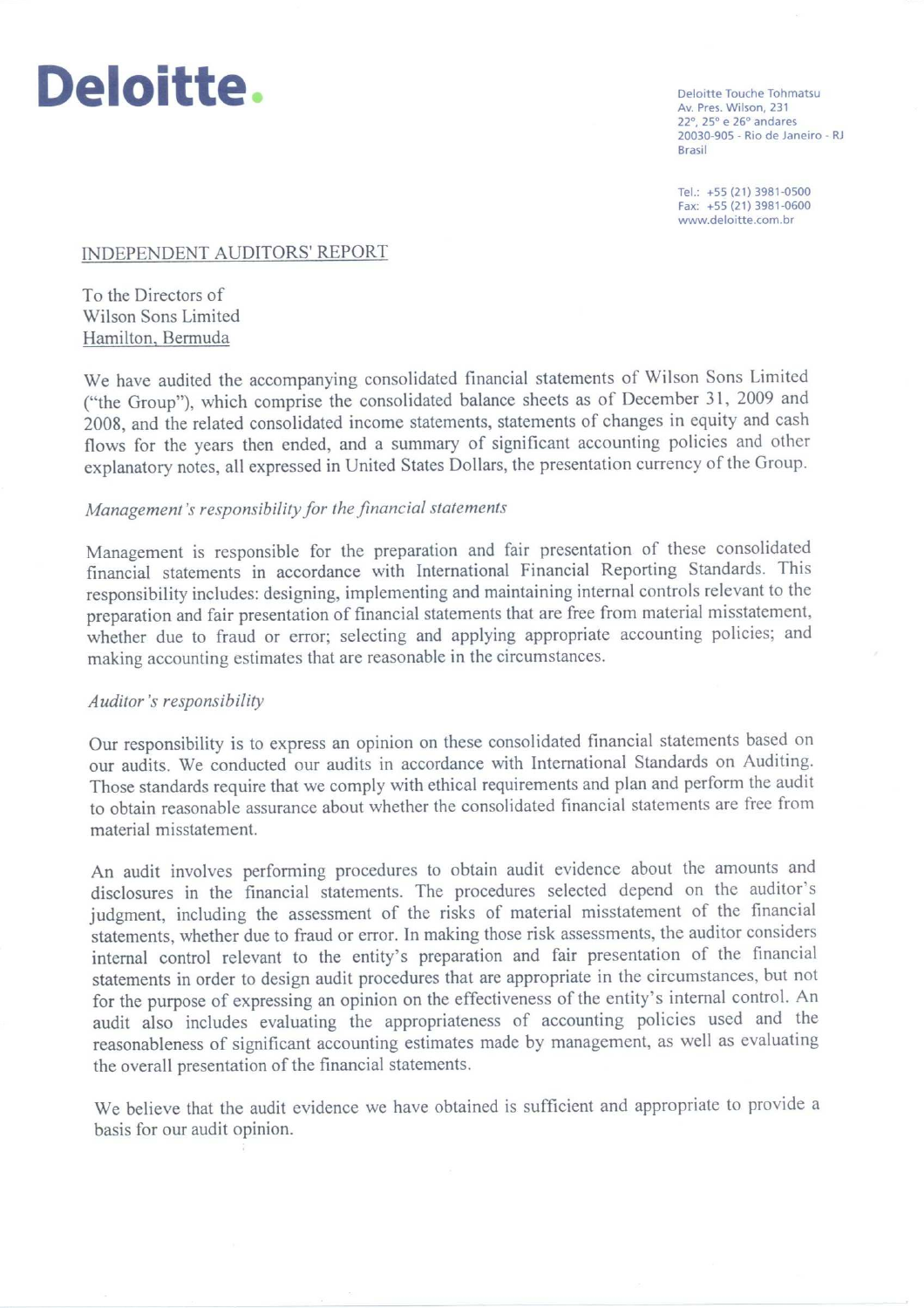# Deloitte.

Deloitte Touche Tohmatsu
Av. Pres. Wilson, 231
22º, 25º e 26º andares
20030-905 - Rio de Janeiro - RJ
Brasil

Tel.: +55 (21) 3981-0500
Fax: +55 (21) 3981-0600
www.deloitte.com.br

## INDEPENDENT AUDITORS' REPORT

To the Directors of
Wilson Sons Limited
Hamilton, Bermuda

We have audited the accompanying consolidated financial statements of Wilson Sons Limited ("the Group"), which comprise the consolidated balance sheets as of December 31, 2009 and 2008, and the related consolidated income statements, statements of changes in equity and cash flows for the years then ended, and a summary of significant accounting policies and other explanatory notes, all expressed in United States Dollars, the presentation currency of the Group.

*Management's responsibility for the financial statements*

Management is responsible for the preparation and fair presentation of these consolidated financial statements in accordance with International Financial Reporting Standards. This responsibility includes: designing, implementing and maintaining internal controls relevant to the preparation and fair presentation of financial statements that are free from material misstatement, whether due to fraud or error; selecting and applying appropriate accounting policies; and making accounting estimates that are reasonable in the circumstances.

*Auditor's responsibility*

Our responsibility is to express an opinion on these consolidated financial statements based on our audits. We conducted our audits in accordance with International Standards on Auditing. Those standards require that we comply with ethical requirements and plan and perform the audit to obtain reasonable assurance about whether the consolidated financial statements are free from material misstatement.

An audit involves performing procedures to obtain audit evidence about the amounts and disclosures in the financial statements. The procedures selected depend on the auditor's judgment, including the assessment of the risks of material misstatement of the financial statements, whether due to fraud or error. In making those risk assessments, the auditor considers internal control relevant to the entity's preparation and fair presentation of the financial statements in order to design audit procedures that are appropriate in the circumstances, but not for the purpose of expressing an opinion on the effectiveness of the entity's internal control. An audit also includes evaluating the appropriateness of accounting policies used and the reasonableness of significant accounting estimates made by management, as well as evaluating the overall presentation of the financial statements.

We believe that the audit evidence we have obtained is sufficient and appropriate to provide a basis for our audit opinion.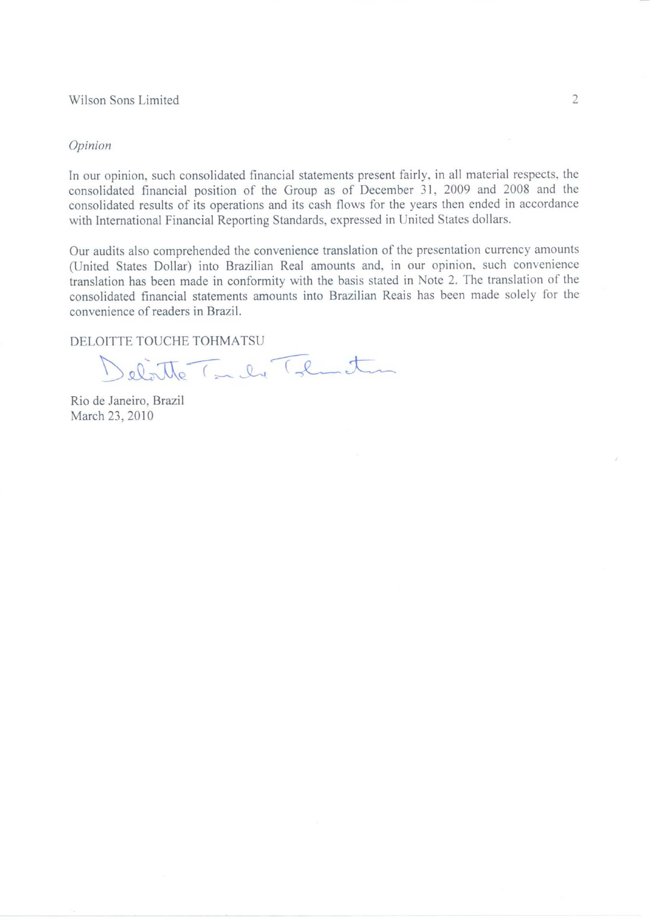*Opinion*

In our opinion, such consolidated financial statements present fairly, in all material respects, the consolidated financial position of the Group as of December 31, 2009 and 2008 and the consolidated results of its operations and its cash flows for the years then ended in accordance with International Financial Reporting Standards, expressed in United States dollars.

Our audits also comprehended the convenience translation of the presentation currency amounts (United States Dollar) into Brazilian Real amounts and, in our opinion, such convenience translation has been made in conformity with the basis stated in Note 2. The translation of the consolidated financial statements amounts into Brazilian Reais has been made solely for the convenience of readers in Brazil.

DELOITTE TOUCHE TOHMATSU

Rio de Janeiro, Brazil
March 23, 2010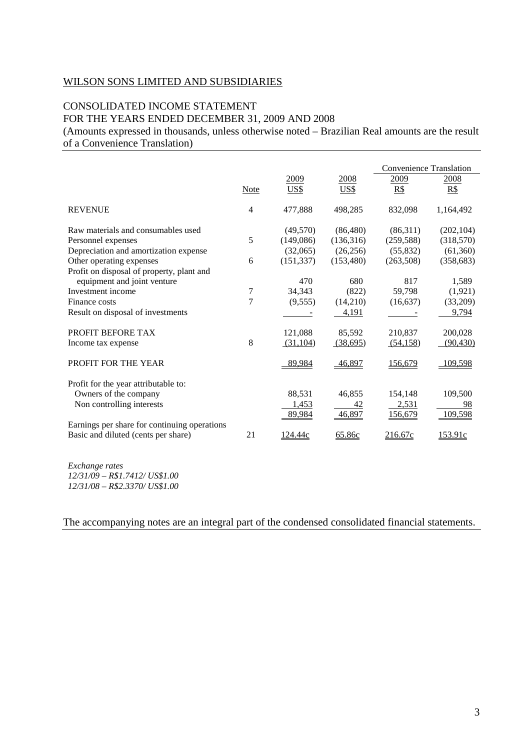WILSON SONS LIMITED AND SUBSIDIARIES

CONSOLIDATED INCOME STATEMENT
FOR THE YEARS ENDED DECEMBER 31, 2009 AND 2008
(Amounts expressed in thousands, unless otherwise noted – Brazilian Real amounts are the result of a Convenience Translation)

| | | | | Convenience Translation | |
|---|---|---|---|---|---|
| | Note | 2009<br>US$ | 2008<br>US$ | 2009<br>R$ | 2008<br>R$ |
| REVENUE | 4 | 477,888 | 498,285 | 832,098 | 1,164,492 |
| Raw materials and consumables used | | (49,570) | (86,480) | (86,311) | (202,104) |
| Personnel expenses | 5 | (149,086) | (136,316) | (259,588) | (318,570) |
| Depreciation and amortization expense | | (32,065) | (26,256) | (55,832) | (61,360) |
| Other operating expenses | 6 | (151,337) | (153,480) | (263,508) | (358,683) |
| Profit on disposal of property, plant and equipment and joint venture | | 470 | 680 | 817 | 1,589 |
| Investment income | 7 | 34,343 | (822) | 59,798 | (1,921) |
| Finance costs | 7 | (9,555) | (14,210) | (16,637) | (33,209) |
| Result on disposal of investments | | - | 4,191 | - | 9,794 |
| PROFIT BEFORE TAX | | 121,088 | 85,592 | 210,837 | 200,028 |
| Income tax expense | 8 | (31,104) | (38,695) | (54,158) | (90,430) |
| PROFIT FOR THE YEAR | | 89,984 | 46,897 | 156,679 | 109,598 |
| Profit for the year attributable to: | | | | | |
| Owners of the company | | 88,531 | 46,855 | 154,148 | 109,500 |
| Non controlling interests | | 1,453 | 42 | 2,531 | 98 |
| | | 89,984 | 46,897 | 156,679 | 109,598 |
| Earnings per share for continuing operations | | | | | |
| Basic and diluted (cents per share) | 21 | 124.44c | 65.86c | 216.67c | 153.91c |

*Exchange rates*
*12/31/09 – R$1.7412/ US$1.00*
*12/31/08 – R$2.3370/ US$1.00*

The accompanying notes are an integral part of the condensed consolidated financial statements.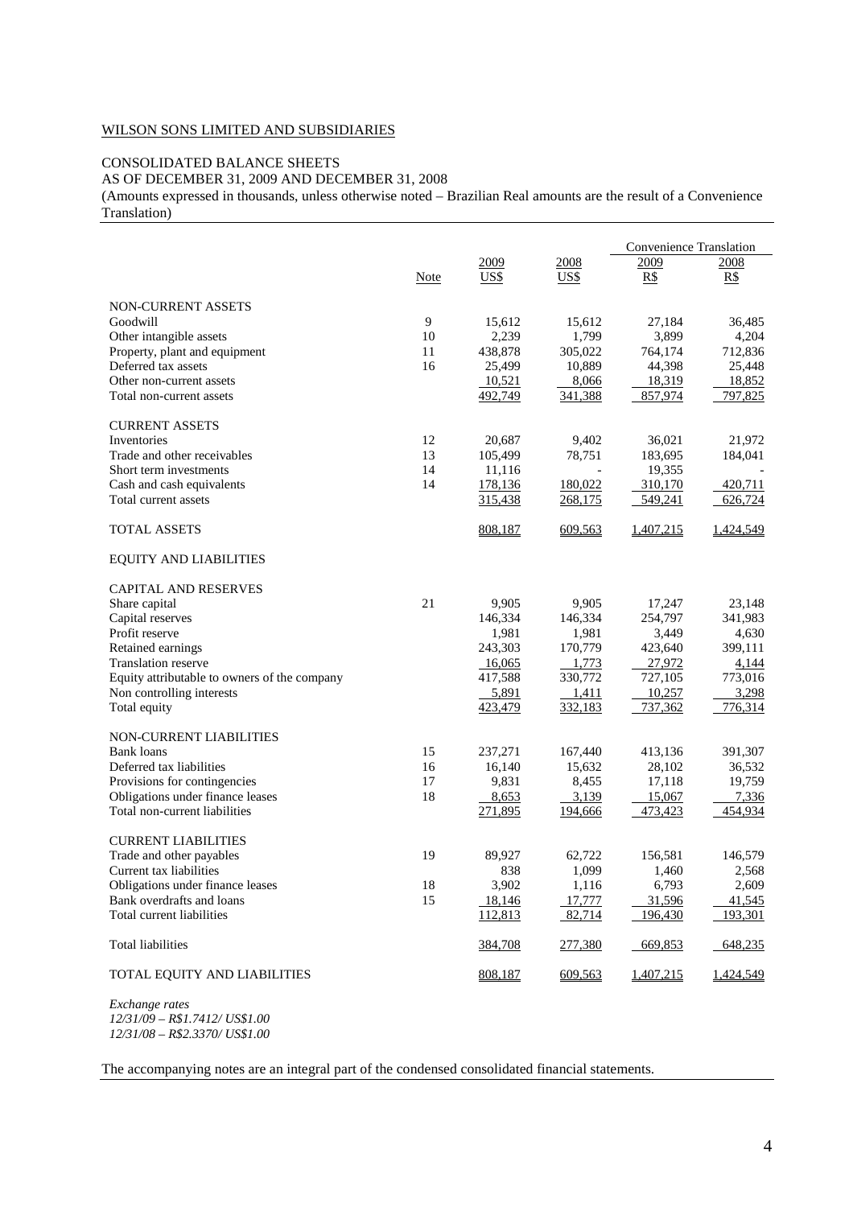WILSON SONS LIMITED AND SUBSIDIARIES

CONSOLIDATED BALANCE SHEETS
AS OF DECEMBER 31, 2009 AND DECEMBER 31, 2008
(Amounts expressed in thousands, unless otherwise noted – Brazilian Real amounts are the result of a Convenience Translation)

| | Note | 2009 US$ | 2008 US$ | Convenience Translation 2009 R$ | Convenience Translation 2008 R$ |
|---|---|---|---|---|---|
| NON-CURRENT ASSETS | | | | | |
| Goodwill | 9 | 15,612 | 15,612 | 27,184 | 36,485 |
| Other intangible assets | 10 | 2,239 | 1,799 | 3,899 | 4,204 |
| Property, plant and equipment | 11 | 438,878 | 305,022 | 764,174 | 712,836 |
| Deferred tax assets | 16 | 25,499 | 10,889 | 44,398 | 25,448 |
| Other non-current assets | | 10,521 | 8,066 | 18,319 | 18,852 |
| Total non-current assets | | 492,749 | 341,388 | 857,974 | 797,825 |
| CURRENT ASSETS | | | | | |
| Inventories | 12 | 20,687 | 9,402 | 36,021 | 21,972 |
| Trade and other receivables | 13 | 105,499 | 78,751 | 183,695 | 184,041 |
| Short term investments | 14 | 11,116 | - | 19,355 | - |
| Cash and cash equivalents | 14 | 178,136 | 180,022 | 310,170 | 420,711 |
| Total current assets | | 315,438 | 268,175 | 549,241 | 626,724 |
| TOTAL ASSETS | | 808,187 | 609,563 | 1,407,215 | 1,424,549 |
| EQUITY AND LIABILITIES | | | | | |
| CAPITAL AND RESERVES | | | | | |
| Share capital | 21 | 9,905 | 9,905 | 17,247 | 23,148 |
| Capital reserves | | 146,334 | 146,334 | 254,797 | 341,983 |
| Profit reserve | | 1,981 | 1,981 | 3,449 | 4,630 |
| Retained earnings | | 243,303 | 170,779 | 423,640 | 399,111 |
| Translation reserve | | 16,065 | 1,773 | 27,972 | 4,144 |
| Equity attributable to owners of the company | | 417,588 | 330,772 | 727,105 | 773,016 |
| Non controlling interests | | 5,891 | 1,411 | 10,257 | 3,298 |
| Total equity | | 423,479 | 332,183 | 737,362 | 776,314 |
| NON-CURRENT LIABILITIES | | | | | |
| Bank loans | 15 | 237,271 | 167,440 | 413,136 | 391,307 |
| Deferred tax liabilities | 16 | 16,140 | 15,632 | 28,102 | 36,532 |
| Provisions for contingencies | 17 | 9,831 | 8,455 | 17,118 | 19,759 |
| Obligations under finance leases | 18 | 8,653 | 3,139 | 15,067 | 7,336 |
| Total non-current liabilities | | 271,895 | 194,666 | 473,423 | 454,934 |
| CURRENT LIABILITIES | | | | | |
| Trade and other payables | 19 | 89,927 | 62,722 | 156,581 | 146,579 |
| Current tax liabilities | | 838 | 1,099 | 1,460 | 2,568 |
| Obligations under finance leases | 18 | 3,902 | 1,116 | 6,793 | 2,609 |
| Bank overdrafts and loans | 15 | 18,146 | 17,777 | 31,596 | 41,545 |
| Total current liabilities | | 112,813 | 82,714 | 196,430 | 193,301 |
| Total liabilities | | 384,708 | 277,380 | 669,853 | 648,235 |
| TOTAL EQUITY AND LIABILITIES | | 808,187 | 609,563 | 1,407,215 | 1,424,549 |

*Exchange rates*
*12/31/09 – R$1.7412/ US$1.00*
*12/31/08 – R$2.3370/ US$1.00*

The accompanying notes are an integral part of the condensed consolidated financial statements.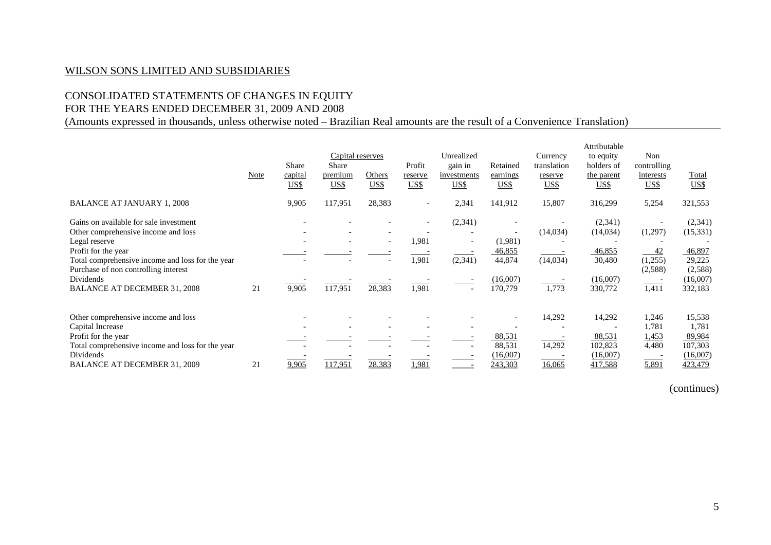WILSON SONS LIMITED AND SUBSIDIARIES

CONSOLIDATED STATEMENTS OF CHANGES IN EQUITY
FOR THE YEARS ENDED DECEMBER 31, 2009 AND 2008
(Amounts expressed in thousands, unless otherwise noted – Brazilian Real amounts are the result of a Convenience Translation)

| | Note | Share capital US$ | Capital reserves Share premium US$ | Capital reserves Others US$ | Profit reserve US$ | Unrealized gain in investments US$ | Retained earnings US$ | Currency translation reserve US$ | Attributable to equity holders of the parent US$ | Non controlling interests US$ | Total US$ |
|---|---|---|---|---|---|---|---|---|---|---|---|
| BALANCE AT JANUARY 1, 2008 | | 9,905 | 117,951 | 28,383 | - | 2,341 | 141,912 | 15,807 | 316,299 | 5,254 | 321,553 |
| Gains on available for sale investment | | - | - | - | - | (2,341) | - | - | (2,341) | - | (2,341) |
| Other comprehensive income and loss | | - | - | - | - | - | - | (14,034) | (14,034) | (1,297) | (15,331) |
| Legal reserve | | - | - | - | 1,981 | - | (1,981) | - | - | - | - |
| Profit for the year | | - | - | - | - | - | 46,855 | - | 46,855 | 42 | 46,897 |
| Total comprehensive income and loss for the year | | - | - | - | 1,981 | (2,341) | 44,874 | (14,034) | 30,480 | (1,255) | 29,225 |
| Purchase of non controlling interest | | | | | | | | | | (2,588) | (2,588) |
| Dividends | | - | - | - | - | - | (16,007) | - | (16,007) | - | (16,007) |
| BALANCE AT DECEMBER 31, 2008 | 21 | 9,905 | 117,951 | 28,383 | 1,981 | - | 170,779 | 1,773 | 330,772 | 1,411 | 332,183 |
| Other comprehensive income and loss | | - | - | - | - | - | - | 14,292 | 14,292 | 1,246 | 15,538 |
| Capital Increase | | - | - | - | - | - | - | - | - | 1,781 | 1,781 |
| Profit for the year | | - | - | - | - | - | 88,531 | - | 88,531 | 1,453 | 89,984 |
| Total comprehensive income and loss for the year | | - | - | - | - | - | 88,531 | 14,292 | 102,823 | 4,480 | 107,303 |
| Dividends | | - | - | - | - | - | (16,007) | - | (16,007) | - | (16,007) |
| BALANCE AT DECEMBER 31, 2009 | 21 | 9,905 | 117,951 | 28,383 | 1,981 | - | 243,303 | 16,065 | 417,588 | 5,891 | 423,479 |

(continues)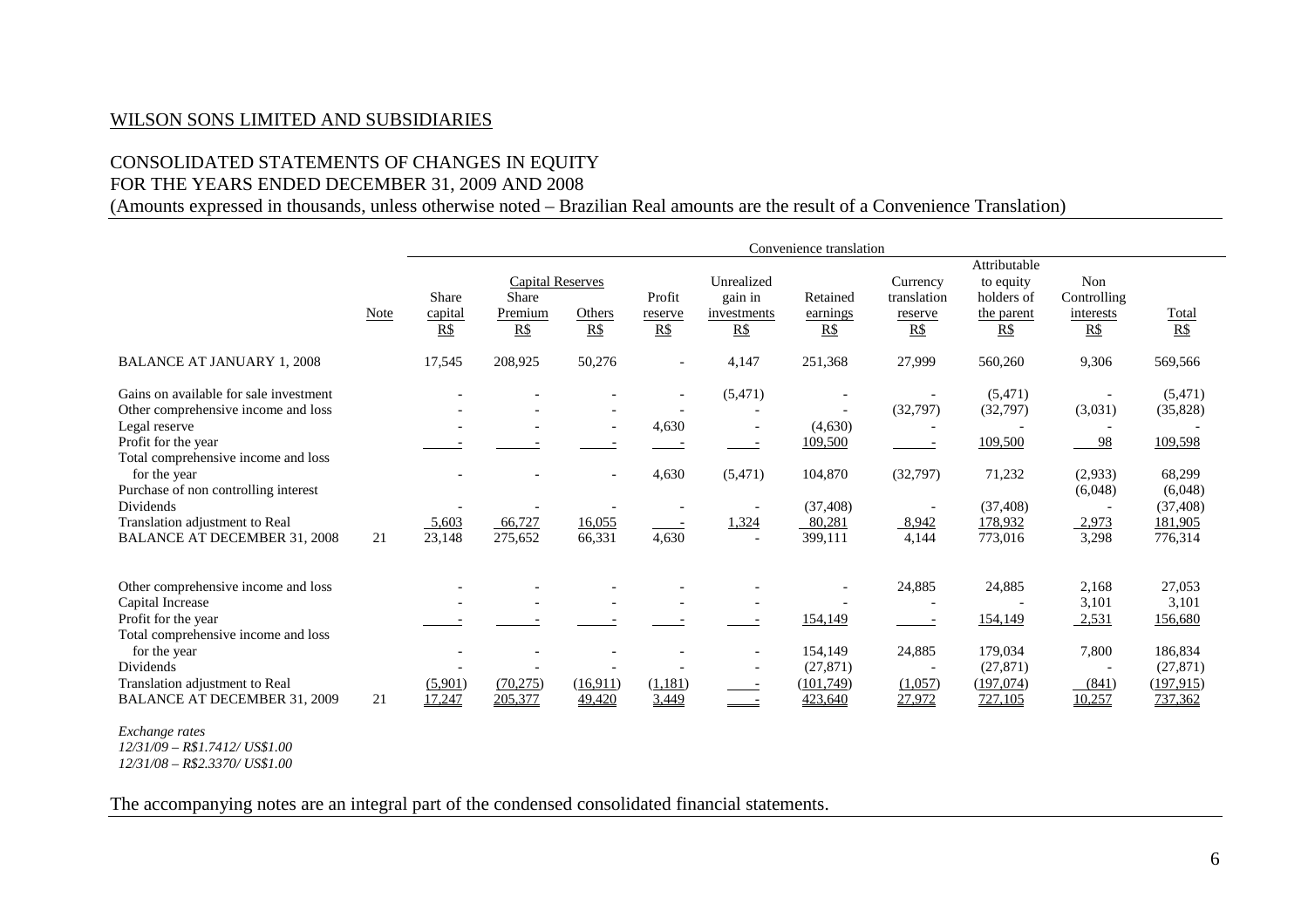WILSON SONS LIMITED AND SUBSIDIARIES

CONSOLIDATED STATEMENTS OF CHANGES IN EQUITY
FOR THE YEARS ENDED DECEMBER 31, 2009 AND 2008
(Amounts expressed in thousands, unless otherwise noted – Brazilian Real amounts are the result of a Convenience Translation)

| | | Convenience translation | | | | | | | | | |
|---|---|---|---|---|---|---|---|---|---|---|---|
| | | | Capital Reserves | | | | | | | | |
| | Note | Share capital R$ | Share Premium R$ | Others R$ | Profit reserve R$ | Unrealized gain in investments R$ | Retained earnings R$ | Currency translation reserve R$ | Attributable to equity holders of the parent R$ | Non Controlling interests R$ | Total R$ |
| BALANCE AT JANUARY 1, 2008 | | 17,545 | 208,925 | 50,276 | - | 4,147 | 251,368 | 27,999 | 560,260 | 9,306 | 569,566 |
| Gains on available for sale investment | | - | - | - | - | (5,471) | - | - | (5,471) | - | (5,471) |
| Other comprehensive income and loss | | - | - | - | - | - | - | (32,797) | (32,797) | (3,031) | (35,828) |
| Legal reserve | | - | - | - | 4,630 | - | (4,630) | - | - | - | - |
| Profit for the year | | - | - | - | - | - | 109,500 | - | 109,500 | 98 | 109,598 |
| Total comprehensive income and loss for the year | | - | - | - | 4,630 | (5,471) | 104,870 | (32,797) | 71,232 | (2,933) | 68,299 |
| Purchase of non controlling interest | | | | | | | | | | (6,048) | (6,048) |
| Dividends | | - | - | - | - | - | (37,408) | - | (37,408) | - | (37,408) |
| Translation adjustment to Real | | 5,603 | 66,727 | 16,055 | - | 1,324 | 80,281 | 8,942 | 178,932 | 2,973 | 181,905 |
| BALANCE AT DECEMBER 31, 2008 | 21 | 23,148 | 275,652 | 66,331 | 4,630 | - | 399,111 | 4,144 | 773,016 | 3,298 | 776,314 |
| Other comprehensive income and loss | | - | - | - | - | - | - | 24,885 | 24,885 | 2,168 | 27,053 |
| Capital Increase | | - | - | - | - | - | - | - | - | 3,101 | 3,101 |
| Profit for the year | | - | - | - | - | - | 154,149 | - | 154,149 | 2,531 | 156,680 |
| Total comprehensive income and loss for the year | | - | - | - | - | - | 154,149 | 24,885 | 179,034 | 7,800 | 186,834 |
| Dividends | | - | - | - | - | - | (27,871) | - | (27,871) | - | (27,871) |
| Translation adjustment to Real | | (5,901) | (70,275) | (16,911) | (1,181) | - | (101,749) | (1,057) | (197,074) | (841) | (197,915) |
| BALANCE AT DECEMBER 31, 2009 | 21 | 17,247 | 205,377 | 49,420 | 3,449 | - | 423,640 | 27,972 | 727,105 | 10,257 | 737,362 |

*Exchange rates*
*12/31/09 – R$1.7412/ US$1.00*
*12/31/08 – R$2.3370/ US$1.00*

The accompanying notes are an integral part of the condensed consolidated financial statements.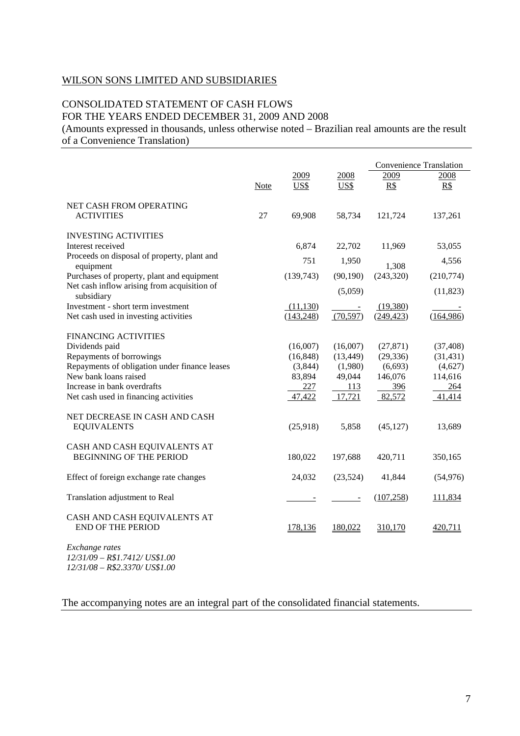WILSON SONS LIMITED AND SUBSIDIARIES

CONSOLIDATED STATEMENT OF CASH FLOWS
FOR THE YEARS ENDED DECEMBER 31, 2009 AND 2008
(Amounts expressed in thousands, unless otherwise noted – Brazilian real amounts are the result of a Convenience Translation)

| | Note | 2009 US$ | 2008 US$ | Convenience Translation 2009 R$ | Convenience Translation 2008 R$ |
|---|---|---|---|---|---|
| NET CASH FROM OPERATING ACTIVITIES | 27 | 69,908 | 58,734 | 121,724 | 137,261 |
| INVESTING ACTIVITIES | | | | | |
| Interest received | | 6,874 | 22,702 | 11,969 | 53,055 |
| Proceeds on disposal of property, plant and equipment | | 751 | 1,950 | 1,308 | 4,556 |
| Purchases of property, plant and equipment | | (139,743) | (90,190) | (243,320) | (210,774) |
| Net cash inflow arising from acquisition of subsidiary | | | (5,059) | | (11,823) |
| Investment - short term investment | | (11,130) | - | (19,380) | - |
| Net cash used in investing activities | | (143,248) | (70,597) | (249,423) | (164,986) |
| FINANCING ACTIVITIES | | | | | |
| Dividends paid | | (16,007) | (16,007) | (27,871) | (37,408) |
| Repayments of borrowings | | (16,848) | (13,449) | (29,336) | (31,431) |
| Repayments of obligation under finance leases | | (3,844) | (1,980) | (6,693) | (4,627) |
| New bank loans raised | | 83,894 | 49,044 | 146,076 | 114,616 |
| Increase in bank overdrafts | | 227 | 113 | 396 | 264 |
| Net cash used in financing activities | | 47,422 | 17,721 | 82,572 | 41,414 |
| NET DECREASE IN CASH AND CASH EQUIVALENTS | | (25,918) | 5,858 | (45,127) | 13,689 |
| CASH AND CASH EQUIVALENTS AT BEGINNING OF THE PERIOD | | 180,022 | 197,688 | 420,711 | 350,165 |
| Effect of foreign exchange rate changes | | 24,032 | (23,524) | 41,844 | (54,976) |
| Translation adjustment to Real | | - | - | (107,258) | 111,834 |
| CASH AND CASH EQUIVALENTS AT END OF THE PERIOD | | 178,136 | 180,022 | 310,170 | 420,711 |

*Exchange rates*
*12/31/09 – R$1.7412/ US$1.00*
*12/31/08 – R$2.3370/ US$1.00*

The accompanying notes are an integral part of the consolidated financial statements.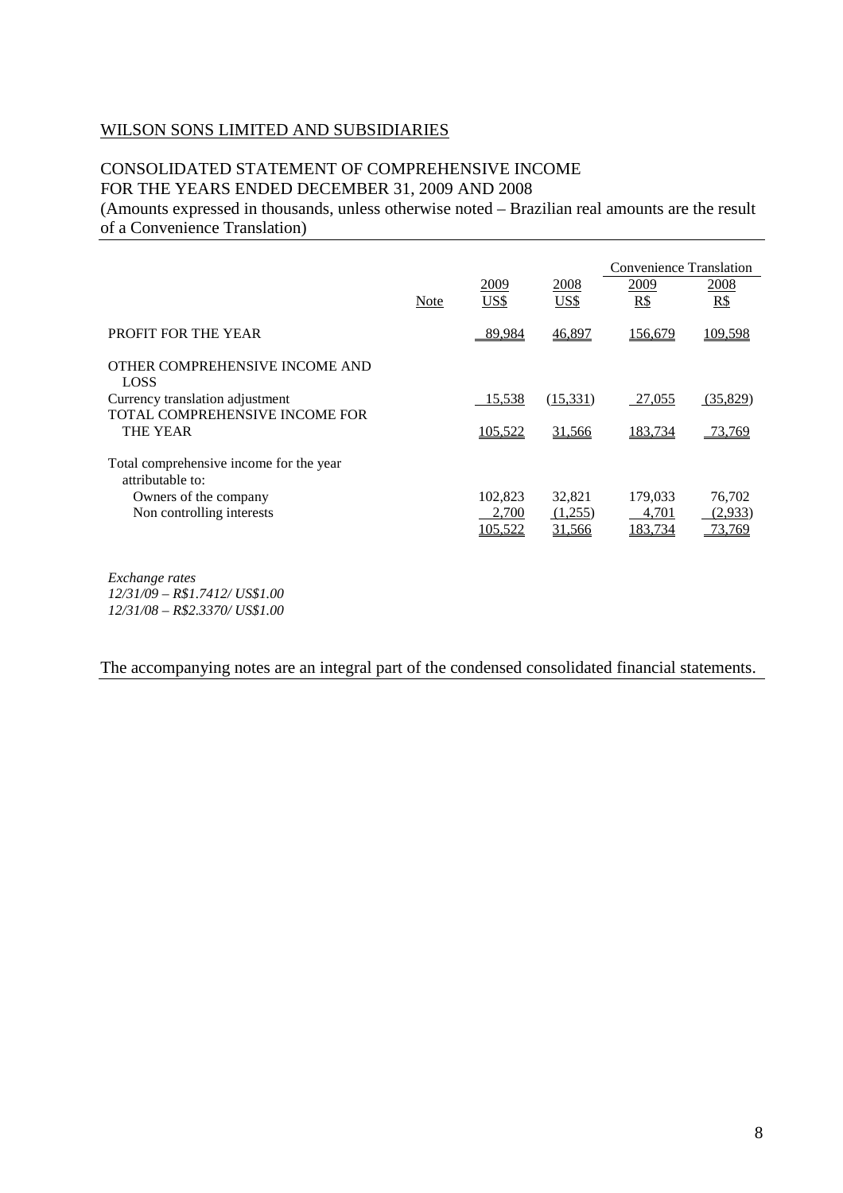WILSON SONS LIMITED AND SUBSIDIARIES

CONSOLIDATED STATEMENT OF COMPREHENSIVE INCOME
FOR THE YEARS ENDED DECEMBER 31, 2009 AND 2008
(Amounts expressed in thousands, unless otherwise noted – Brazilian real amounts are the result of a Convenience Translation)

| | | | | Convenience Translation | |
|---|---|---|---|---|---|
| | Note | 2009 US$ | 2008 US$ | 2009 R$ | 2008 R$ |
| PROFIT FOR THE YEAR | | 89,984 | 46,897 | 156,679 | 109,598 |
| OTHER COMPREHENSIVE INCOME AND LOSS | | | | | |
| Currency translation adjustment | | 15,538 | (15,331) | 27,055 | (35,829) |
| TOTAL COMPREHENSIVE INCOME FOR THE YEAR | | 105,522 | 31,566 | 183,734 | 73,769 |
| Total comprehensive income for the year attributable to: | | | | | |
| Owners of the company | | 102,823 | 32,821 | 179,033 | 76,702 |
| Non controlling interests | | 2,700 | (1,255) | 4,701 | (2,933) |
| | | 105,522 | 31,566 | 183,734 | 73,769 |

*Exchange rates*
*12/31/09 – R$1.7412/ US$1.00*
*12/31/08 – R$2.3370/ US$1.00*

The accompanying notes are an integral part of the condensed consolidated financial statements.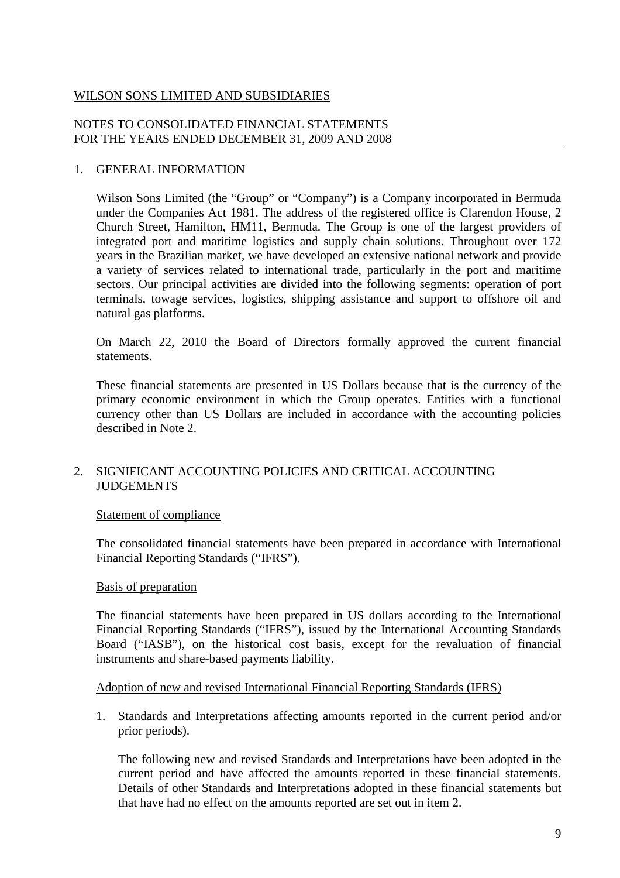WILSON SONS LIMITED AND SUBSIDIARIES

NOTES TO CONSOLIDATED FINANCIAL STATEMENTS
FOR THE YEARS ENDED DECEMBER 31, 2009 AND 2008

## 1. GENERAL INFORMATION

Wilson Sons Limited (the "Group" or "Company") is a Company incorporated in Bermuda under the Companies Act 1981. The address of the registered office is Clarendon House, 2 Church Street, Hamilton, HM11, Bermuda. The Group is one of the largest providers of integrated port and maritime logistics and supply chain solutions. Throughout over 172 years in the Brazilian market, we have developed an extensive national network and provide a variety of services related to international trade, particularly in the port and maritime sectors. Our principal activities are divided into the following segments: operation of port terminals, towage services, logistics, shipping assistance and support to offshore oil and natural gas platforms.

On March 22, 2010 the Board of Directors formally approved the current financial statements.

These financial statements are presented in US Dollars because that is the currency of the primary economic environment in which the Group operates. Entities with a functional currency other than US Dollars are included in accordance with the accounting policies described in Note 2.

## 2. SIGNIFICANT ACCOUNTING POLICIES AND CRITICAL ACCOUNTING JUDGEMENTS

### Statement of compliance

The consolidated financial statements have been prepared in accordance with International Financial Reporting Standards ("IFRS").

### Basis of preparation

The financial statements have been prepared in US dollars according to the International Financial Reporting Standards ("IFRS"), issued by the International Accounting Standards Board ("IASB"), on the historical cost basis, except for the revaluation of financial instruments and share-based payments liability.

### Adoption of new and revised International Financial Reporting Standards (IFRS)

1. Standards and Interpretations affecting amounts reported in the current period and/or prior periods).

   The following new and revised Standards and Interpretations have been adopted in the current period and have affected the amounts reported in these financial statements. Details of other Standards and Interpretations adopted in these financial statements but that have had no effect on the amounts reported are set out in item 2.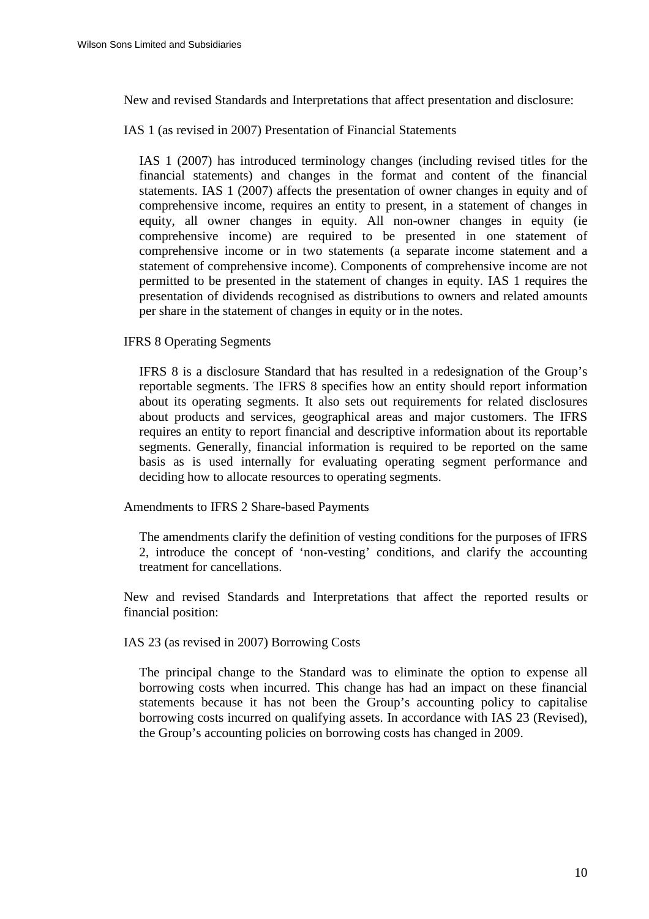New and revised Standards and Interpretations that affect presentation and disclosure:

IAS 1 (as revised in 2007) Presentation of Financial Statements

IAS 1 (2007) has introduced terminology changes (including revised titles for the financial statements) and changes in the format and content of the financial statements. IAS 1 (2007) affects the presentation of owner changes in equity and of comprehensive income, requires an entity to present, in a statement of changes in equity, all owner changes in equity. All non-owner changes in equity (ie comprehensive income) are required to be presented in one statement of comprehensive income or in two statements (a separate income statement and a statement of comprehensive income). Components of comprehensive income are not permitted to be presented in the statement of changes in equity. IAS 1 requires the presentation of dividends recognised as distributions to owners and related amounts per share in the statement of changes in equity or in the notes.

IFRS 8 Operating Segments

IFRS 8 is a disclosure Standard that has resulted in a redesignation of the Group's reportable segments. The IFRS 8 specifies how an entity should report information about its operating segments. It also sets out requirements for related disclosures about products and services, geographical areas and major customers. The IFRS requires an entity to report financial and descriptive information about its reportable segments. Generally, financial information is required to be reported on the same basis as is used internally for evaluating operating segment performance and deciding how to allocate resources to operating segments.

Amendments to IFRS 2 Share-based Payments

The amendments clarify the definition of vesting conditions for the purposes of IFRS 2, introduce the concept of 'non-vesting' conditions, and clarify the accounting treatment for cancellations.

New and revised Standards and Interpretations that affect the reported results or financial position:

IAS 23 (as revised in 2007) Borrowing Costs

The principal change to the Standard was to eliminate the option to expense all borrowing costs when incurred. This change has had an impact on these financial statements because it has not been the Group's accounting policy to capitalise borrowing costs incurred on qualifying assets. In accordance with IAS 23 (Revised), the Group's accounting policies on borrowing costs has changed in 2009.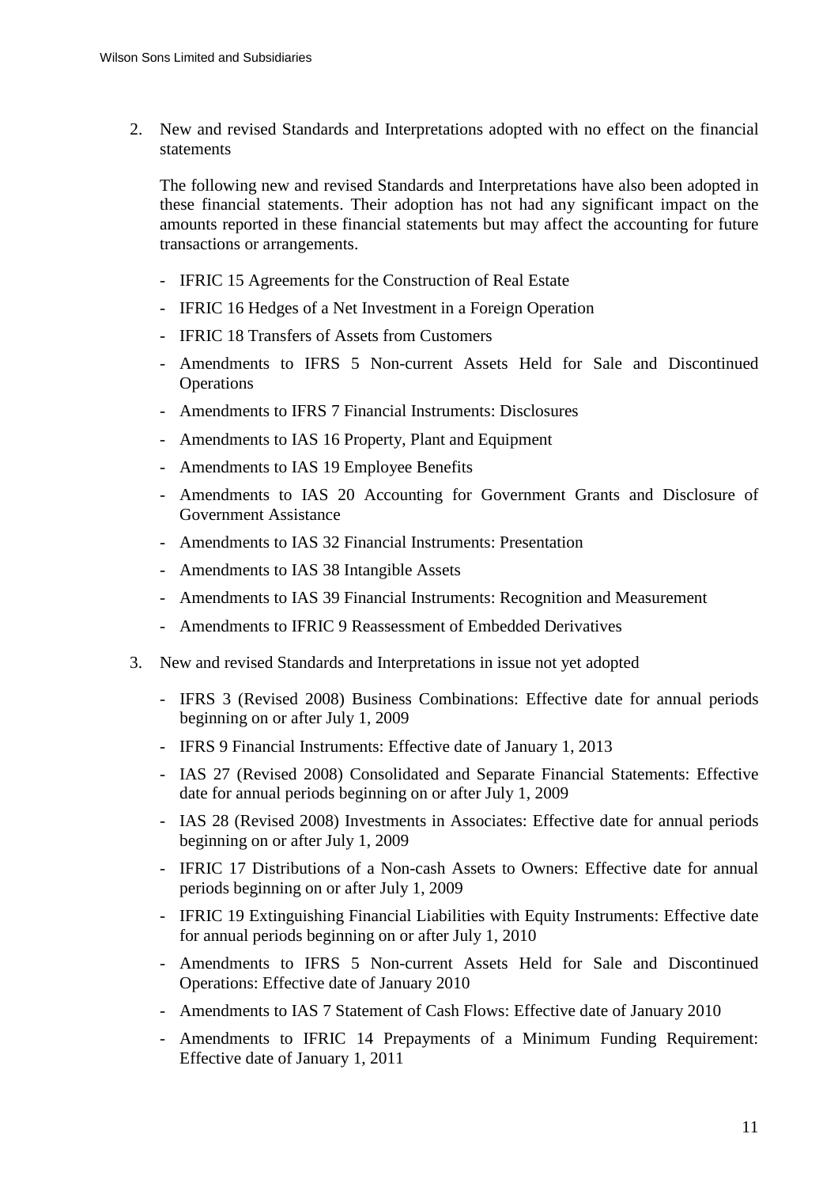2. New and revised Standards and Interpretations adopted with no effect on the financial statements

   The following new and revised Standards and Interpretations have also been adopted in these financial statements. Their adoption has not had any significant impact on the amounts reported in these financial statements but may affect the accounting for future transactions or arrangements.

   - IFRIC 15 Agreements for the Construction of Real Estate
   - IFRIC 16 Hedges of a Net Investment in a Foreign Operation
   - IFRIC 18 Transfers of Assets from Customers
   - Amendments to IFRS 5 Non-current Assets Held for Sale and Discontinued Operations
   - Amendments to IFRS 7 Financial Instruments: Disclosures
   - Amendments to IAS 16 Property, Plant and Equipment
   - Amendments to IAS 19 Employee Benefits
   - Amendments to IAS 20 Accounting for Government Grants and Disclosure of Government Assistance
   - Amendments to IAS 32 Financial Instruments: Presentation
   - Amendments to IAS 38 Intangible Assets
   - Amendments to IAS 39 Financial Instruments: Recognition and Measurement
   - Amendments to IFRIC 9 Reassessment of Embedded Derivatives

3. New and revised Standards and Interpretations in issue not yet adopted

   - IFRS 3 (Revised 2008) Business Combinations: Effective date for annual periods beginning on or after July 1, 2009
   - IFRS 9 Financial Instruments: Effective date of January 1, 2013
   - IAS 27 (Revised 2008) Consolidated and Separate Financial Statements: Effective date for annual periods beginning on or after July 1, 2009
   - IAS 28 (Revised 2008) Investments in Associates: Effective date for annual periods beginning on or after July 1, 2009
   - IFRIC 17 Distributions of a Non-cash Assets to Owners: Effective date for annual periods beginning on or after July 1, 2009
   - IFRIC 19 Extinguishing Financial Liabilities with Equity Instruments: Effective date for annual periods beginning on or after July 1, 2010
   - Amendments to IFRS 5 Non-current Assets Held for Sale and Discontinued Operations: Effective date of January 2010
   - Amendments to IAS 7 Statement of Cash Flows: Effective date of January 2010
   - Amendments to IFRIC 14 Prepayments of a Minimum Funding Requirement: Effective date of January 1, 2011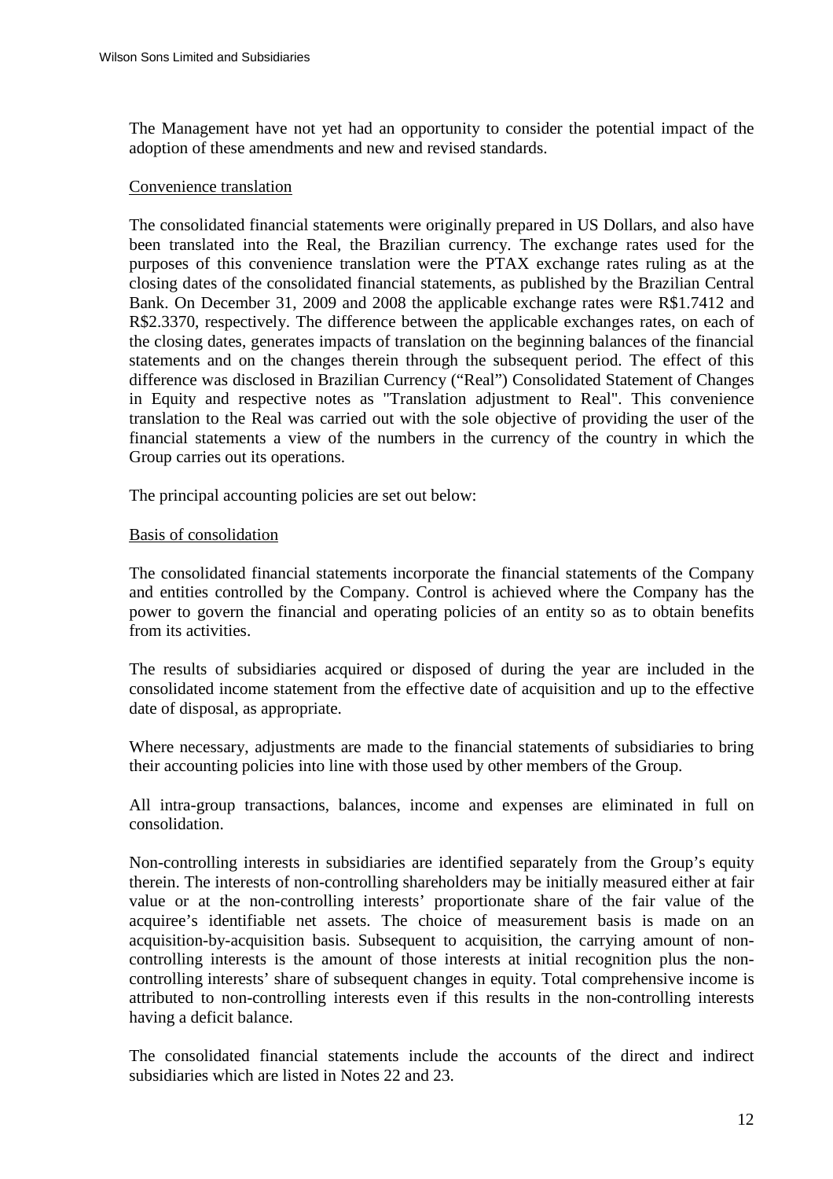The Management have not yet had an opportunity to consider the potential impact of the adoption of these amendments and new and revised standards.

Convenience translation

The consolidated financial statements were originally prepared in US Dollars, and also have been translated into the Real, the Brazilian currency. The exchange rates used for the purposes of this convenience translation were the PTAX exchange rates ruling as at the closing dates of the consolidated financial statements, as published by the Brazilian Central Bank. On December 31, 2009 and 2008 the applicable exchange rates were R$1.7412 and R$2.3370, respectively. The difference between the applicable exchanges rates, on each of the closing dates, generates impacts of translation on the beginning balances of the financial statements and on the changes therein through the subsequent period. The effect of this difference was disclosed in Brazilian Currency ("Real") Consolidated Statement of Changes in Equity and respective notes as "Translation adjustment to Real". This convenience translation to the Real was carried out with the sole objective of providing the user of the financial statements a view of the numbers in the currency of the country in which the Group carries out its operations.

The principal accounting policies are set out below:

Basis of consolidation

The consolidated financial statements incorporate the financial statements of the Company and entities controlled by the Company. Control is achieved where the Company has the power to govern the financial and operating policies of an entity so as to obtain benefits from its activities.

The results of subsidiaries acquired or disposed of during the year are included in the consolidated income statement from the effective date of acquisition and up to the effective date of disposal, as appropriate.

Where necessary, adjustments are made to the financial statements of subsidiaries to bring their accounting policies into line with those used by other members of the Group.

All intra-group transactions, balances, income and expenses are eliminated in full on consolidation.

Non-controlling interests in subsidiaries are identified separately from the Group's equity therein. The interests of non-controlling shareholders may be initially measured either at fair value or at the non-controlling interests' proportionate share of the fair value of the acquiree's identifiable net assets. The choice of measurement basis is made on an acquisition-by-acquisition basis. Subsequent to acquisition, the carrying amount of non-controlling interests is the amount of those interests at initial recognition plus the non-controlling interests' share of subsequent changes in equity. Total comprehensive income is attributed to non-controlling interests even if this results in the non-controlling interests having a deficit balance.

The consolidated financial statements include the accounts of the direct and indirect subsidiaries which are listed in Notes 22 and 23.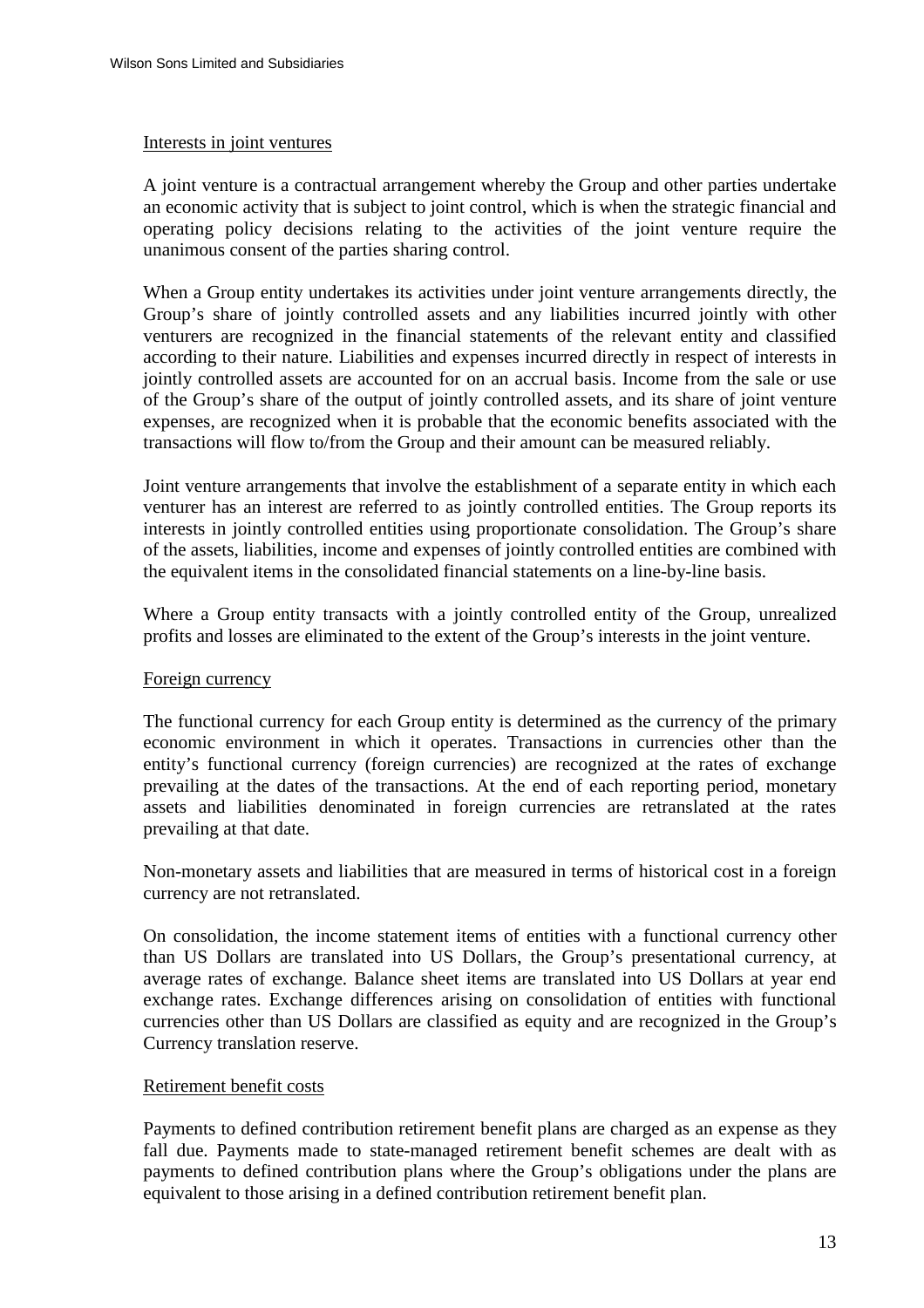Interests in joint ventures

A joint venture is a contractual arrangement whereby the Group and other parties undertake an economic activity that is subject to joint control, which is when the strategic financial and operating policy decisions relating to the activities of the joint venture require the unanimous consent of the parties sharing control.

When a Group entity undertakes its activities under joint venture arrangements directly, the Group's share of jointly controlled assets and any liabilities incurred jointly with other venturers are recognized in the financial statements of the relevant entity and classified according to their nature. Liabilities and expenses incurred directly in respect of interests in jointly controlled assets are accounted for on an accrual basis. Income from the sale or use of the Group's share of the output of jointly controlled assets, and its share of joint venture expenses, are recognized when it is probable that the economic benefits associated with the transactions will flow to/from the Group and their amount can be measured reliably.

Joint venture arrangements that involve the establishment of a separate entity in which each venturer has an interest are referred to as jointly controlled entities. The Group reports its interests in jointly controlled entities using proportionate consolidation. The Group's share of the assets, liabilities, income and expenses of jointly controlled entities are combined with the equivalent items in the consolidated financial statements on a line-by-line basis.

Where a Group entity transacts with a jointly controlled entity of the Group, unrealized profits and losses are eliminated to the extent of the Group's interests in the joint venture.

Foreign currency

The functional currency for each Group entity is determined as the currency of the primary economic environment in which it operates. Transactions in currencies other than the entity's functional currency (foreign currencies) are recognized at the rates of exchange prevailing at the dates of the transactions. At the end of each reporting period, monetary assets and liabilities denominated in foreign currencies are retranslated at the rates prevailing at that date.

Non-monetary assets and liabilities that are measured in terms of historical cost in a foreign currency are not retranslated.

On consolidation, the income statement items of entities with a functional currency other than US Dollars are translated into US Dollars, the Group's presentational currency, at average rates of exchange. Balance sheet items are translated into US Dollars at year end exchange rates. Exchange differences arising on consolidation of entities with functional currencies other than US Dollars are classified as equity and are recognized in the Group's Currency translation reserve.

Retirement benefit costs

Payments to defined contribution retirement benefit plans are charged as an expense as they fall due. Payments made to state-managed retirement benefit schemes are dealt with as payments to defined contribution plans where the Group's obligations under the plans are equivalent to those arising in a defined contribution retirement benefit plan.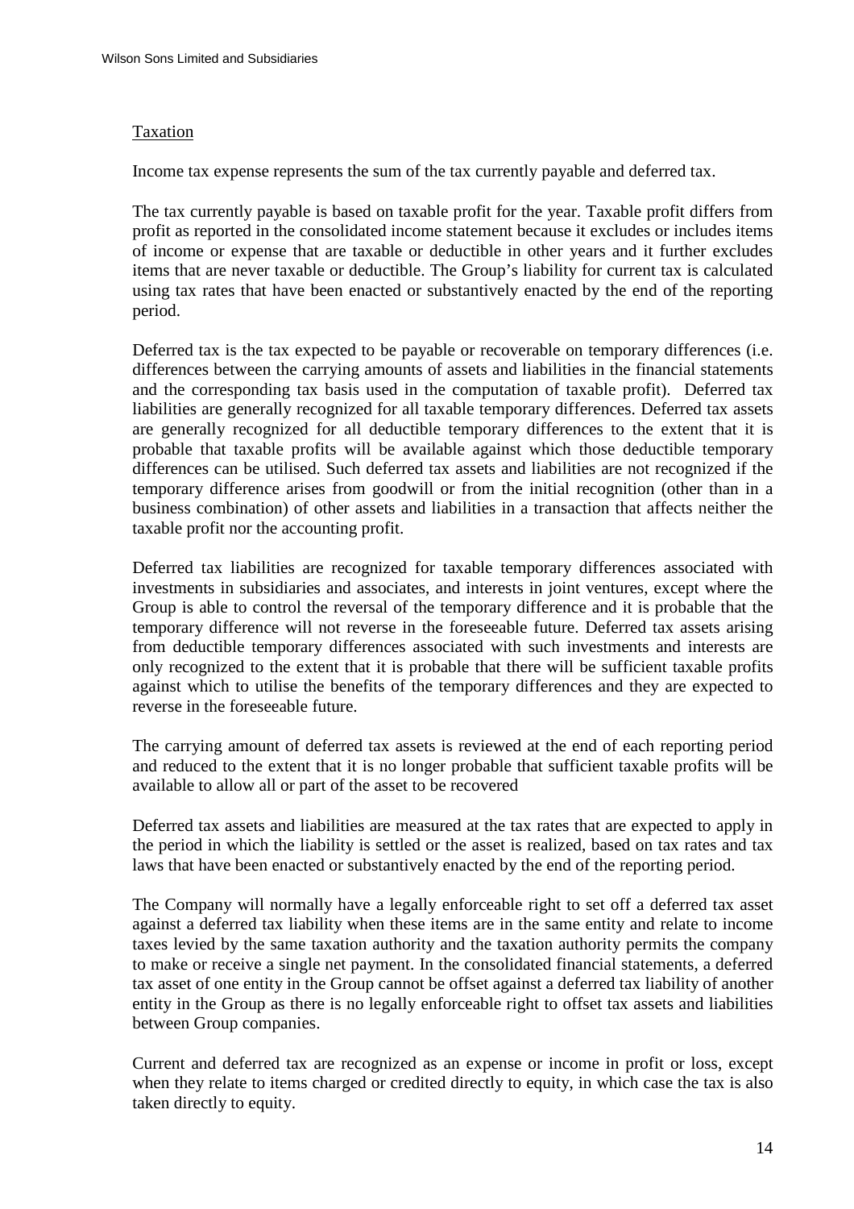## Taxation

Income tax expense represents the sum of the tax currently payable and deferred tax.

The tax currently payable is based on taxable profit for the year. Taxable profit differs from profit as reported in the consolidated income statement because it excludes or includes items of income or expense that are taxable or deductible in other years and it further excludes items that are never taxable or deductible. The Group's liability for current tax is calculated using tax rates that have been enacted or substantively enacted by the end of the reporting period.

Deferred tax is the tax expected to be payable or recoverable on temporary differences (i.e. differences between the carrying amounts of assets and liabilities in the financial statements and the corresponding tax basis used in the computation of taxable profit). Deferred tax liabilities are generally recognized for all taxable temporary differences. Deferred tax assets are generally recognized for all deductible temporary differences to the extent that it is probable that taxable profits will be available against which those deductible temporary differences can be utilised. Such deferred tax assets and liabilities are not recognized if the temporary difference arises from goodwill or from the initial recognition (other than in a business combination) of other assets and liabilities in a transaction that affects neither the taxable profit nor the accounting profit.

Deferred tax liabilities are recognized for taxable temporary differences associated with investments in subsidiaries and associates, and interests in joint ventures, except where the Group is able to control the reversal of the temporary difference and it is probable that the temporary difference will not reverse in the foreseeable future. Deferred tax assets arising from deductible temporary differences associated with such investments and interests are only recognized to the extent that it is probable that there will be sufficient taxable profits against which to utilise the benefits of the temporary differences and they are expected to reverse in the foreseeable future.

The carrying amount of deferred tax assets is reviewed at the end of each reporting period and reduced to the extent that it is no longer probable that sufficient taxable profits will be available to allow all or part of the asset to be recovered

Deferred tax assets and liabilities are measured at the tax rates that are expected to apply in the period in which the liability is settled or the asset is realized, based on tax rates and tax laws that have been enacted or substantively enacted by the end of the reporting period.

The Company will normally have a legally enforceable right to set off a deferred tax asset against a deferred tax liability when these items are in the same entity and relate to income taxes levied by the same taxation authority and the taxation authority permits the company to make or receive a single net payment. In the consolidated financial statements, a deferred tax asset of one entity in the Group cannot be offset against a deferred tax liability of another entity in the Group as there is no legally enforceable right to offset tax assets and liabilities between Group companies.

Current and deferred tax are recognized as an expense or income in profit or loss, except when they relate to items charged or credited directly to equity, in which case the tax is also taken directly to equity.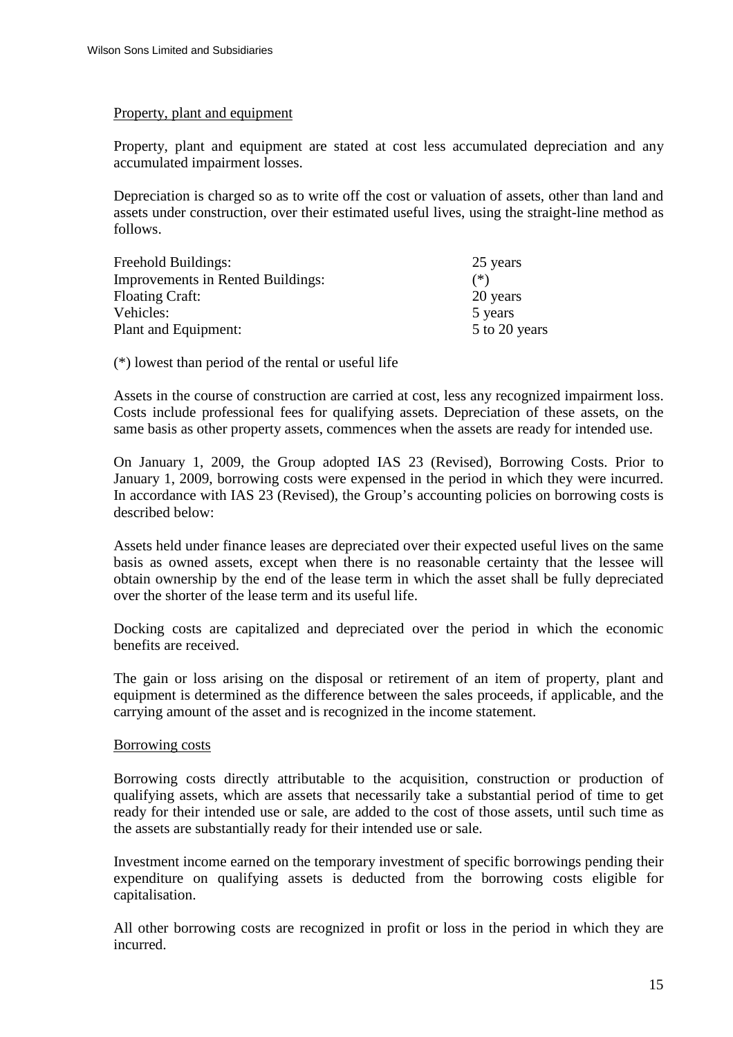Property, plant and equipment

Property, plant and equipment are stated at cost less accumulated depreciation and any accumulated impairment losses.

Depreciation is charged so as to write off the cost or valuation of assets, other than land and assets under construction, over their estimated useful lives, using the straight-line method as follows.

| | |
|---|---|
| Freehold Buildings: | 25 years |
| Improvements in Rented Buildings: | (*) |
| Floating Craft: | 20 years |
| Vehicles: | 5 years |
| Plant and Equipment: | 5 to 20 years |

(*) lowest than period of the rental or useful life

Assets in the course of construction are carried at cost, less any recognized impairment loss. Costs include professional fees for qualifying assets. Depreciation of these assets, on the same basis as other property assets, commences when the assets are ready for intended use.

On January 1, 2009, the Group adopted IAS 23 (Revised), Borrowing Costs. Prior to January 1, 2009, borrowing costs were expensed in the period in which they were incurred. In accordance with IAS 23 (Revised), the Group's accounting policies on borrowing costs is described below:

Assets held under finance leases are depreciated over their expected useful lives on the same basis as owned assets, except when there is no reasonable certainty that the lessee will obtain ownership by the end of the lease term in which the asset shall be fully depreciated over the shorter of the lease term and its useful life.

Docking costs are capitalized and depreciated over the period in which the economic benefits are received.

The gain or loss arising on the disposal or retirement of an item of property, plant and equipment is determined as the difference between the sales proceeds, if applicable, and the carrying amount of the asset and is recognized in the income statement.

Borrowing costs

Borrowing costs directly attributable to the acquisition, construction or production of qualifying assets, which are assets that necessarily take a substantial period of time to get ready for their intended use or sale, are added to the cost of those assets, until such time as the assets are substantially ready for their intended use or sale.

Investment income earned on the temporary investment of specific borrowings pending their expenditure on qualifying assets is deducted from the borrowing costs eligible for capitalisation.

All other borrowing costs are recognized in profit or loss in the period in which they are incurred.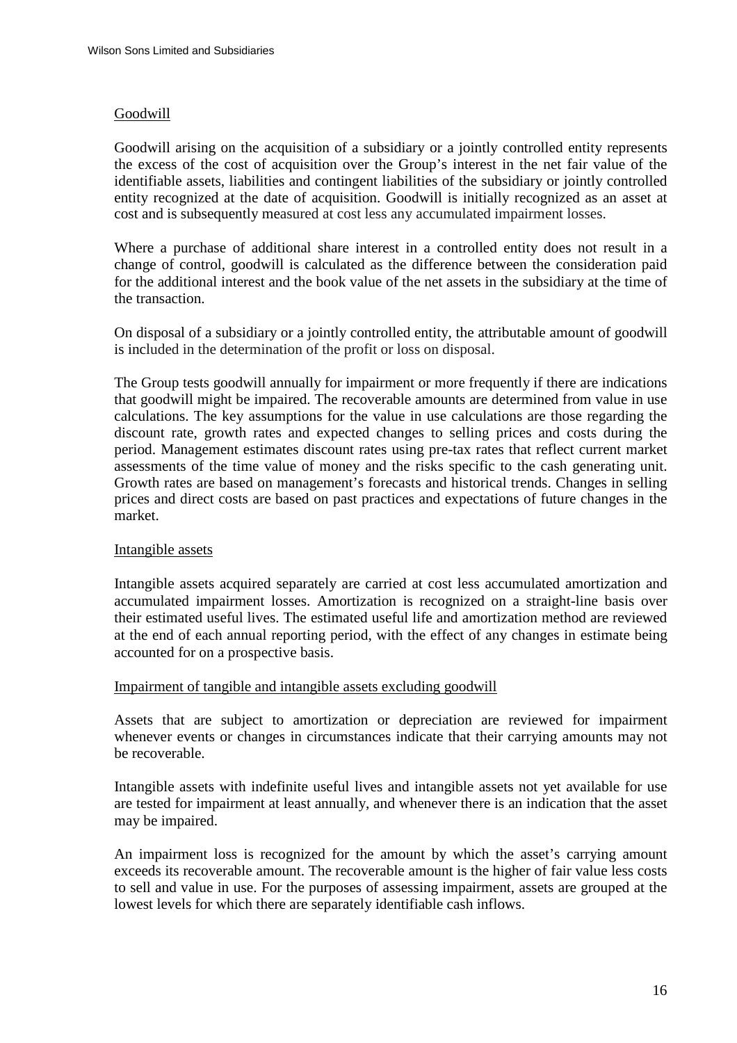### Goodwill

Goodwill arising on the acquisition of a subsidiary or a jointly controlled entity represents the excess of the cost of acquisition over the Group's interest in the net fair value of the identifiable assets, liabilities and contingent liabilities of the subsidiary or jointly controlled entity recognized at the date of acquisition. Goodwill is initially recognized as an asset at cost and is subsequently measured at cost less any accumulated impairment losses.

Where a purchase of additional share interest in a controlled entity does not result in a change of control, goodwill is calculated as the difference between the consideration paid for the additional interest and the book value of the net assets in the subsidiary at the time of the transaction.

On disposal of a subsidiary or a jointly controlled entity, the attributable amount of goodwill is included in the determination of the profit or loss on disposal.

The Group tests goodwill annually for impairment or more frequently if there are indications that goodwill might be impaired. The recoverable amounts are determined from value in use calculations. The key assumptions for the value in use calculations are those regarding the discount rate, growth rates and expected changes to selling prices and costs during the period. Management estimates discount rates using pre-tax rates that reflect current market assessments of the time value of money and the risks specific to the cash generating unit. Growth rates are based on management's forecasts and historical trends. Changes in selling prices and direct costs are based on past practices and expectations of future changes in the market.

### Intangible assets

Intangible assets acquired separately are carried at cost less accumulated amortization and accumulated impairment losses. Amortization is recognized on a straight-line basis over their estimated useful lives. The estimated useful life and amortization method are reviewed at the end of each annual reporting period, with the effect of any changes in estimate being accounted for on a prospective basis.

### Impairment of tangible and intangible assets excluding goodwill

Assets that are subject to amortization or depreciation are reviewed for impairment whenever events or changes in circumstances indicate that their carrying amounts may not be recoverable.

Intangible assets with indefinite useful lives and intangible assets not yet available for use are tested for impairment at least annually, and whenever there is an indication that the asset may be impaired.

An impairment loss is recognized for the amount by which the asset's carrying amount exceeds its recoverable amount. The recoverable amount is the higher of fair value less costs to sell and value in use. For the purposes of assessing impairment, assets are grouped at the lowest levels for which there are separately identifiable cash inflows.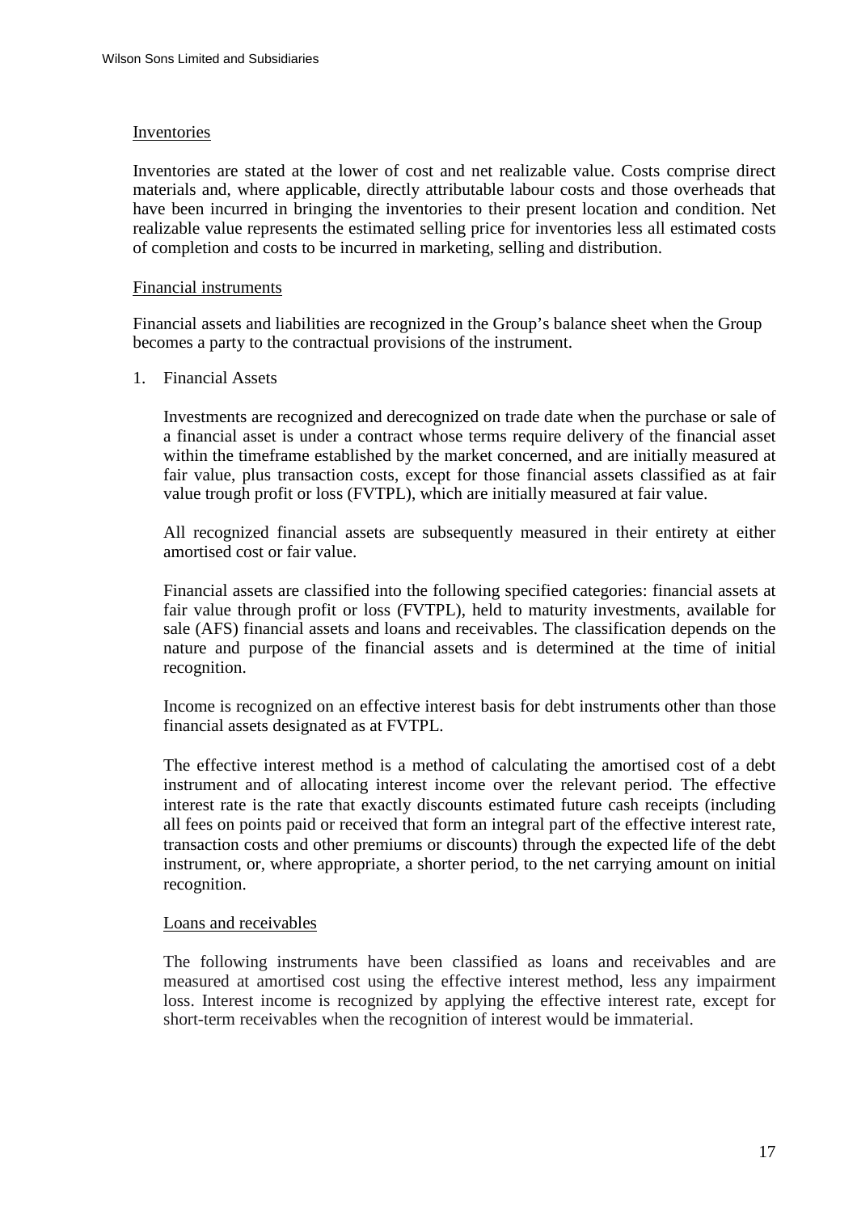## Inventories

Inventories are stated at the lower of cost and net realizable value. Costs comprise direct materials and, where applicable, directly attributable labour costs and those overheads that have been incurred in bringing the inventories to their present location and condition. Net realizable value represents the estimated selling price for inventories less all estimated costs of completion and costs to be incurred in marketing, selling and distribution.

## Financial instruments

Financial assets and liabilities are recognized in the Group's balance sheet when the Group becomes a party to the contractual provisions of the instrument.

1. Financial Assets

   Investments are recognized and derecognized on trade date when the purchase or sale of a financial asset is under a contract whose terms require delivery of the financial asset within the timeframe established by the market concerned, and are initially measured at fair value, plus transaction costs, except for those financial assets classified as at fair value trough profit or loss (FVTPL), which are initially measured at fair value.

   All recognized financial assets are subsequently measured in their entirety at either amortised cost or fair value.

   Financial assets are classified into the following specified categories: financial assets at fair value through profit or loss (FVTPL), held to maturity investments, available for sale (AFS) financial assets and loans and receivables. The classification depends on the nature and purpose of the financial assets and is determined at the time of initial recognition.

   Income is recognized on an effective interest basis for debt instruments other than those financial assets designated as at FVTPL.

   The effective interest method is a method of calculating the amortised cost of a debt instrument and of allocating interest income over the relevant period. The effective interest rate is the rate that exactly discounts estimated future cash receipts (including all fees on points paid or received that form an integral part of the effective interest rate, transaction costs and other premiums or discounts) through the expected life of the debt instrument, or, where appropriate, a shorter period, to the net carrying amount on initial recognition.

   ### Loans and receivables

   The following instruments have been classified as loans and receivables and are measured at amortised cost using the effective interest method, less any impairment loss. Interest income is recognized by applying the effective interest rate, except for short-term receivables when the recognition of interest would be immaterial.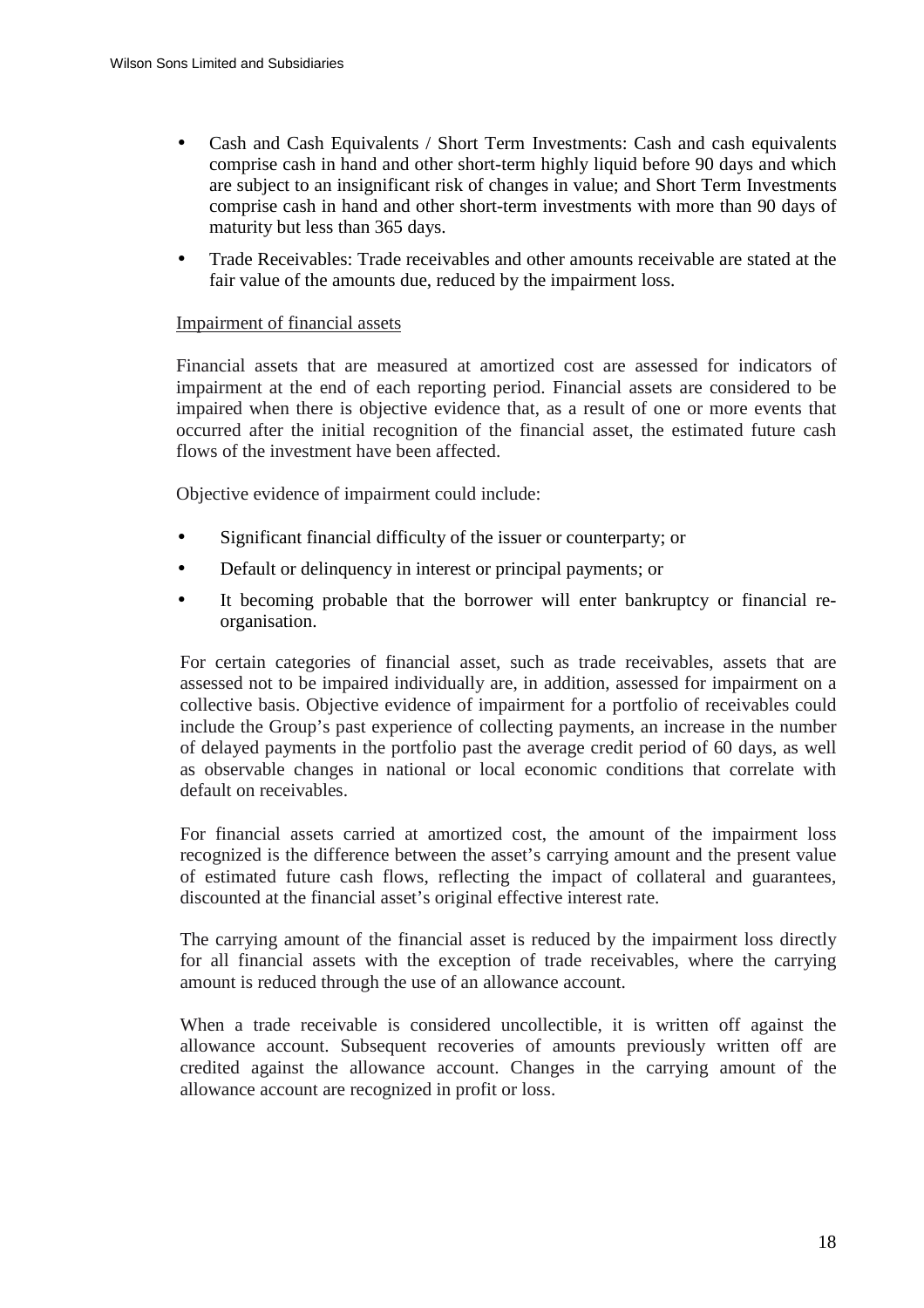- Cash and Cash Equivalents / Short Term Investments: Cash and cash equivalents comprise cash in hand and other short-term highly liquid before 90 days and which are subject to an insignificant risk of changes in value; and Short Term Investments comprise cash in hand and other short-term investments with more than 90 days of maturity but less than 365 days.
- Trade Receivables: Trade receivables and other amounts receivable are stated at the fair value of the amounts due, reduced by the impairment loss.

Impairment of financial assets

Financial assets that are measured at amortized cost are assessed for indicators of impairment at the end of each reporting period. Financial assets are considered to be impaired when there is objective evidence that, as a result of one or more events that occurred after the initial recognition of the financial asset, the estimated future cash flows of the investment have been affected.

Objective evidence of impairment could include:

- Significant financial difficulty of the issuer or counterparty; or
- Default or delinquency in interest or principal payments; or
- It becoming probable that the borrower will enter bankruptcy or financial re-organisation.

For certain categories of financial asset, such as trade receivables, assets that are assessed not to be impaired individually are, in addition, assessed for impairment on a collective basis. Objective evidence of impairment for a portfolio of receivables could include the Group's past experience of collecting payments, an increase in the number of delayed payments in the portfolio past the average credit period of 60 days, as well as observable changes in national or local economic conditions that correlate with default on receivables.

For financial assets carried at amortized cost, the amount of the impairment loss recognized is the difference between the asset's carrying amount and the present value of estimated future cash flows, reflecting the impact of collateral and guarantees, discounted at the financial asset's original effective interest rate.

The carrying amount of the financial asset is reduced by the impairment loss directly for all financial assets with the exception of trade receivables, where the carrying amount is reduced through the use of an allowance account.

When a trade receivable is considered uncollectible, it is written off against the allowance account. Subsequent recoveries of amounts previously written off are credited against the allowance account. Changes in the carrying amount of the allowance account are recognized in profit or loss.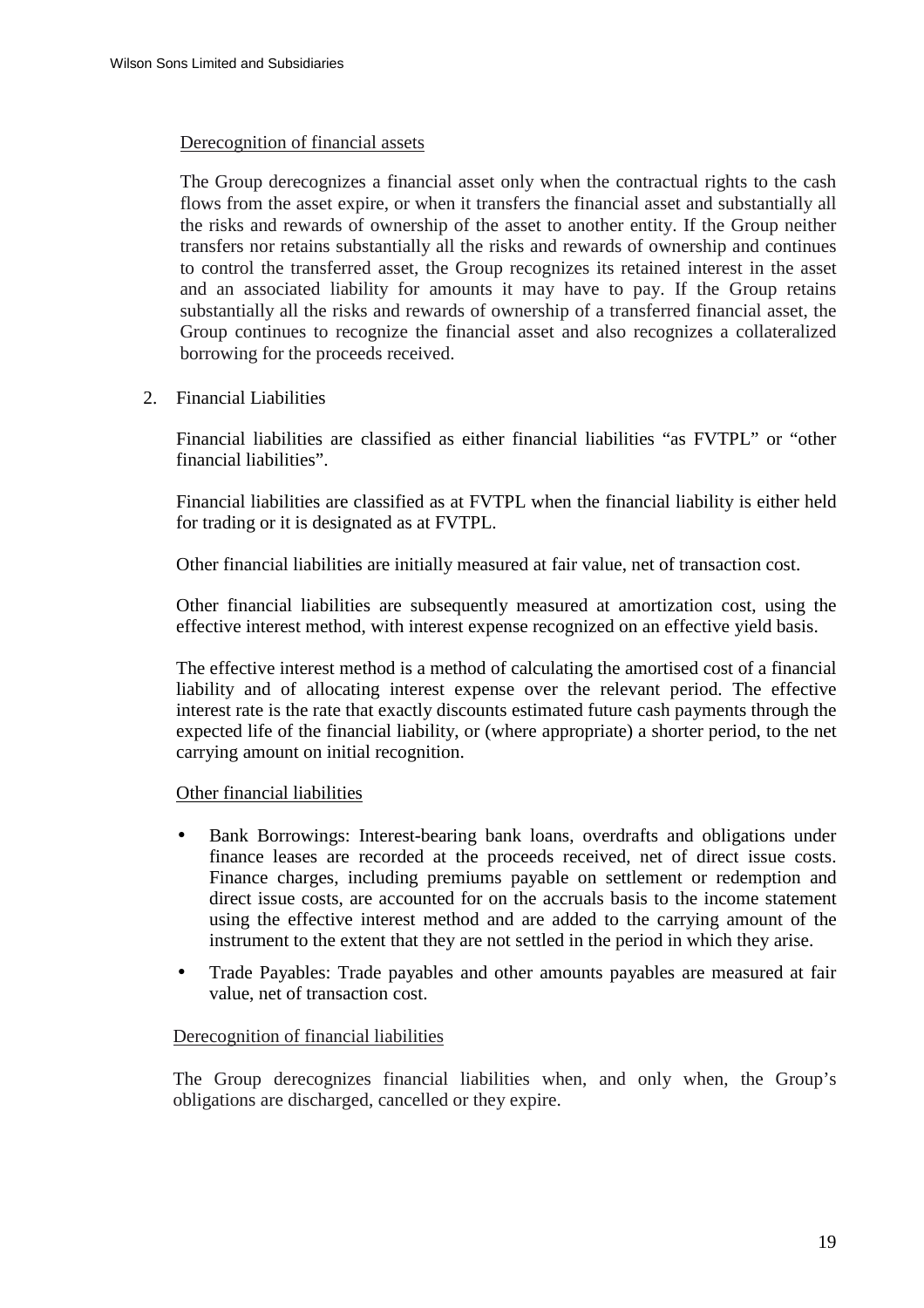Derecognition of financial assets

The Group derecognizes a financial asset only when the contractual rights to the cash flows from the asset expire, or when it transfers the financial asset and substantially all the risks and rewards of ownership of the asset to another entity. If the Group neither transfers nor retains substantially all the risks and rewards of ownership and continues to control the transferred asset, the Group recognizes its retained interest in the asset and an associated liability for amounts it may have to pay. If the Group retains substantially all the risks and rewards of ownership of a transferred financial asset, the Group continues to recognize the financial asset and also recognizes a collateralized borrowing for the proceeds received.

2. Financial Liabilities

Financial liabilities are classified as either financial liabilities "as FVTPL" or "other financial liabilities".

Financial liabilities are classified as at FVTPL when the financial liability is either held for trading or it is designated as at FVTPL.

Other financial liabilities are initially measured at fair value, net of transaction cost.

Other financial liabilities are subsequently measured at amortization cost, using the effective interest method, with interest expense recognized on an effective yield basis.

The effective interest method is a method of calculating the amortised cost of a financial liability and of allocating interest expense over the relevant period. The effective interest rate is the rate that exactly discounts estimated future cash payments through the expected life of the financial liability, or (where appropriate) a shorter period, to the net carrying amount on initial recognition.

Other financial liabilities

- Bank Borrowings: Interest-bearing bank loans, overdrafts and obligations under finance leases are recorded at the proceeds received, net of direct issue costs. Finance charges, including premiums payable on settlement or redemption and direct issue costs, are accounted for on the accruals basis to the income statement using the effective interest method and are added to the carrying amount of the instrument to the extent that they are not settled in the period in which they arise.
- Trade Payables: Trade payables and other amounts payables are measured at fair value, net of transaction cost.

Derecognition of financial liabilities

The Group derecognizes financial liabilities when, and only when, the Group's obligations are discharged, cancelled or they expire.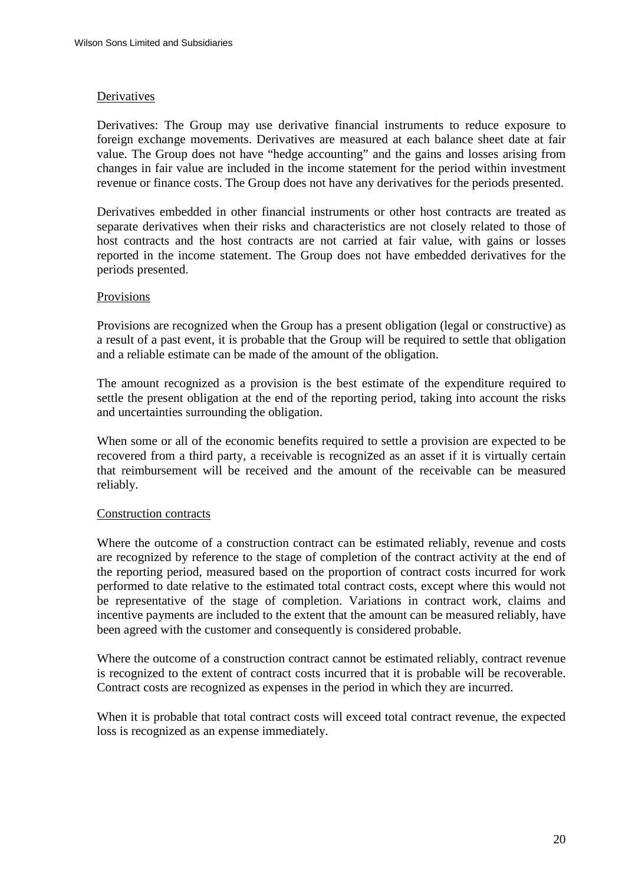### Derivatives

Derivatives: The Group may use derivative financial instruments to reduce exposure to foreign exchange movements. Derivatives are measured at each balance sheet date at fair value. The Group does not have "hedge accounting" and the gains and losses arising from changes in fair value are included in the income statement for the period within investment revenue or finance costs. The Group does not have any derivatives for the periods presented.

Derivatives embedded in other financial instruments or other host contracts are treated as separate derivatives when their risks and characteristics are not closely related to those of host contracts and the host contracts are not carried at fair value, with gains or losses reported in the income statement. The Group does not have embedded derivatives for the periods presented.

### Provisions

Provisions are recognized when the Group has a present obligation (legal or constructive) as a result of a past event, it is probable that the Group will be required to settle that obligation and a reliable estimate can be made of the amount of the obligation.

The amount recognized as a provision is the best estimate of the expenditure required to settle the present obligation at the end of the reporting period, taking into account the risks and uncertainties surrounding the obligation.

When some or all of the economic benefits required to settle a provision are expected to be recovered from a third party, a receivable is recognized as an asset if it is virtually certain that reimbursement will be received and the amount of the receivable can be measured reliably.

### Construction contracts

Where the outcome of a construction contract can be estimated reliably, revenue and costs are recognized by reference to the stage of completion of the contract activity at the end of the reporting period, measured based on the proportion of contract costs incurred for work performed to date relative to the estimated total contract costs, except where this would not be representative of the stage of completion. Variations in contract work, claims and incentive payments are included to the extent that the amount can be measured reliably, have been agreed with the customer and consequently is considered probable.

Where the outcome of a construction contract cannot be estimated reliably, contract revenue is recognized to the extent of contract costs incurred that it is probable will be recoverable. Contract costs are recognized as expenses in the period in which they are incurred.

When it is probable that total contract costs will exceed total contract revenue, the expected loss is recognized as an expense immediately.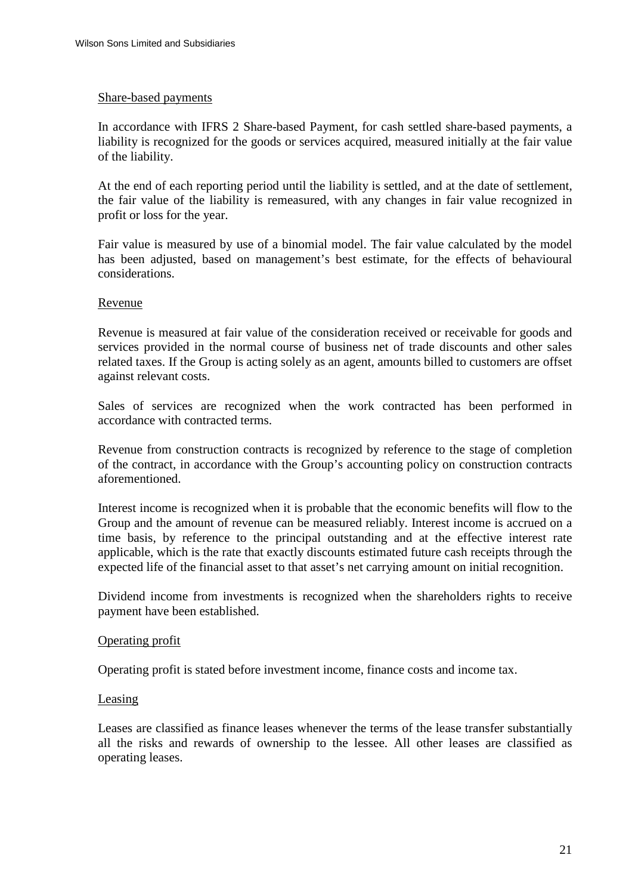Share-based payments

In accordance with IFRS 2 Share-based Payment, for cash settled share-based payments, a liability is recognized for the goods or services acquired, measured initially at the fair value of the liability.

At the end of each reporting period until the liability is settled, and at the date of settlement, the fair value of the liability is remeasured, with any changes in fair value recognized in profit or loss for the year.

Fair value is measured by use of a binomial model. The fair value calculated by the model has been adjusted, based on management's best estimate, for the effects of behavioural considerations.

Revenue

Revenue is measured at fair value of the consideration received or receivable for goods and services provided in the normal course of business net of trade discounts and other sales related taxes. If the Group is acting solely as an agent, amounts billed to customers are offset against relevant costs.

Sales of services are recognized when the work contracted has been performed in accordance with contracted terms.

Revenue from construction contracts is recognized by reference to the stage of completion of the contract, in accordance with the Group's accounting policy on construction contracts aforementioned.

Interest income is recognized when it is probable that the economic benefits will flow to the Group and the amount of revenue can be measured reliably. Interest income is accrued on a time basis, by reference to the principal outstanding and at the effective interest rate applicable, which is the rate that exactly discounts estimated future cash receipts through the expected life of the financial asset to that asset's net carrying amount on initial recognition.

Dividend income from investments is recognized when the shareholders rights to receive payment have been established.

Operating profit

Operating profit is stated before investment income, finance costs and income tax.

Leasing

Leases are classified as finance leases whenever the terms of the lease transfer substantially all the risks and rewards of ownership to the lessee. All other leases are classified as operating leases.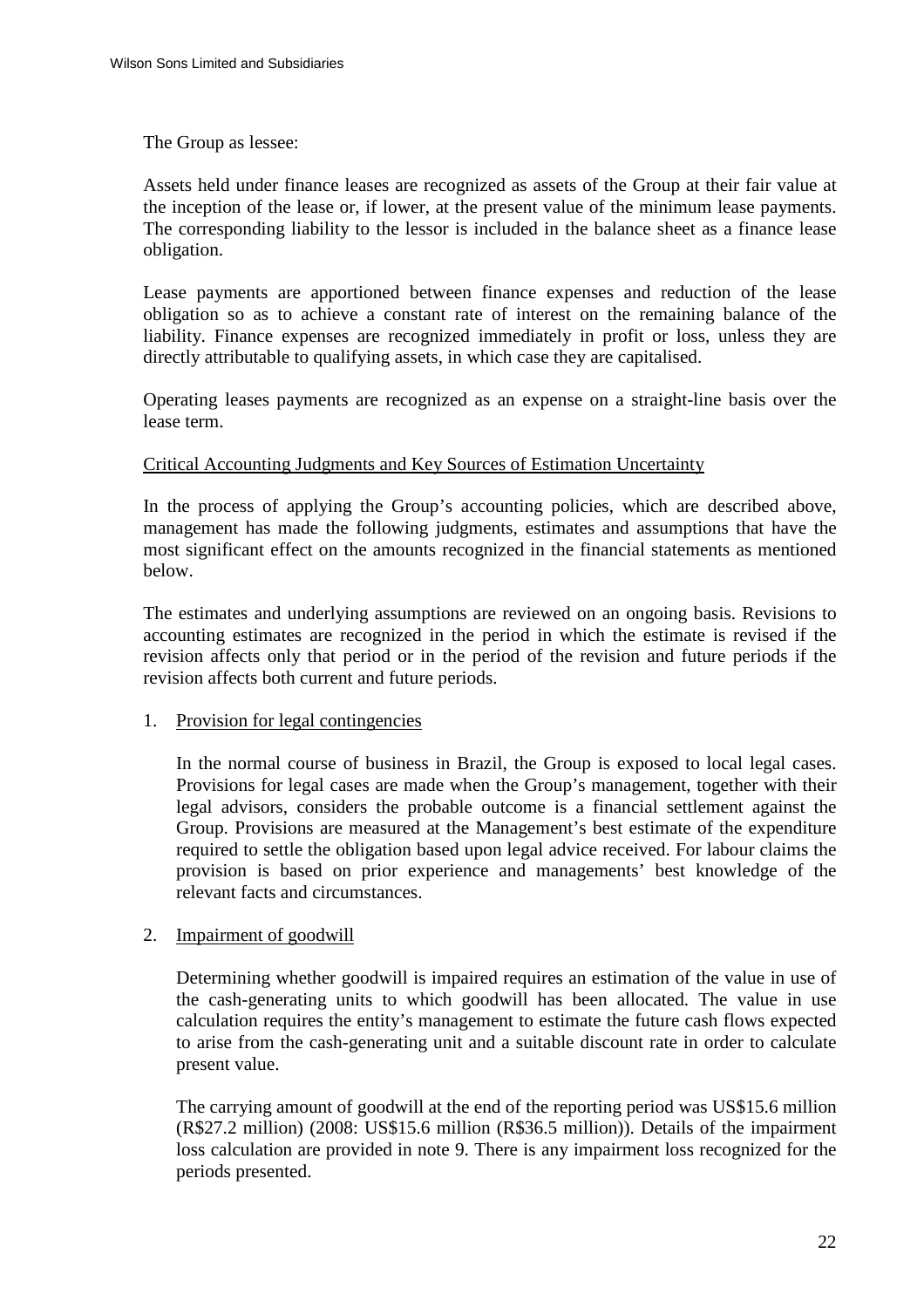The Group as lessee:

Assets held under finance leases are recognized as assets of the Group at their fair value at the inception of the lease or, if lower, at the present value of the minimum lease payments. The corresponding liability to the lessor is included in the balance sheet as a finance lease obligation.

Lease payments are apportioned between finance expenses and reduction of the lease obligation so as to achieve a constant rate of interest on the remaining balance of the liability. Finance expenses are recognized immediately in profit or loss, unless they are directly attributable to qualifying assets, in which case they are capitalised.

Operating leases payments are recognized as an expense on a straight-line basis over the lease term.

Critical Accounting Judgments and Key Sources of Estimation Uncertainty

In the process of applying the Group's accounting policies, which are described above, management has made the following judgments, estimates and assumptions that have the most significant effect on the amounts recognized in the financial statements as mentioned below.

The estimates and underlying assumptions are reviewed on an ongoing basis. Revisions to accounting estimates are recognized in the period in which the estimate is revised if the revision affects only that period or in the period of the revision and future periods if the revision affects both current and future periods.

1. Provision for legal contingencies

   In the normal course of business in Brazil, the Group is exposed to local legal cases. Provisions for legal cases are made when the Group's management, together with their legal advisors, considers the probable outcome is a financial settlement against the Group. Provisions are measured at the Management's best estimate of the expenditure required to settle the obligation based upon legal advice received. For labour claims the provision is based on prior experience and managements' best knowledge of the relevant facts and circumstances.

2. Impairment of goodwill

   Determining whether goodwill is impaired requires an estimation of the value in use of the cash-generating units to which goodwill has been allocated. The value in use calculation requires the entity's management to estimate the future cash flows expected to arise from the cash-generating unit and a suitable discount rate in order to calculate present value.

   The carrying amount of goodwill at the end of the reporting period was US$15.6 million (R$27.2 million) (2008: US$15.6 million (R$36.5 million)). Details of the impairment loss calculation are provided in note 9. There is any impairment loss recognized for the periods presented.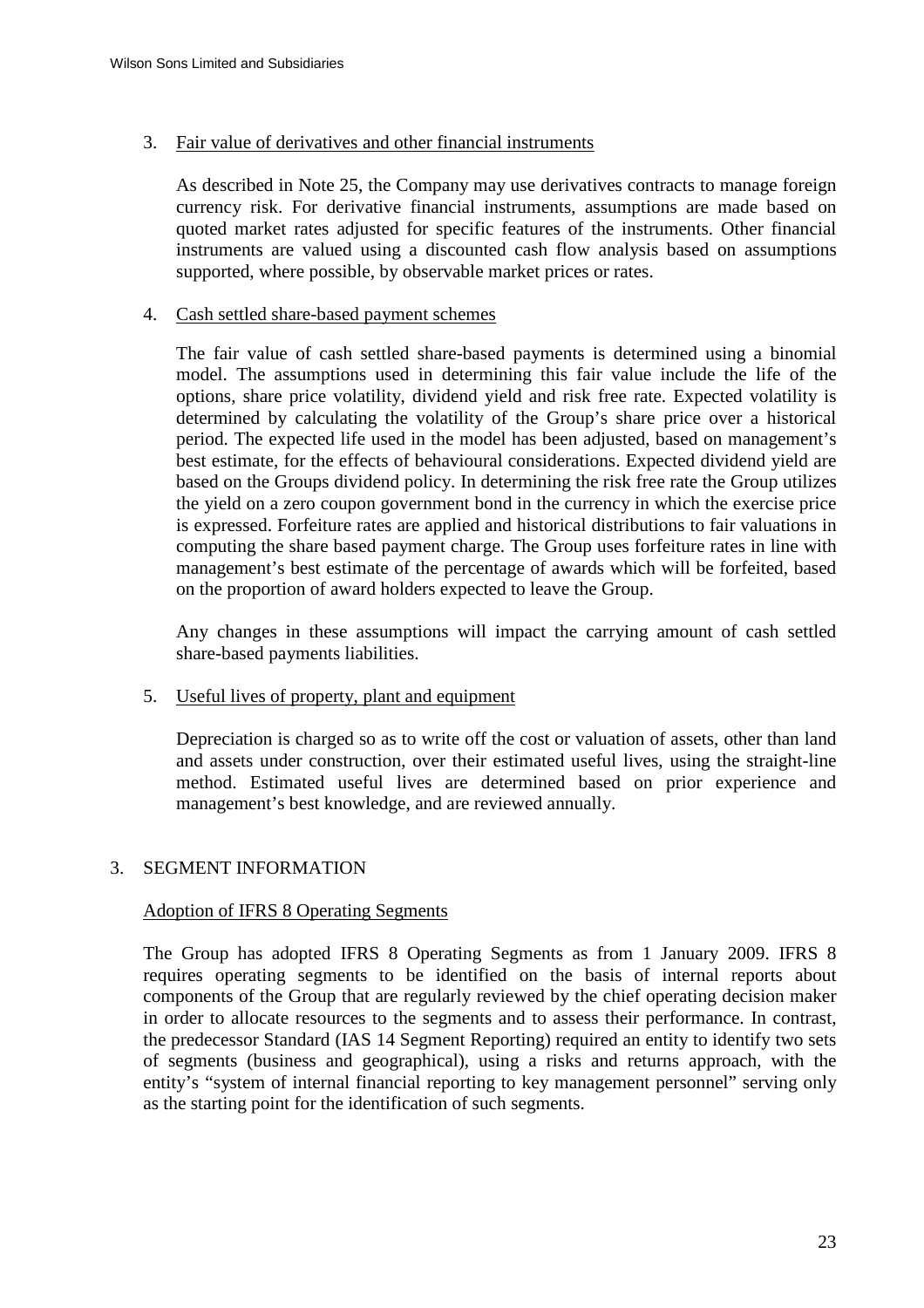3. Fair value of derivatives and other financial instruments

   As described in Note 25, the Company may use derivatives contracts to manage foreign currency risk. For derivative financial instruments, assumptions are made based on quoted market rates adjusted for specific features of the instruments. Other financial instruments are valued using a discounted cash flow analysis based on assumptions supported, where possible, by observable market prices or rates.

4. Cash settled share-based payment schemes

   The fair value of cash settled share-based payments is determined using a binomial model. The assumptions used in determining this fair value include the life of the options, share price volatility, dividend yield and risk free rate. Expected volatility is determined by calculating the volatility of the Group's share price over a historical period. The expected life used in the model has been adjusted, based on management's best estimate, for the effects of behavioural considerations. Expected dividend yield are based on the Groups dividend policy. In determining the risk free rate the Group utilizes the yield on a zero coupon government bond in the currency in which the exercise price is expressed. Forfeiture rates are applied and historical distributions to fair valuations in computing the share based payment charge. The Group uses forfeiture rates in line with management's best estimate of the percentage of awards which will be forfeited, based on the proportion of award holders expected to leave the Group.

   Any changes in these assumptions will impact the carrying amount of cash settled share-based payments liabilities.

5. Useful lives of property, plant and equipment

   Depreciation is charged so as to write off the cost or valuation of assets, other than land and assets under construction, over their estimated useful lives, using the straight-line method. Estimated useful lives are determined based on prior experience and management's best knowledge, and are reviewed annually.

## 3. SEGMENT INFORMATION

Adoption of IFRS 8 Operating Segments

The Group has adopted IFRS 8 Operating Segments as from 1 January 2009. IFRS 8 requires operating segments to be identified on the basis of internal reports about components of the Group that are regularly reviewed by the chief operating decision maker in order to allocate resources to the segments and to assess their performance. In contrast, the predecessor Standard (IAS 14 Segment Reporting) required an entity to identify two sets of segments (business and geographical), using a risks and returns approach, with the entity's "system of internal financial reporting to key management personnel" serving only as the starting point for the identification of such segments.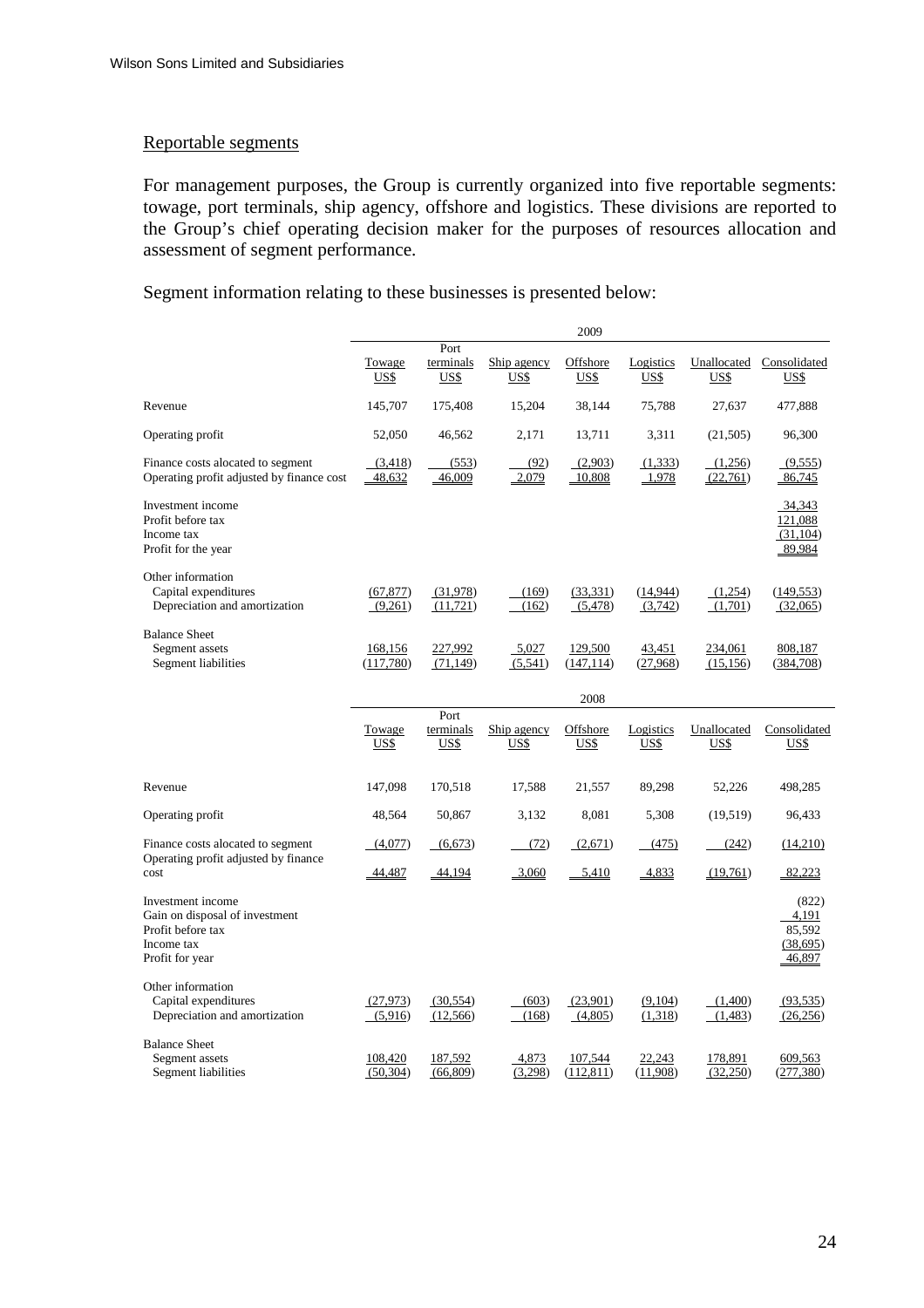### Reportable segments

For management purposes, the Group is currently organized into five reportable segments: towage, port terminals, ship agency, offshore and logistics. These divisions are reported to the Group's chief operating decision maker for the purposes of resources allocation and assessment of segment performance.

Segment information relating to these businesses is presented below:

| | 2009 | | | | | | |
|---|---|---|---|---|---|---|---|
| | Towage US$ | Port terminals US$ | Ship agency US$ | Offshore US$ | Logistics US$ | Unallocated US$ | Consolidated US$ |
| Revenue | 145,707 | 175,408 | 15,204 | 38,144 | 75,788 | 27,637 | 477,888 |
| Operating profit | 52,050 | 46,562 | 2,171 | 13,711 | 3,311 | (21,505) | 96,300 |
| Finance costs alocated to segment | (3,418) | (553) | (92) | (2,903) | (1,333) | (1,256) | (9,555) |
| Operating profit adjusted by finance cost | 48,632 | 46,009 | 2,079 | 10,808 | 1,978 | (22,761) | 86,745 |
| Investment income | | | | | | | 34,343 |
| Profit before tax | | | | | | | 121,088 |
| Income tax | | | | | | | (31,104) |
| Profit for the year | | | | | | | 89,984 |
| Other information | | | | | | | |
| Capital expenditures | (67,877) | (31,978) | (169) | (33,331) | (14,944) | (1,254) | (149,553) |
| Depreciation and amortization | (9,261) | (11,721) | (162) | (5,478) | (3,742) | (1,701) | (32,065) |
| Balance Sheet | | | | | | | |
| Segment assets | 168,156 | 227,992 | 5,027 | 129,500 | 43,451 | 234,061 | 808,187 |
| Segment liabilities | (117,780) | (71,149) | (5,541) | (147,114) | (27,968) | (15,156) | (384,708) |

| | 2008 | | | | | | |
|---|---|---|---|---|---|---|---|
| | Towage US$ | Port terminals US$ | Ship agency US$ | Offshore US$ | Logistics US$ | Unallocated US$ | Consolidated US$ |
| Revenue | 147,098 | 170,518 | 17,588 | 21,557 | 89,298 | 52,226 | 498,285 |
| Operating profit | 48,564 | 50,867 | 3,132 | 8,081 | 5,308 | (19,519) | 96,433 |
| Finance costs alocated to segment | (4,077) | (6,673) | (72) | (2,671) | (475) | (242) | (14,210) |
| Operating profit adjusted by finance cost | 44,487 | 44,194 | 3,060 | 5,410 | 4,833 | (19,761) | 82,223 |
| Investment income | | | | | | | (822) |
| Gain on disposal of investment | | | | | | | 4,191 |
| Profit before tax | | | | | | | 85,592 |
| Income tax | | | | | | | (38,695) |
| Profit for year | | | | | | | 46,897 |
| Other information | | | | | | | |
| Capital expenditures | (27,973) | (30,554) | (603) | (23,901) | (9,104) | (1,400) | (93,535) |
| Depreciation and amortization | (5,916) | (12,566) | (168) | (4,805) | (1,318) | (1,483) | (26,256) |
| Balance Sheet | | | | | | | |
| Segment assets | 108,420 | 187,592 | 4,873 | 107,544 | 22,243 | 178,891 | 609,563 |
| Segment liabilities | (50,304) | (66,809) | (3,298) | (112,811) | (11,908) | (32,250) | (277,380) |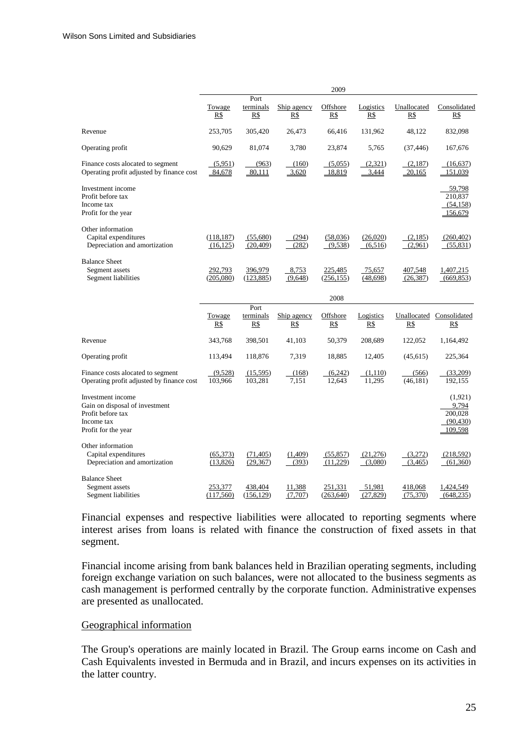| | 2009 | | | | | | |
|---|---|---|---|---|---|---|---|
| | Towage R$ | Port terminals R$ | Ship agency R$ | Offshore R$ | Logistics R$ | Unallocated R$ | Consolidated R$ |
| Revenue | 253,705 | 305,420 | 26,473 | 66,416 | 131,962 | 48,122 | 832,098 |
| Operating profit | 90,629 | 81,074 | 3,780 | 23,874 | 5,765 | (37,446) | 167,676 |
| Finance costs alocated to segment | (5,951) | (963) | (160) | (5,055) | (2,321) | (2,187) | (16,637) |
| Operating profit adjusted by finance cost | 84,678 | 80,111 | 3,620 | 18,819 | 3,444 | 20,165 | 151,039 |
| Investment income | | | | | | | 59,798 |
| Profit before tax | | | | | | | 210,837 |
| Income tax | | | | | | | (54,158) |
| Profit for the year | | | | | | | 156,679 |
| Other information | | | | | | | |
| Capital expenditures | (118,187) | (55,680) | (294) | (58,036) | (26,020) | (2,185) | (260,402) |
| Depreciation and amortization | (16,125) | (20,409) | (282) | (9,538) | (6,516) | (2,961) | (55,831) |
| Balance Sheet | | | | | | | |
| Segment assets | 292,793 | 396,979 | 8,753 | 225,485 | 75,657 | 407,548 | 1,407,215 |
| Segment liabilities | (205,080) | (123,885) | (9,648) | (256,155) | (48,698) | (26,387) | (669,853) |

| | 2008 | | | | | | |
|---|---|---|---|---|---|---|---|
| | Towage R$ | Port terminals R$ | Ship agency R$ | Offshore R$ | Logistics R$ | Unallocated R$ | Consolidated R$ |
| Revenue | 343,768 | 398,501 | 41,103 | 50,379 | 208,689 | 122,052 | 1,164,492 |
| Operating profit | 113,494 | 118,876 | 7,319 | 18,885 | 12,405 | (45,615) | 225,364 |
| Finance costs alocated to segment | (9,528) | (15,595) | (168) | (6,242) | (1,110) | (566) | (33,209) |
| Operating profit adjusted by finance cost | 103,966 | 103,281 | 7,151 | 12,643 | 11,295 | (46,181) | 192,155 |
| Investment income | | | | | | | (1,921) |
| Gain on disposal of investment | | | | | | | 9,794 |
| Profit before tax | | | | | | | 200,028 |
| Income tax | | | | | | | (90,430) |
| Profit for the year | | | | | | | 109,598 |
| Other information | | | | | | | |
| Capital expenditures | (65,373) | (71,405) | (1,409) | (55,857) | (21,276) | (3,272) | (218,592) |
| Depreciation and amortization | (13,826) | (29,367) | (393) | (11,229) | (3,080) | (3,465) | (61,360) |
| Balance Sheet | | | | | | | |
| Segment assets | 253,377 | 438,404 | 11,388 | 251,331 | 51,981 | 418,068 | 1,424,549 |
| Segment liabilities | (117,560) | (156,129) | (7,707) | (263,640) | (27,829) | (75,370) | (648,235) |

Financial expenses and respective liabilities were allocated to reporting segments where interest arises from loans is related with finance the construction of fixed assets in that segment.

Financial income arising from bank balances held in Brazilian operating segments, including foreign exchange variation on such balances, were not allocated to the business segments as cash management is performed centrally by the corporate function. Administrative expenses are presented as unallocated.

## Geographical information

The Group's operations are mainly located in Brazil. The Group earns income on Cash and Cash Equivalents invested in Bermuda and in Brazil, and incurs expenses on its activities in the latter country.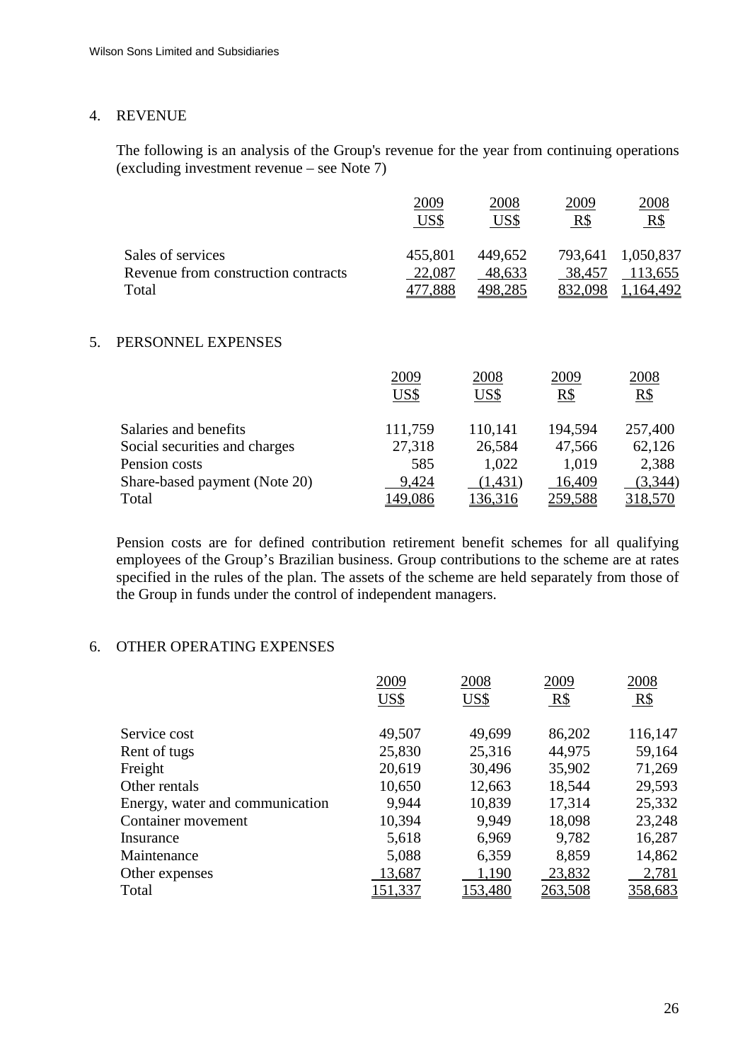## 4. REVENUE

The following is an analysis of the Group's revenue for the year from continuing operations (excluding investment revenue – see Note 7)

| | 2009 US$ | 2008 US$ | 2009 R$ | 2008 R$ |
|---|---|---|---|---|
| Sales of services | 455,801 | 449,652 | 793,641 | 1,050,837 |
| Revenue from construction contracts | 22,087 | 48,633 | 38,457 | 113,655 |
| Total | 477,888 | 498,285 | 832,098 | 1,164,492 |

## 5. PERSONNEL EXPENSES

| | 2009 US$ | 2008 US$ | 2009 R$ | 2008 R$ |
|---|---|---|---|---|
| Salaries and benefits | 111,759 | 110,141 | 194,594 | 257,400 |
| Social securities and charges | 27,318 | 26,584 | 47,566 | 62,126 |
| Pension costs | 585 | 1,022 | 1,019 | 2,388 |
| Share-based payment (Note 20) | 9,424 | (1,431) | 16,409 | (3,344) |
| Total | 149,086 | 136,316 | 259,588 | 318,570 |

Pension costs are for defined contribution retirement benefit schemes for all qualifying employees of the Group's Brazilian business. Group contributions to the scheme are at rates specified in the rules of the plan. The assets of the scheme are held separately from those of the Group in funds under the control of independent managers.

## 6. OTHER OPERATING EXPENSES

| | 2009 US$ | 2008 US$ | 2009 R$ | 2008 R$ |
|---|---|---|---|---|
| Service cost | 49,507 | 49,699 | 86,202 | 116,147 |
| Rent of tugs | 25,830 | 25,316 | 44,975 | 59,164 |
| Freight | 20,619 | 30,496 | 35,902 | 71,269 |
| Other rentals | 10,650 | 12,663 | 18,544 | 29,593 |
| Energy, water and communication | 9,944 | 10,839 | 17,314 | 25,332 |
| Container movement | 10,394 | 9,949 | 18,098 | 23,248 |
| Insurance | 5,618 | 6,969 | 9,782 | 16,287 |
| Maintenance | 5,088 | 6,359 | 8,859 | 14,862 |
| Other expenses | 13,687 | 1,190 | 23,832 | 2,781 |
| Total | 151,337 | 153,480 | 263,508 | 358,683 |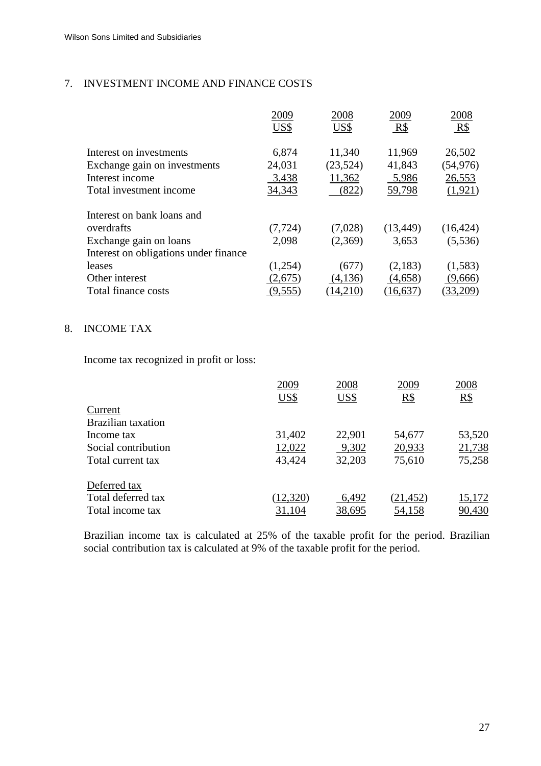## 7. INVESTMENT INCOME AND FINANCE COSTS

| | 2009 US$ | 2008 US$ | 2009 R$ | 2008 R$ |
|---|---|---|---|---|
| Interest on investments | 6,874 | 11,340 | 11,969 | 26,502 |
| Exchange gain on investments | 24,031 | (23,524) | 41,843 | (54,976) |
| Interest income | 3,438 | 11,362 | 5,986 | 26,553 |
| Total investment income | 34,343 | (822) | 59,798 | (1,921) |
| | | | | |
| Interest on bank loans and overdrafts | (7,724) | (7,028) | (13,449) | (16,424) |
| Exchange gain on loans | 2,098 | (2,369) | 3,653 | (5,536) |
| Interest on obligations under finance leases | (1,254) | (677) | (2,183) | (1,583) |
| Other interest | (2,675) | (4,136) | (4,658) | (9,666) |
| Total finance costs | (9,555) | (14,210) | (16,637) | (33,209) |

## 8. INCOME TAX

Income tax recognized in profit or loss:

| | 2009 US$ | 2008 US$ | 2009 R$ | 2008 R$ |
|---|---|---|---|---|
| Current | | | | |
| Brazilian taxation | | | | |
| Income tax | 31,402 | 22,901 | 54,677 | 53,520 |
| Social contribution | 12,022 | 9,302 | 20,933 | 21,738 |
| Total current tax | 43,424 | 32,203 | 75,610 | 75,258 |
| | | | | |
| Deferred tax | | | | |
| Total deferred tax | (12,320) | 6,492 | (21,452) | 15,172 |
| Total income tax | 31,104 | 38,695 | 54,158 | 90,430 |

Brazilian income tax is calculated at 25% of the taxable profit for the period. Brazilian social contribution tax is calculated at 9% of the taxable profit for the period.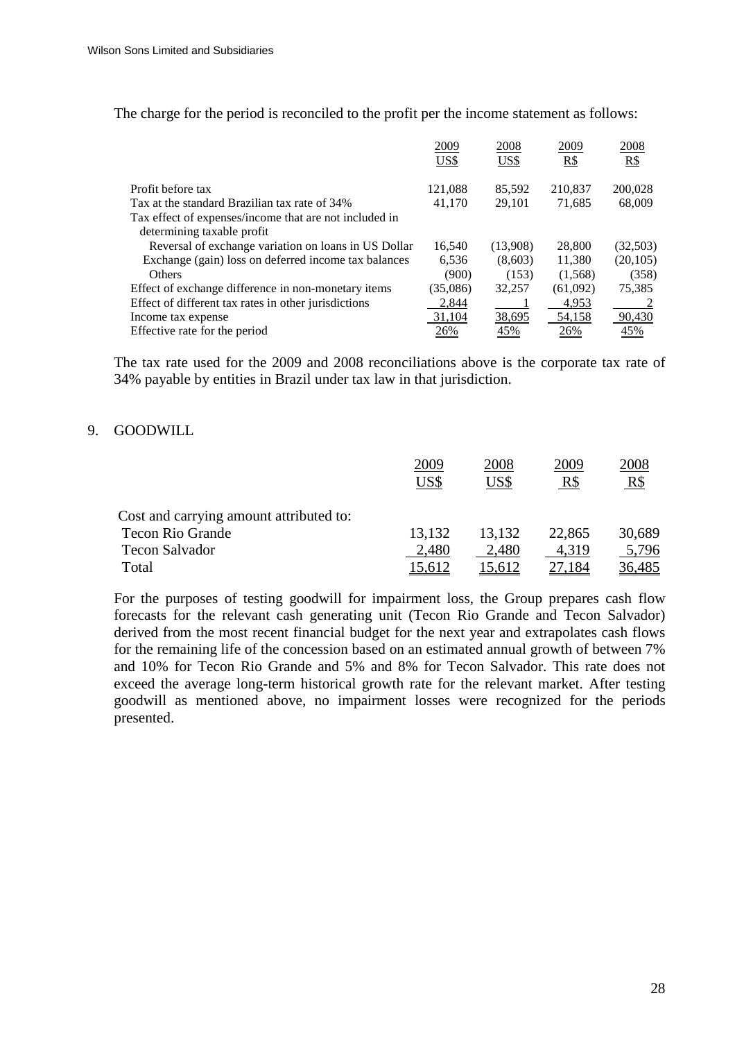The charge for the period is reconciled to the profit per the income statement as follows:

| | 2009 US$ | 2008 US$ | 2009 R$ | 2008 R$ |
|---|---|---|---|---|
| Profit before tax | 121,088 | 85,592 | 210,837 | 200,028 |
| Tax at the standard Brazilian tax rate of 34% | 41,170 | 29,101 | 71,685 | 68,009 |
| Tax effect of expenses/income that are not included in determining taxable profit | | | | |
| Reversal of exchange variation on loans in US Dollar | 16,540 | (13,908) | 28,800 | (32,503) |
| Exchange (gain) loss on deferred income tax balances | 6,536 | (8,603) | 11,380 | (20,105) |
| Others | (900) | (153) | (1,568) | (358) |
| Effect of exchange difference in non-monetary items | (35,086) | 32,257 | (61,092) | 75,385 |
| Effect of different tax rates in other jurisdictions | 2,844 | 1 | 4,953 | 2 |
| Income tax expense | 31,104 | 38,695 | 54,158 | 90,430 |
| Effective rate for the period | 26% | 45% | 26% | 45% |

The tax rate used for the 2009 and 2008 reconciliations above is the corporate tax rate of 34% payable by entities in Brazil under tax law in that jurisdiction.

## 9. GOODWILL

| | 2009 US$ | 2008 US$ | 2009 R$ | 2008 R$ |
|---|---|---|---|---|
| Cost and carrying amount attributed to: | | | | |
| Tecon Rio Grande | 13,132 | 13,132 | 22,865 | 30,689 |
| Tecon Salvador | 2,480 | 2,480 | 4,319 | 5,796 |
| Total | 15,612 | 15,612 | 27,184 | 36,485 |

For the purposes of testing goodwill for impairment loss, the Group prepares cash flow forecasts for the relevant cash generating unit (Tecon Rio Grande and Tecon Salvador) derived from the most recent financial budget for the next year and extrapolates cash flows for the remaining life of the concession based on an estimated annual growth of between 7% and 10% for Tecon Rio Grande and 5% and 8% for Tecon Salvador. This rate does not exceed the average long-term historical growth rate for the relevant market. After testing goodwill as mentioned above, no impairment losses were recognized for the periods presented.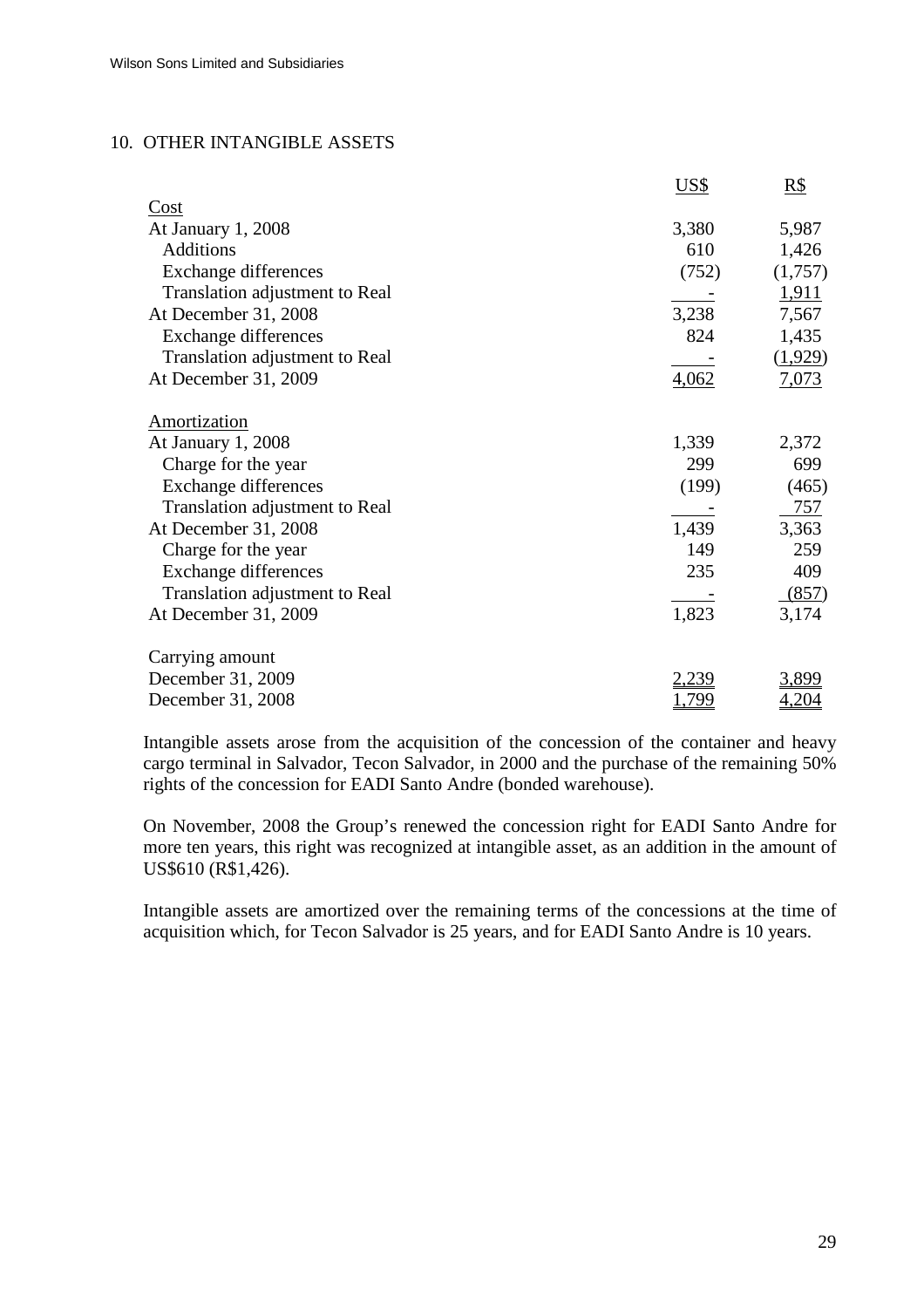## 10. OTHER INTANGIBLE ASSETS

| | US$ | R$ |
|---|---|---|
| Cost | | |
| At January 1, 2008 | 3,380 | 5,987 |
| Additions | 610 | 1,426 |
| Exchange differences | (752) | (1,757) |
| Translation adjustment to Real | - | 1,911 |
| At December 31, 2008 | 3,238 | 7,567 |
| Exchange differences | 824 | 1,435 |
| Translation adjustment to Real | - | (1,929) |
| At December 31, 2009 | 4,062 | 7,073 |
| | | |
| Amortization | | |
| At January 1, 2008 | 1,339 | 2,372 |
| Charge for the year | 299 | 699 |
| Exchange differences | (199) | (465) |
| Translation adjustment to Real | - | 757 |
| At December 31, 2008 | 1,439 | 3,363 |
| Charge for the year | 149 | 259 |
| Exchange differences | 235 | 409 |
| Translation adjustment to Real | - | (857) |
| At December 31, 2009 | 1,823 | 3,174 |
| | | |
| Carrying amount | | |
| December 31, 2009 | 2,239 | 3,899 |
| December 31, 2008 | 1,799 | 4,204 |

Intangible assets arose from the acquisition of the concession of the container and heavy cargo terminal in Salvador, Tecon Salvador, in 2000 and the purchase of the remaining 50% rights of the concession for EADI Santo Andre (bonded warehouse).

On November, 2008 the Group's renewed the concession right for EADI Santo Andre for more ten years, this right was recognized at intangible asset, as an addition in the amount of US$610 (R$1,426).

Intangible assets are amortized over the remaining terms of the concessions at the time of acquisition which, for Tecon Salvador is 25 years, and for EADI Santo Andre is 10 years.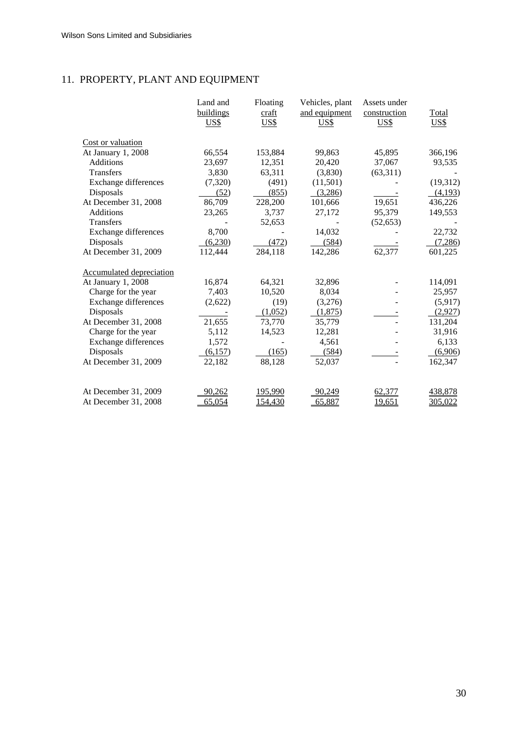## 11. PROPERTY, PLANT AND EQUIPMENT

| | Land and buildings US$ | Floating craft US$ | Vehicles, plant and equipment US$ | Assets under construction US$ | Total US$ |
|---|---|---|---|---|---|
| Cost or valuation | | | | | |
| At January 1, 2008 | 66,554 | 153,884 | 99,863 | 45,895 | 366,196 |
| Additions | 23,697 | 12,351 | 20,420 | 37,067 | 93,535 |
| Transfers | 3,830 | 63,311 | (3,830) | (63,311) | - |
| Exchange differences | (7,320) | (491) | (11,501) | - | (19,312) |
| Disposals | (52) | (855) | (3,286) | - | (4,193) |
| At December 31, 2008 | 86,709 | 228,200 | 101,666 | 19,651 | 436,226 |
| Additions | 23,265 | 3,737 | 27,172 | 95,379 | 149,553 |
| Transfers | - | 52,653 | - | (52,653) | - |
| Exchange differences | 8,700 | - | 14,032 | - | 22,732 |
| Disposals | (6,230) | (472) | (584) | - | (7,286) |
| At December 31, 2009 | 112,444 | 284,118 | 142,286 | 62,377 | 601,225 |
| Accumulated depreciation | | | | | |
| At January 1, 2008 | 16,874 | 64,321 | 32,896 | - | 114,091 |
| Charge for the year | 7,403 | 10,520 | 8,034 | - | 25,957 |
| Exchange differences | (2,622) | (19) | (3,276) | - | (5,917) |
| Disposals | - | (1,052) | (1,875) | - | (2,927) |
| At December 31, 2008 | 21,655 | 73,770 | 35,779 | - | 131,204 |
| Charge for the year | 5,112 | 14,523 | 12,281 | - | 31,916 |
| Exchange differences | 1,572 | - | 4,561 | - | 6,133 |
| Disposals | (6,157) | (165) | (584) | - | (6,906) |
| At December 31, 2009 | 22,182 | 88,128 | 52,037 | - | 162,347 |
| At December 31, 2009 | 90,262 | 195,990 | 90,249 | 62,377 | 438,878 |
| At December 31, 2008 | 65,054 | 154,430 | 65,887 | 19,651 | 305,022 |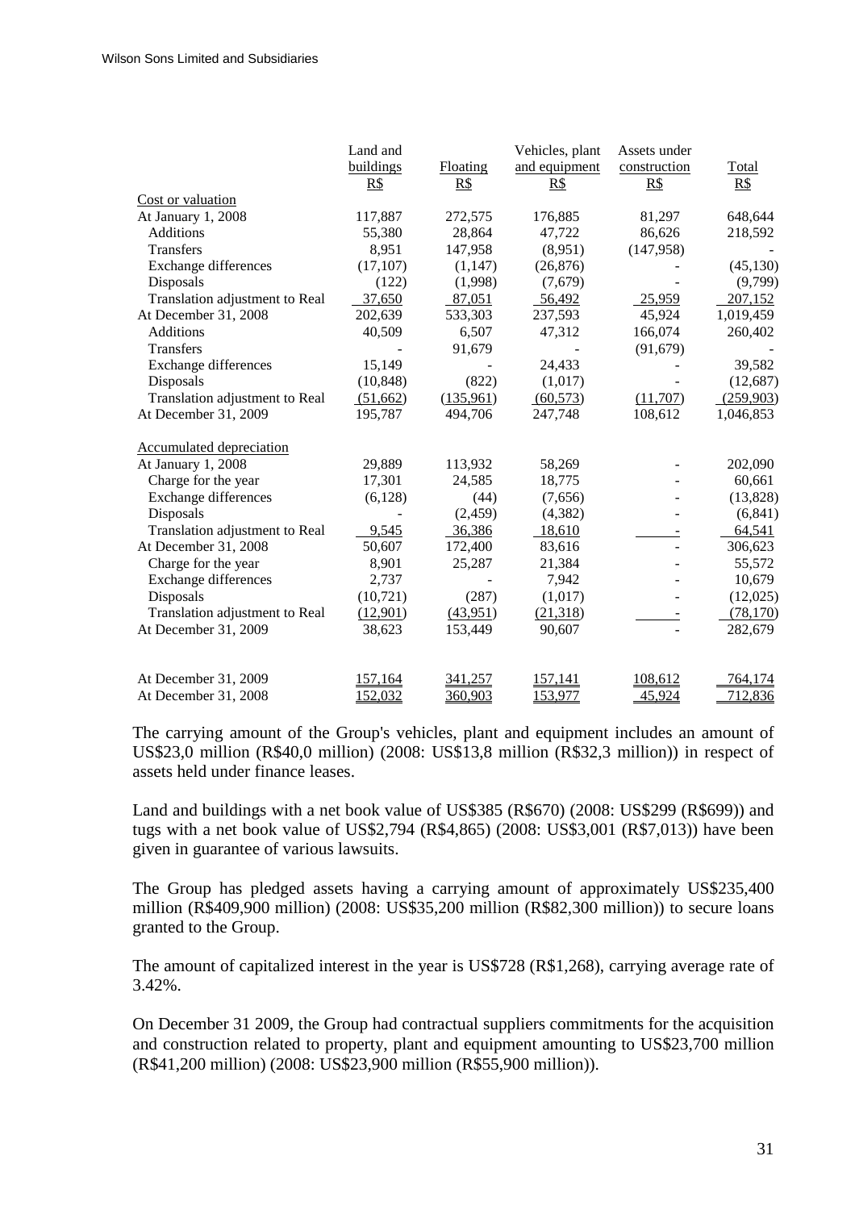| | Land and buildings R$ | Floating R$ | Vehicles, plant and equipment R$ | Assets under construction R$ | Total R$ |
|---|---|---|---|---|---|
| Cost or valuation | | | | | |
| At January 1, 2008 | 117,887 | 272,575 | 176,885 | 81,297 | 648,644 |
| Additions | 55,380 | 28,864 | 47,722 | 86,626 | 218,592 |
| Transfers | 8,951 | 147,958 | (8,951) | (147,958) | - |
| Exchange differences | (17,107) | (1,147) | (26,876) | - | (45,130) |
| Disposals | (122) | (1,998) | (7,679) | - | (9,799) |
| Translation adjustment to Real | 37,650 | 87,051 | 56,492 | 25,959 | 207,152 |
| At December 31, 2008 | 202,639 | 533,303 | 237,593 | 45,924 | 1,019,459 |
| Additions | 40,509 | 6,507 | 47,312 | 166,074 | 260,402 |
| Transfers | - | 91,679 | - | (91,679) | - |
| Exchange differences | 15,149 | - | 24,433 | - | 39,582 |
| Disposals | (10,848) | (822) | (1,017) | - | (12,687) |
| Translation adjustment to Real | (51,662) | (135,961) | (60,573) | (11,707) | (259,903) |
| At December 31, 2009 | 195,787 | 494,706 | 247,748 | 108,612 | 1,046,853 |
| Accumulated depreciation | | | | | |
| At January 1, 2008 | 29,889 | 113,932 | 58,269 | - | 202,090 |
| Charge for the year | 17,301 | 24,585 | 18,775 | - | 60,661 |
| Exchange differences | (6,128) | (44) | (7,656) | - | (13,828) |
| Disposals | - | (2,459) | (4,382) | - | (6,841) |
| Translation adjustment to Real | 9,545 | 36,386 | 18,610 | - | 64,541 |
| At December 31, 2008 | 50,607 | 172,400 | 83,616 | - | 306,623 |
| Charge for the year | 8,901 | 25,287 | 21,384 | - | 55,572 |
| Exchange differences | 2,737 | - | 7,942 | - | 10,679 |
| Disposals | (10,721) | (287) | (1,017) | - | (12,025) |
| Translation adjustment to Real | (12,901) | (43,951) | (21,318) | - | (78,170) |
| At December 31, 2009 | 38,623 | 153,449 | 90,607 | - | 282,679 |
| At December 31, 2009 | 157,164 | 341,257 | 157,141 | 108,612 | 764,174 |
| At December 31, 2008 | 152,032 | 360,903 | 153,977 | 45,924 | 712,836 |

The carrying amount of the Group's vehicles, plant and equipment includes an amount of US$23,0 million (R$40,0 million) (2008: US$13,8 million (R$32,3 million)) in respect of assets held under finance leases.

Land and buildings with a net book value of US$385 (R$670) (2008: US$299 (R$699)) and tugs with a net book value of US$2,794 (R$4,865) (2008: US$3,001 (R$7,013)) have been given in guarantee of various lawsuits.

The Group has pledged assets having a carrying amount of approximately US$235,400 million (R$409,900 million) (2008: US$35,200 million (R$82,300 million)) to secure loans granted to the Group.

The amount of capitalized interest in the year is US$728 (R$1,268), carrying average rate of 3.42%.

On December 31 2009, the Group had contractual suppliers commitments for the acquisition and construction related to property, plant and equipment amounting to US$23,700 million (R$41,200 million) (2008: US$23,900 million (R$55,900 million)).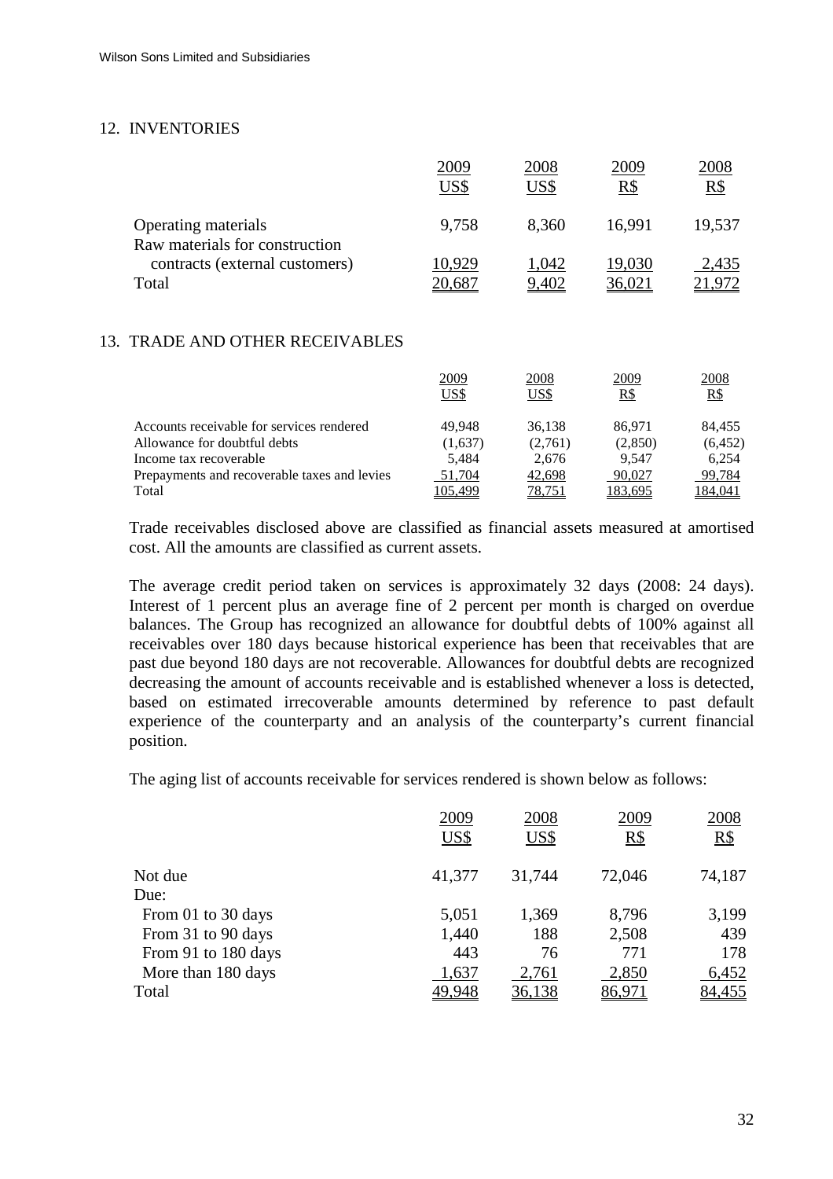## 12. INVENTORIES

| | 2009 US$ | 2008 US$ | 2009 R$ | 2008 R$ |
|---|---|---|---|---|
| Operating materials | 9,758 | 8,360 | 16,991 | 19,537 |
| Raw materials for construction contracts (external customers) | 10,929 | 1,042 | 19,030 | 2,435 |
| Total | 20,687 | 9,402 | 36,021 | 21,972 |

## 13. TRADE AND OTHER RECEIVABLES

| | 2009 US$ | 2008 US$ | 2009 R$ | 2008 R$ |
|---|---|---|---|---|
| Accounts receivable for services rendered | 49,948 | 36,138 | 86,971 | 84,455 |
| Allowance for doubtful debts | (1,637) | (2,761) | (2,850) | (6,452) |
| Income tax recoverable | 5,484 | 2,676 | 9,547 | 6,254 |
| Prepayments and recoverable taxes and levies | 51,704 | 42,698 | 90,027 | 99,784 |
| Total | 105,499 | 78,751 | 183,695 | 184,041 |

Trade receivables disclosed above are classified as financial assets measured at amortised cost. All the amounts are classified as current assets.

The average credit period taken on services is approximately 32 days (2008: 24 days). Interest of 1 percent plus an average fine of 2 percent per month is charged on overdue balances. The Group has recognized an allowance for doubtful debts of 100% against all receivables over 180 days because historical experience has been that receivables that are past due beyond 180 days are not recoverable. Allowances for doubtful debts are recognized decreasing the amount of accounts receivable and is established whenever a loss is detected, based on estimated irrecoverable amounts determined by reference to past default experience of the counterparty and an analysis of the counterparty's current financial position.

The aging list of accounts receivable for services rendered is shown below as follows:

| | 2009 US$ | 2008 US$ | 2009 R$ | 2008 R$ |
|---|---|---|---|---|
| Not due | 41,377 | 31,744 | 72,046 | 74,187 |
| Due: | | | | |
| From 01 to 30 days | 5,051 | 1,369 | 8,796 | 3,199 |
| From 31 to 90 days | 1,440 | 188 | 2,508 | 439 |
| From 91 to 180 days | 443 | 76 | 771 | 178 |
| More than 180 days | 1,637 | 2,761 | 2,850 | 6,452 |
| Total | 49,948 | 36,138 | 86,971 | 84,455 |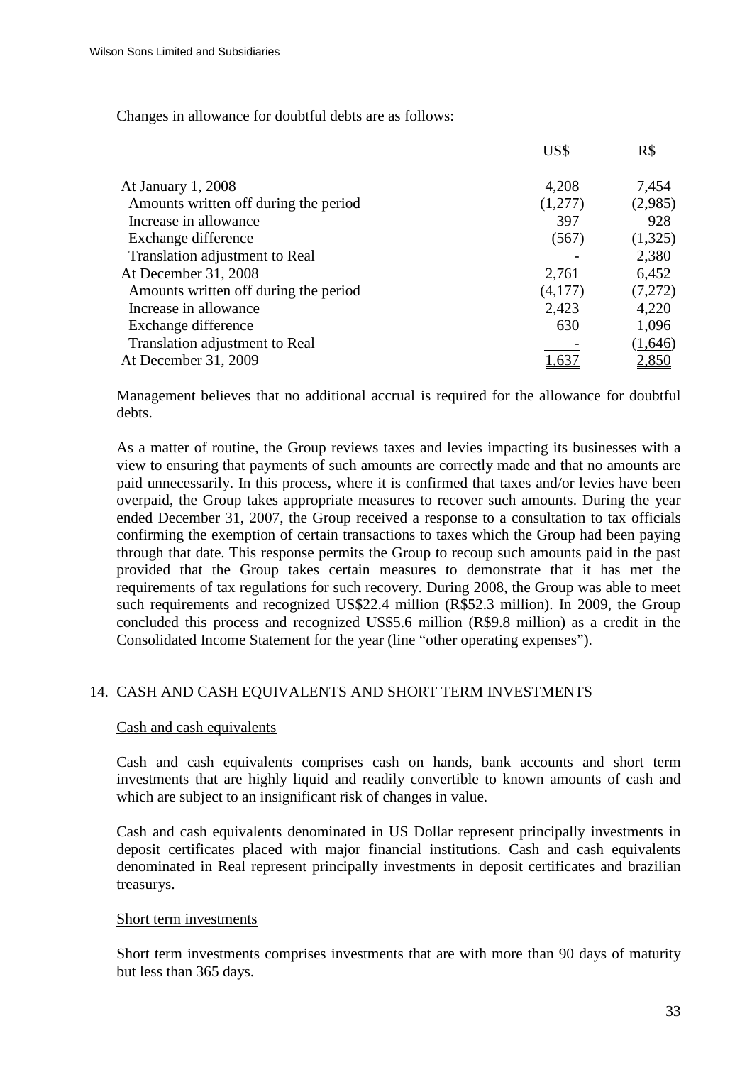Changes in allowance for doubtful debts are as follows:

| | US$ | R$ |
|---|---|---|
| At January 1, 2008 | 4,208 | 7,454 |
| Amounts written off during the period | (1,277) | (2,985) |
| Increase in allowance | 397 | 928 |
| Exchange difference | (567) | (1,325) |
| Translation adjustment to Real | - | 2,380 |
| At December 31, 2008 | 2,761 | 6,452 |
| Amounts written off during the period | (4,177) | (7,272) |
| Increase in allowance | 2,423 | 4,220 |
| Exchange difference | 630 | 1,096 |
| Translation adjustment to Real | - | (1,646) |
| At December 31, 2009 | 1,637 | 2,850 |

Management believes that no additional accrual is required for the allowance for doubtful debts.

As a matter of routine, the Group reviews taxes and levies impacting its businesses with a view to ensuring that payments of such amounts are correctly made and that no amounts are paid unnecessarily. In this process, where it is confirmed that taxes and/or levies have been overpaid, the Group takes appropriate measures to recover such amounts. During the year ended December 31, 2007, the Group received a response to a consultation to tax officials confirming the exemption of certain transactions to taxes which the Group had been paying through that date. This response permits the Group to recoup such amounts paid in the past provided that the Group takes certain measures to demonstrate that it has met the requirements of tax regulations for such recovery. During 2008, the Group was able to meet such requirements and recognized US$22.4 million (R$52.3 million). In 2009, the Group concluded this process and recognized US$5.6 million (R$9.8 million) as a credit in the Consolidated Income Statement for the year (line "other operating expenses").

## 14. CASH AND CASH EQUIVALENTS AND SHORT TERM INVESTMENTS

### Cash and cash equivalents

Cash and cash equivalents comprises cash on hands, bank accounts and short term investments that are highly liquid and readily convertible to known amounts of cash and which are subject to an insignificant risk of changes in value.

Cash and cash equivalents denominated in US Dollar represent principally investments in deposit certificates placed with major financial institutions. Cash and cash equivalents denominated in Real represent principally investments in deposit certificates and brazilian treasurys.

### Short term investments

Short term investments comprises investments that are with more than 90 days of maturity but less than 365 days.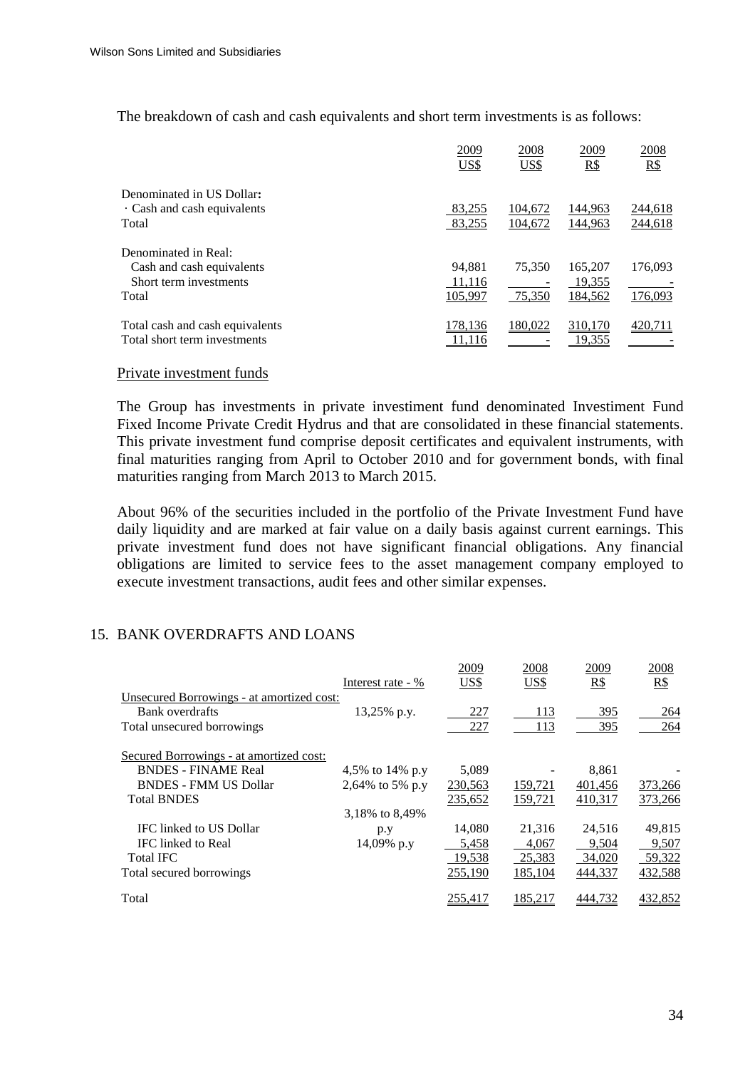The breakdown of cash and cash equivalents and short term investments is as follows:

| | 2009 US$ | 2008 US$ | 2009 R$ | 2008 R$ |
|---|---|---|---|---|
| Denominated in US Dollar**:** | | | | |
| · Cash and cash equivalents | 83,255 | 104,672 | 144,963 | 244,618 |
| Total | 83,255 | 104,672 | 144,963 | 244,618 |
| | | | | |
| Denominated in Real: | | | | |
| Cash and cash equivalents | 94,881 | 75,350 | 165,207 | 176,093 |
| Short term investments | 11,116 | - | 19,355 | - |
| Total | 105,997 | 75,350 | 184,562 | 176,093 |
| | | | | |
| Total cash and cash equivalents | 178,136 | 180,022 | 310,170 | 420,711 |
| Total short term investments | 11,116 | - | 19,355 | - |

Private investment funds

The Group has investments in private investiment fund denominated Investiment Fund Fixed Income Private Credit Hydrus and that are consolidated in these financial statements. This private investment fund comprise deposit certificates and equivalent instruments, with final maturities ranging from April to October 2010 and for government bonds, with final maturities ranging from March 2013 to March 2015.

About 96% of the securities included in the portfolio of the Private Investment Fund have daily liquidity and are marked at fair value on a daily basis against current earnings. This private investment fund does not have significant financial obligations. Any financial obligations are limited to service fees to the asset management company employed to execute investment transactions, audit fees and other similar expenses.

## 15. BANK OVERDRAFTS AND LOANS

| | Interest rate - % | 2009 US$ | 2008 US$ | 2009 R$ | 2008 R$ |
|---|---|---|---|---|---|
| Unsecured Borrowings - at amortized cost: | | | | | |
| Bank overdrafts | 13,25% p.y. | 227 | 113 | 395 | 264 |
| Total unsecured borrowings | | 227 | 113 | 395 | 264 |
| | | | | | |
| Secured Borrowings - at amortized cost: | | | | | |
| BNDES - FINAME Real | 4,5% to 14% p.y | 5,089 | - | 8,861 | - |
| BNDES - FMM US Dollar | 2,64% to 5% p.y | 230,563 | 159,721 | 401,456 | 373,266 |
| Total BNDES | | 235,652 | 159,721 | 410,317 | 373,266 |
| IFC linked to US Dollar | 3,18% to 8,49% p.y | 14,080 | 21,316 | 24,516 | 49,815 |
| IFC linked to Real | 14,09% p.y | 5,458 | 4,067 | 9,504 | 9,507 |
| Total IFC | | 19,538 | 25,383 | 34,020 | 59,322 |
| Total secured borrowings | | 255,190 | 185,104 | 444,337 | 432,588 |
| | | | | | |
| Total | | 255,417 | 185,217 | 444,732 | 432,852 |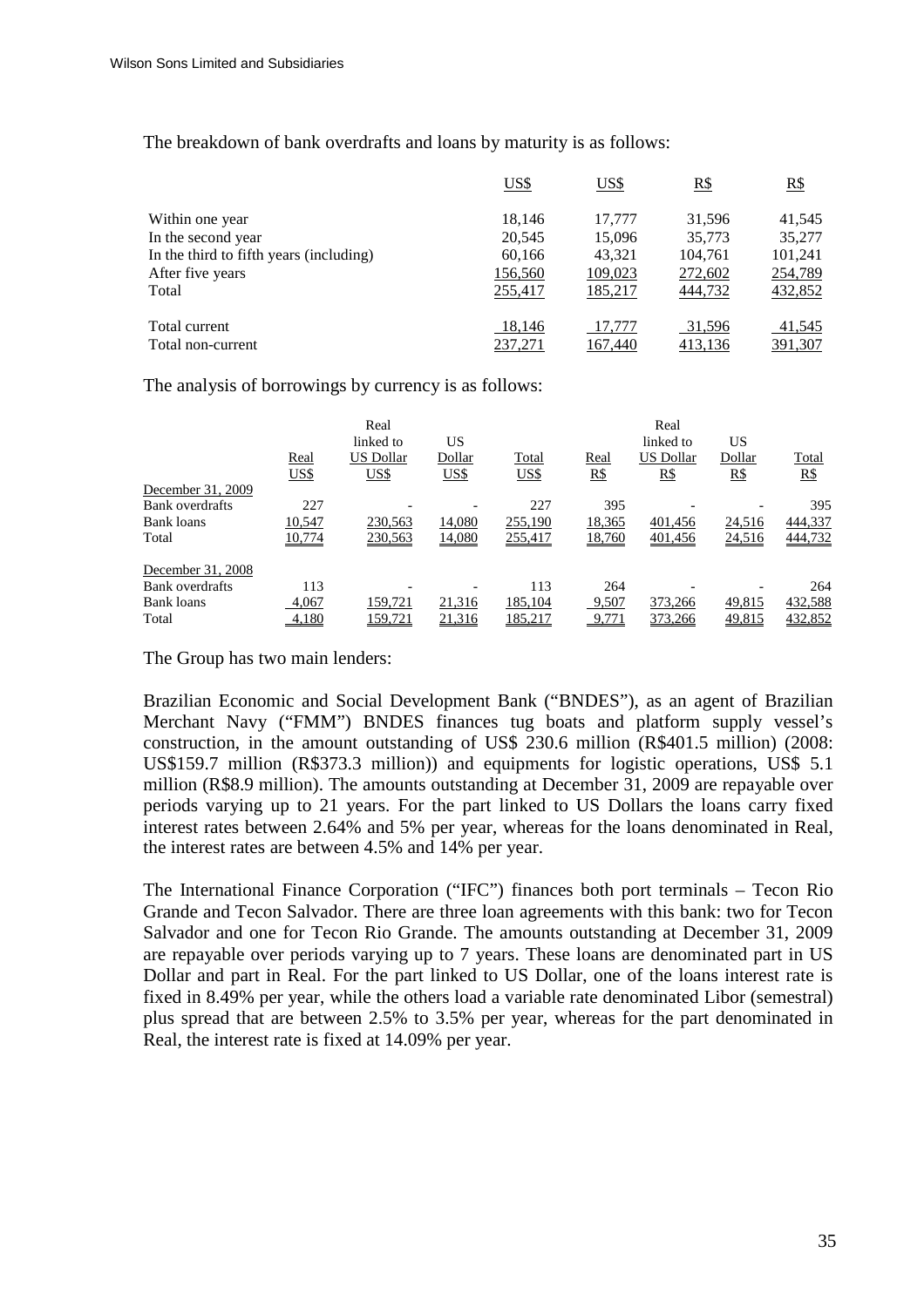The breakdown of bank overdrafts and loans by maturity is as follows:

| | US$ | US$ | R$ | R$ |
|---|---|---|---|---|
| Within one year | 18,146 | 17,777 | 31,596 | 41,545 |
| In the second year | 20,545 | 15,096 | 35,773 | 35,277 |
| In the third to fifth years (including) | 60,166 | 43,321 | 104,761 | 101,241 |
| After five years | 156,560 | 109,023 | 272,602 | 254,789 |
| Total | 255,417 | 185,217 | 444,732 | 432,852 |
| Total current | 18,146 | 17,777 | 31,596 | 41,545 |
| Total non-current | 237,271 | 167,440 | 413,136 | 391,307 |

The analysis of borrowings by currency is as follows:

| | Real US$ | Real linked to US Dollar US$ | US Dollar US$ | Total US$ | Real R$ | Real linked to US Dollar R$ | US Dollar R$ | Total R$ |
|---|---|---|---|---|---|---|---|---|
| December 31, 2009 | | | | | | | | |
| Bank overdrafts | 227 | - | - | 227 | 395 | - | - | 395 |
| Bank loans | 10,547 | 230,563 | 14,080 | 255,190 | 18,365 | 401,456 | 24,516 | 444,337 |
| Total | 10,774 | 230,563 | 14,080 | 255,417 | 18,760 | 401,456 | 24,516 | 444,732 |
| December 31, 2008 | | | | | | | | |
| Bank overdrafts | 113 | - | - | 113 | 264 | - | - | 264 |
| Bank loans | 4,067 | 159,721 | 21,316 | 185,104 | 9,507 | 373,266 | 49,815 | 432,588 |
| Total | 4,180 | 159,721 | 21,316 | 185,217 | 9,771 | 373,266 | 49,815 | 432,852 |

The Group has two main lenders:

Brazilian Economic and Social Development Bank ("BNDES"), as an agent of Brazilian Merchant Navy ("FMM") BNDES finances tug boats and platform supply vessel's construction, in the amount outstanding of US$ 230.6 million (R$401.5 million) (2008: US$159.7 million (R$373.3 million)) and equipments for logistic operations, US$ 5.1 million (R$8.9 million). The amounts outstanding at December 31, 2009 are repayable over periods varying up to 21 years. For the part linked to US Dollars the loans carry fixed interest rates between 2.64% and 5% per year, whereas for the loans denominated in Real, the interest rates are between 4.5% and 14% per year.

The International Finance Corporation ("IFC") finances both port terminals – Tecon Rio Grande and Tecon Salvador. There are three loan agreements with this bank: two for Tecon Salvador and one for Tecon Rio Grande. The amounts outstanding at December 31, 2009 are repayable over periods varying up to 7 years. These loans are denominated part in US Dollar and part in Real. For the part linked to US Dollar, one of the loans interest rate is fixed in 8.49% per year, while the others load a variable rate denominated Libor (semestral) plus spread that are between 2.5% to 3.5% per year, whereas for the part denominated in Real, the interest rate is fixed at 14.09% per year.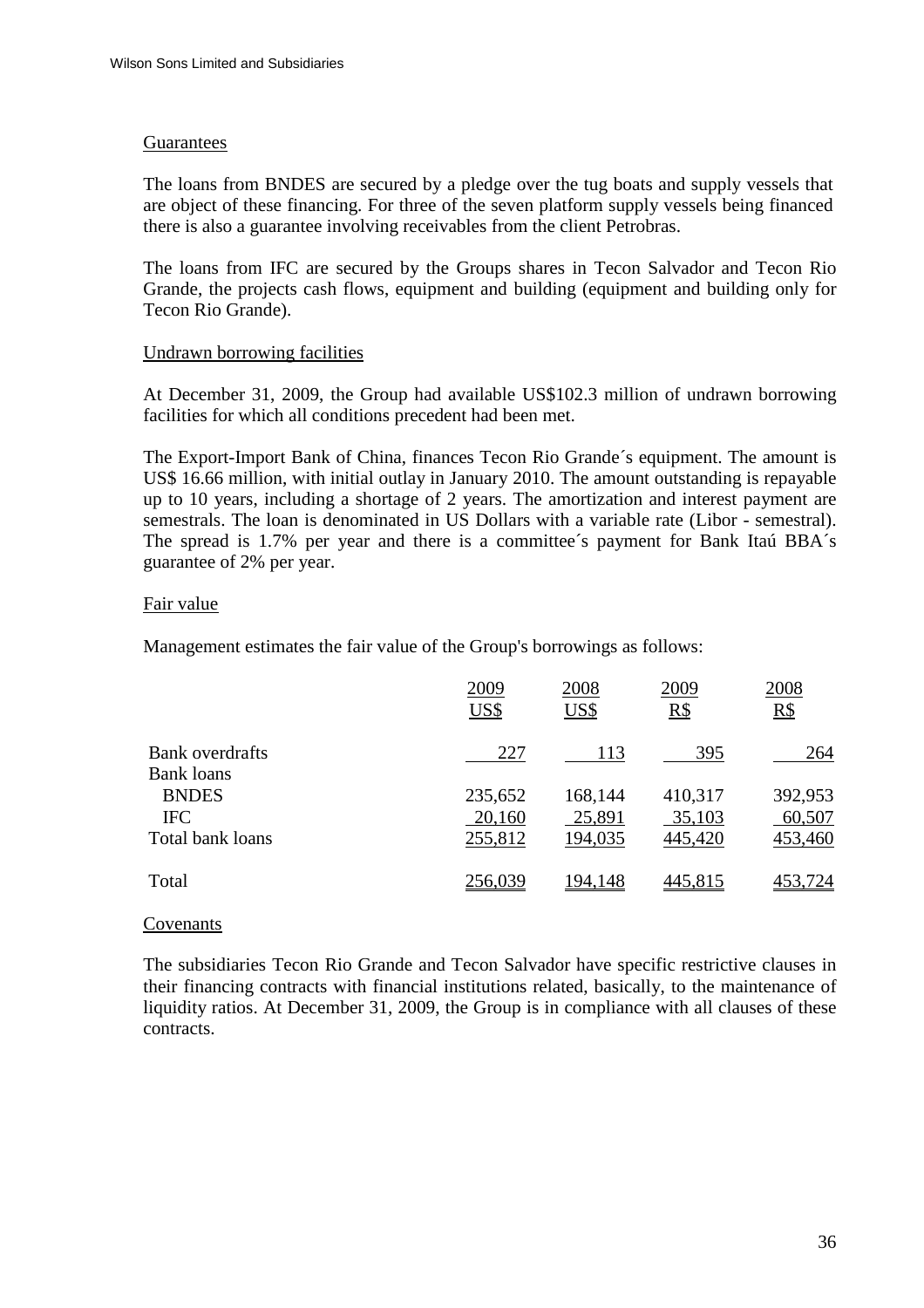### Guarantees

The loans from BNDES are secured by a pledge over the tug boats and supply vessels that are object of these financing. For three of the seven platform supply vessels being financed there is also a guarantee involving receivables from the client Petrobras.

The loans from IFC are secured by the Groups shares in Tecon Salvador and Tecon Rio Grande, the projects cash flows, equipment and building (equipment and building only for Tecon Rio Grande).

### Undrawn borrowing facilities

At December 31, 2009, the Group had available US$102.3 million of undrawn borrowing facilities for which all conditions precedent had been met.

The Export-Import Bank of China, finances Tecon Rio Grande´s equipment. The amount is US$ 16.66 million, with initial outlay in January 2010. The amount outstanding is repayable up to 10 years, including a shortage of 2 years. The amortization and interest payment are semestrals. The loan is denominated in US Dollars with a variable rate (Libor - semestral). The spread is 1.7% per year and there is a committee´s payment for Bank Itaú BBA´s guarantee of 2% per year.

### Fair value

Management estimates the fair value of the Group's borrowings as follows:

| | 2009 US$ | 2008 US$ | 2009 R$ | 2008 R$ |
|---|---|---|---|---|
| Bank overdrafts | 227 | 113 | 395 | 264 |
| Bank loans | | | | |
| BNDES | 235,652 | 168,144 | 410,317 | 392,953 |
| IFC | 20,160 | 25,891 | 35,103 | 60,507 |
| Total bank loans | 255,812 | 194,035 | 445,420 | 453,460 |
| Total | 256,039 | 194,148 | 445,815 | 453,724 |

### Covenants

The subsidiaries Tecon Rio Grande and Tecon Salvador have specific restrictive clauses in their financing contracts with financial institutions related, basically, to the maintenance of liquidity ratios. At December 31, 2009, the Group is in compliance with all clauses of these contracts.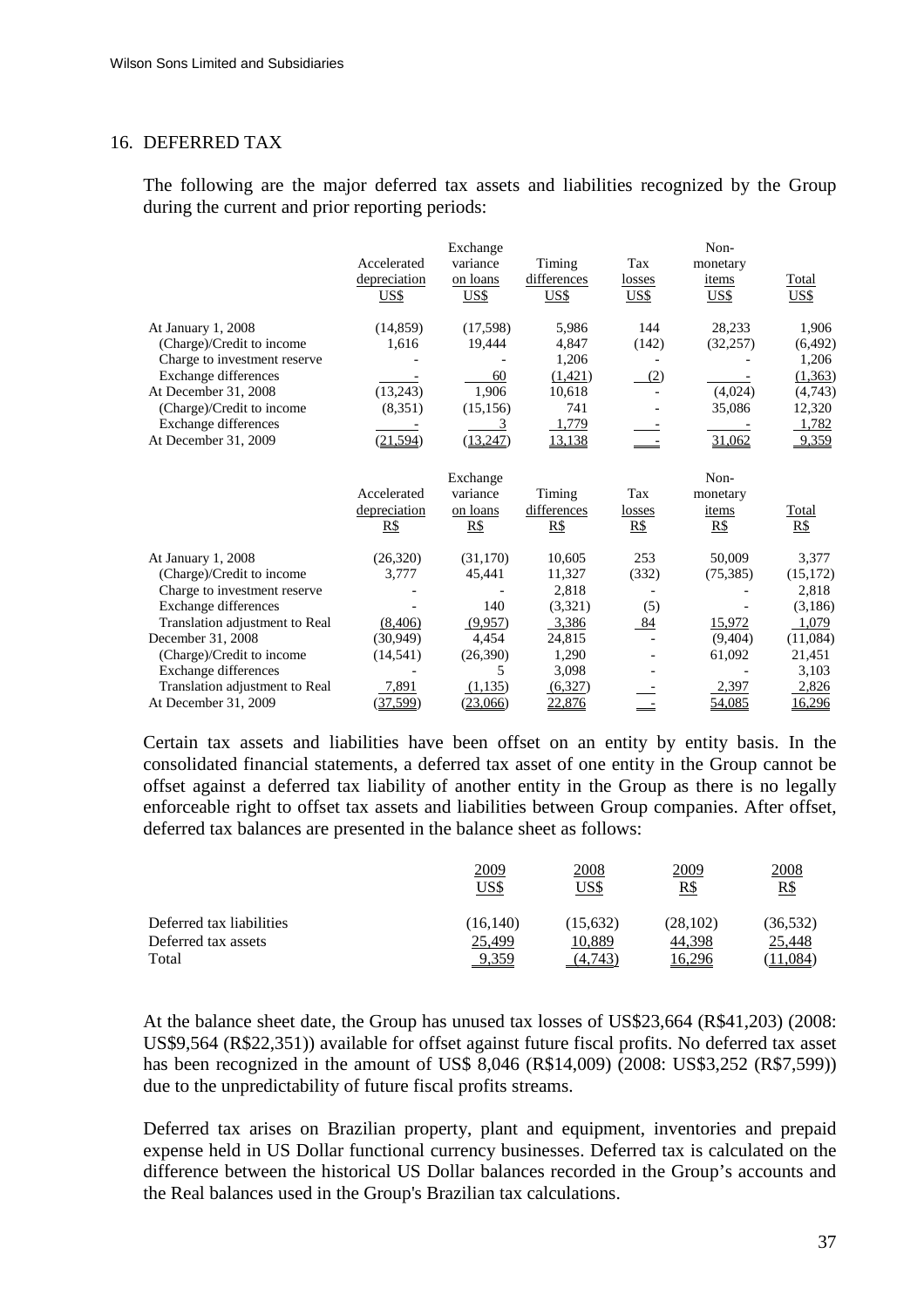## 16. DEFERRED TAX

The following are the major deferred tax assets and liabilities recognized by the Group during the current and prior reporting periods:

| | Accelerated depreciation US$ | Exchange variance on loans US$ | Timing differences US$ | Tax losses US$ | Non-monetary items US$ | Total US$ |
|---|---|---|---|---|---|---|
| At January 1, 2008 | (14,859) | (17,598) | 5,986 | 144 | 28,233 | 1,906 |
| (Charge)/Credit to income | 1,616 | 19,444 | 4,847 | (142) | (32,257) | (6,492) |
| Charge to investment reserve | - | - | 1,206 | - | - | 1,206 |
| Exchange differences | - | 60 | (1,421) | (2) | - | (1,363) |
| At December 31, 2008 | (13,243) | 1,906 | 10,618 | - | (4,024) | (4,743) |
| (Charge)/Credit to income | (8,351) | (15,156) | 741 | - | 35,086 | 12,320 |
| Exchange differences | - | 3 | 1,779 | - | - | 1,782 |
| At December 31, 2009 | (21,594) | (13,247) | 13,138 | - | 31,062 | 9,359 |

| | Accelerated depreciation R$ | Exchange variance on loans R$ | Timing differences R$ | Tax losses R$ | Non-monetary items R$ | Total R$ |
|---|---|---|---|---|---|---|
| At January 1, 2008 | (26,320) | (31,170) | 10,605 | 253 | 50,009 | 3,377 |
| (Charge)/Credit to income | 3,777 | 45,441 | 11,327 | (332) | (75,385) | (15,172) |
| Charge to investment reserve | - | - | 2,818 | - | - | 2,818 |
| Exchange differences | - | 140 | (3,321) | (5) | - | (3,186) |
| Translation adjustment to Real | (8,406) | (9,957) | 3,386 | 84 | 15,972 | 1,079 |
| December 31, 2008 | (30,949) | 4,454 | 24,815 | - | (9,404) | (11,084) |
| (Charge)/Credit to income | (14,541) | (26,390) | 1,290 | - | 61,092 | 21,451 |
| Exchange differences | - | 5 | 3,098 | - | - | 3,103 |
| Translation adjustment to Real | 7,891 | (1,135) | (6,327) | - | 2,397 | 2,826 |
| At December 31, 2009 | (37,599) | (23,066) | 22,876 | - | 54,085 | 16,296 |

Certain tax assets and liabilities have been offset on an entity by entity basis. In the consolidated financial statements, a deferred tax asset of one entity in the Group cannot be offset against a deferred tax liability of another entity in the Group as there is no legally enforceable right to offset tax assets and liabilities between Group companies. After offset, deferred tax balances are presented in the balance sheet as follows:

| | 2009 US$ | 2008 US$ | 2009 R$ | 2008 R$ |
|---|---|---|---|---|
| Deferred tax liabilities | (16,140) | (15,632) | (28,102) | (36,532) |
| Deferred tax assets | 25,499 | 10,889 | 44,398 | 25,448 |
| Total | 9,359 | (4,743) | 16,296 | (11,084) |

At the balance sheet date, the Group has unused tax losses of US$23,664 (R$41,203) (2008: US$9,564 (R$22,351)) available for offset against future fiscal profits. No deferred tax asset has been recognized in the amount of US$ 8,046 (R$14,009) (2008: US$3,252 (R$7,599)) due to the unpredictability of future fiscal profits streams.

Deferred tax arises on Brazilian property, plant and equipment, inventories and prepaid expense held in US Dollar functional currency businesses. Deferred tax is calculated on the difference between the historical US Dollar balances recorded in the Group's accounts and the Real balances used in the Group's Brazilian tax calculations.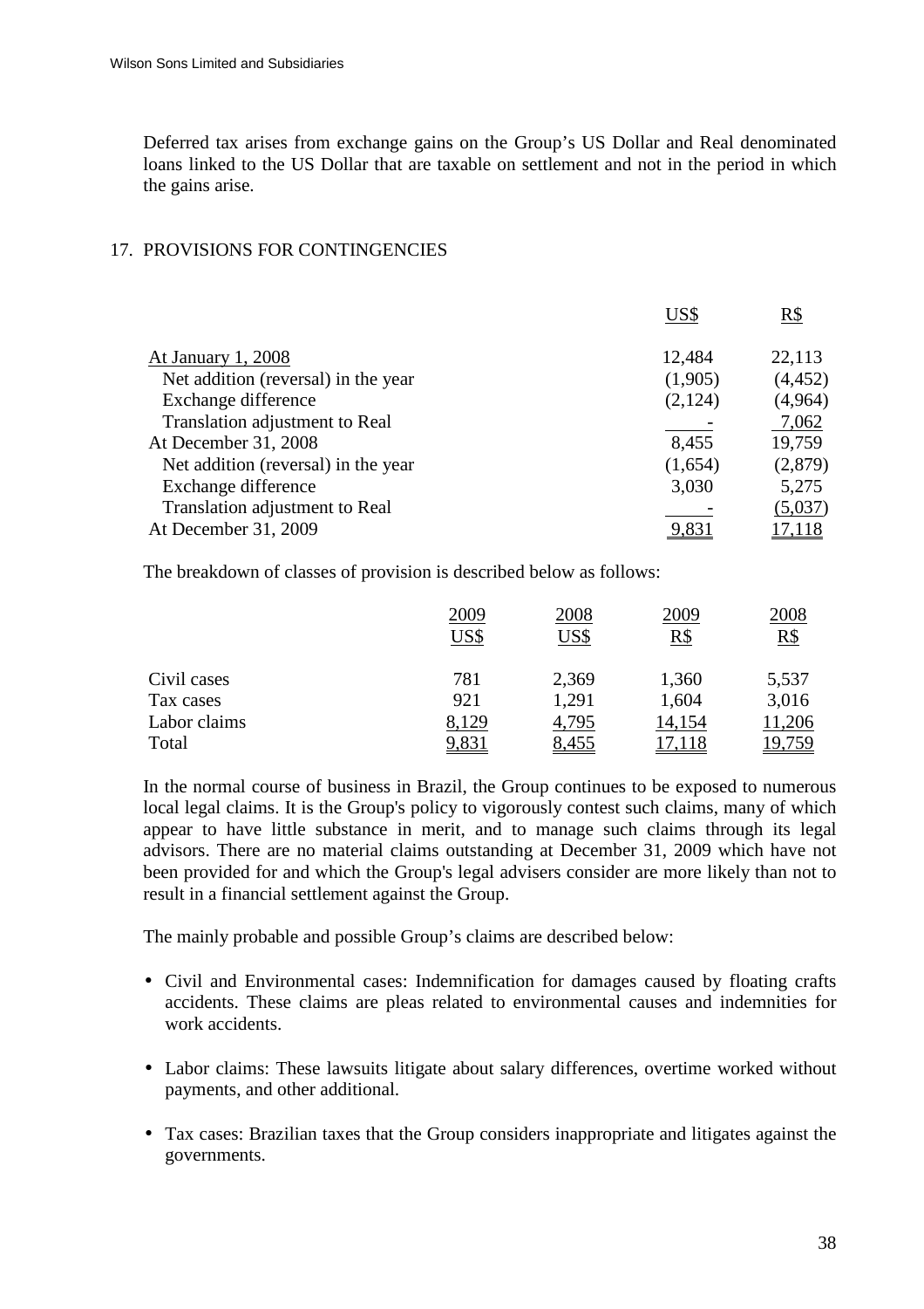Deferred tax arises from exchange gains on the Group's US Dollar and Real denominated loans linked to the US Dollar that are taxable on settlement and not in the period in which the gains arise.

## 17. PROVISIONS FOR CONTINGENCIES

| | US$ | R$ |
|---|---|---|
| At January 1, 2008 | 12,484 | 22,113 |
| Net addition (reversal) in the year | (1,905) | (4,452) |
| Exchange difference | (2,124) | (4,964) |
| Translation adjustment to Real | - | 7,062 |
| At December 31, 2008 | 8,455 | 19,759 |
| Net addition (reversal) in the year | (1,654) | (2,879) |
| Exchange difference | 3,030 | 5,275 |
| Translation adjustment to Real | - | (5,037) |
| At December 31, 2009 | 9,831 | 17,118 |

The breakdown of classes of provision is described below as follows:

| | 2009 US$ | 2008 US$ | 2009 R$ | 2008 R$ |
|---|---|---|---|---|
| Civil cases | 781 | 2,369 | 1,360 | 5,537 |
| Tax cases | 921 | 1,291 | 1,604 | 3,016 |
| Labor claims | 8,129 | 4,795 | 14,154 | 11,206 |
| Total | 9,831 | 8,455 | 17,118 | 19,759 |

In the normal course of business in Brazil, the Group continues to be exposed to numerous local legal claims. It is the Group's policy to vigorously contest such claims, many of which appear to have little substance in merit, and to manage such claims through its legal advisors. There are no material claims outstanding at December 31, 2009 which have not been provided for and which the Group's legal advisers consider are more likely than not to result in a financial settlement against the Group.

The mainly probable and possible Group's claims are described below:

- Civil and Environmental cases: Indemnification for damages caused by floating crafts accidents. These claims are pleas related to environmental causes and indemnities for work accidents.
- Labor claims: These lawsuits litigate about salary differences, overtime worked without payments, and other additional.
- Tax cases: Brazilian taxes that the Group considers inappropriate and litigates against the governments.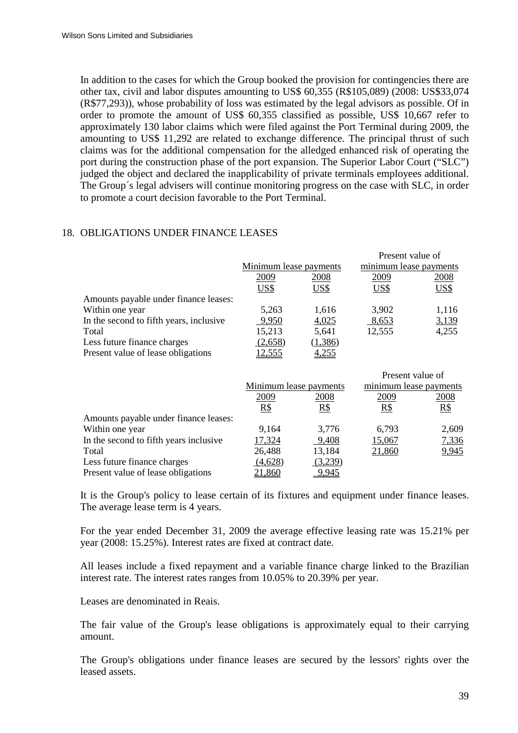In addition to the cases for which the Group booked the provision for contingencies there are other tax, civil and labor disputes amounting to US$ 60,355 (R$105,089) (2008: US$33,074 (R$77,293)), whose probability of loss was estimated by the legal advisors as possible. Of in order to promote the amount of US$ 60,355 classified as possible, US$ 10,667 refer to approximately 130 labor claims which were filed against the Port Terminal during 2009, the amounting to US$ 11,292 are related to exchange difference. The principal thrust of such claims was for the additional compensation for the alledged enhanced risk of operating the port during the construction phase of the port expansion. The Superior Labor Court ("SLC") judged the object and declared the inapplicability of private terminals employees additional. The Group´s legal advisers will continue monitoring progress on the case with SLC, in order to promote a court decision favorable to the Port Terminal.

## 18. OBLIGATIONS UNDER FINANCE LEASES

| | Minimum lease payments | | Present value of minimum lease payments | |
|---|---|---|---|---|
| | 2009 | 2008 | 2009 | 2008 |
| | US$ | US$ | US$ | US$ |
| Amounts payable under finance leases: | | | | |
| Within one year | 5,263 | 1,616 | 3,902 | 1,116 |
| In the second to fifth years, inclusive | 9,950 | 4,025 | 8,653 | 3,139 |
| Total | 15,213 | 5,641 | 12,555 | 4,255 |
| Less future finance charges | (2,658) | (1,386) | | |
| Present value of lease obligations | 12,555 | 4,255 | | |

| | Minimum lease payments | | Present value of minimum lease payments | |
|---|---|---|---|---|
| | 2009 | 2008 | 2009 | 2008 |
| | R$ | R$ | R$ | R$ |
| Amounts payable under finance leases: | | | | |
| Within one year | 9,164 | 3,776 | 6,793 | 2,609 |
| In the second to fifth years inclusive | 17,324 | 9,408 | 15,067 | 7,336 |
| Total | 26,488 | 13,184 | 21,860 | 9,945 |
| Less future finance charges | (4,628) | (3,239) | | |
| Present value of lease obligations | 21,860 | 9,945 | | |

It is the Group's policy to lease certain of its fixtures and equipment under finance leases. The average lease term is 4 years.

For the year ended December 31, 2009 the average effective leasing rate was 15.21% per year (2008: 15.25%). Interest rates are fixed at contract date.

All leases include a fixed repayment and a variable finance charge linked to the Brazilian interest rate. The interest rates ranges from 10.05% to 20.39% per year.

Leases are denominated in Reais.

The fair value of the Group's lease obligations is approximately equal to their carrying amount.

The Group's obligations under finance leases are secured by the lessors' rights over the leased assets.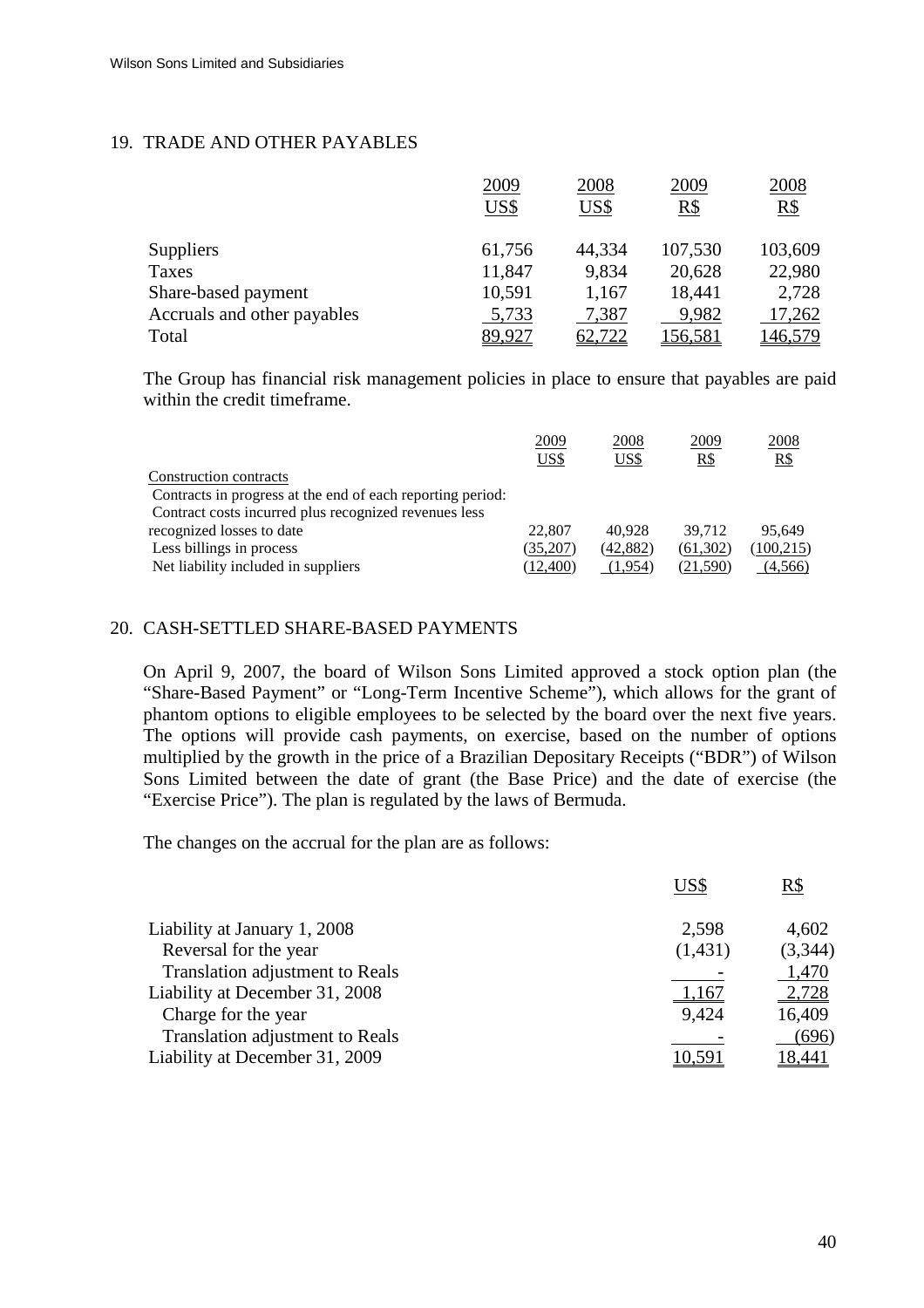## 19. TRADE AND OTHER PAYABLES

| | 2009 US$ | 2008 US$ | 2009 R$ | 2008 R$ |
|---|---|---|---|---|
| Suppliers | 61,756 | 44,334 | 107,530 | 103,609 |
| Taxes | 11,847 | 9,834 | 20,628 | 22,980 |
| Share-based payment | 10,591 | 1,167 | 18,441 | 2,728 |
| Accruals and other payables | 5,733 | 7,387 | 9,982 | 17,262 |
| Total | 89,927 | 62,722 | 156,581 | 146,579 |

The Group has financial risk management policies in place to ensure that payables are paid within the credit timeframe.

| | 2009 US$ | 2008 US$ | 2009 R$ | 2008 R$ |
|---|---|---|---|---|
| Construction contracts | | | | |
| Contracts in progress at the end of each reporting period: | | | | |
| Contract costs incurred plus recognized revenues less recognized losses to date | 22,807 | 40,928 | 39,712 | 95,649 |
| Less billings in process | (35,207) | (42,882) | (61,302) | (100,215) |
| Net liability included in suppliers | (12,400) | (1,954) | (21,590) | (4,566) |

## 20. CASH-SETTLED SHARE-BASED PAYMENTS

On April 9, 2007, the board of Wilson Sons Limited approved a stock option plan (the "Share-Based Payment" or "Long-Term Incentive Scheme"), which allows for the grant of phantom options to eligible employees to be selected by the board over the next five years. The options will provide cash payments, on exercise, based on the number of options multiplied by the growth in the price of a Brazilian Depositary Receipts ("BDR") of Wilson Sons Limited between the date of grant (the Base Price) and the date of exercise (the "Exercise Price"). The plan is regulated by the laws of Bermuda.

The changes on the accrual for the plan are as follows:

| | US$ | R$ |
|---|---|---|
| Liability at January 1, 2008 | 2,598 | 4,602 |
| Reversal for the year | (1,431) | (3,344) |
| Translation adjustment to Reals | - | 1,470 |
| Liability at December 31, 2008 | 1,167 | 2,728 |
| Charge for the year | 9,424 | 16,409 |
| Translation adjustment to Reals | - | (696) |
| Liability at December 31, 2009 | 10,591 | 18,441 |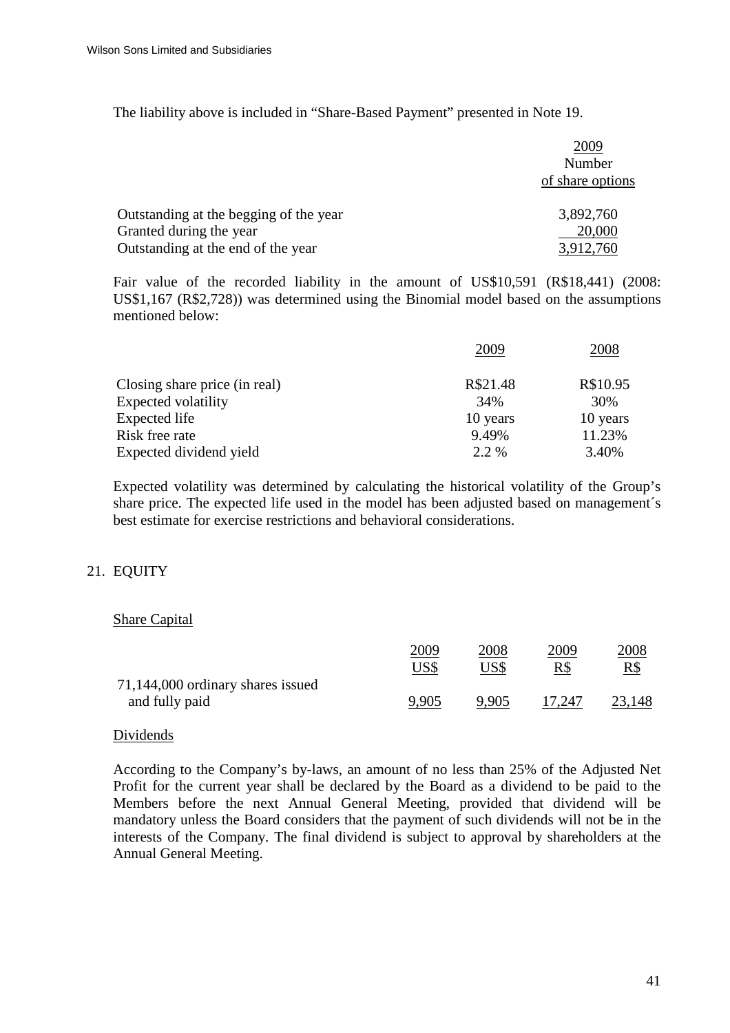The liability above is included in “Share-Based Payment” presented in Note 19.

| | 2009<br>Number<br>of share options |
|---|---|
| Outstanding at the begging of the year | 3,892,760 |
| Granted during the year | 20,000 |
| Outstanding at the end of the year | 3,912,760 |

Fair value of the recorded liability in the amount of US$10,591 (R$18,441) (2008: US$1,167 (R$2,728)) was determined using the Binomial model based on the assumptions mentioned below:

| | 2009 | 2008 |
|---|---|---|
| Closing share price (in real) | R$21.48 | R$10.95 |
| Expected volatility | 34% | 30% |
| Expected life | 10 years | 10 years |
| Risk free rate | 9.49% | 11.23% |
| Expected dividend yield | 2.2 % | 3.40% |

Expected volatility was determined by calculating the historical volatility of the Group’s share price. The expected life used in the model has been adjusted based on management´s best estimate for exercise restrictions and behavioral considerations.

## 21. EQUITY

Share Capital

| | 2009<br>US$ | 2008<br>US$ | 2009<br>R$ | 2008<br>R$ |
|---|---|---|---|---|
| 71,144,000 ordinary shares issued and fully paid | 9,905 | 9,905 | 17,247 | 23,148 |

Dividends

According to the Company’s by-laws, an amount of no less than 25% of the Adjusted Net Profit for the current year shall be declared by the Board as a dividend to be paid to the Members before the next Annual General Meeting, provided that dividend will be mandatory unless the Board considers that the payment of such dividends will not be in the interests of the Company. The final dividend is subject to approval by shareholders at the Annual General Meeting.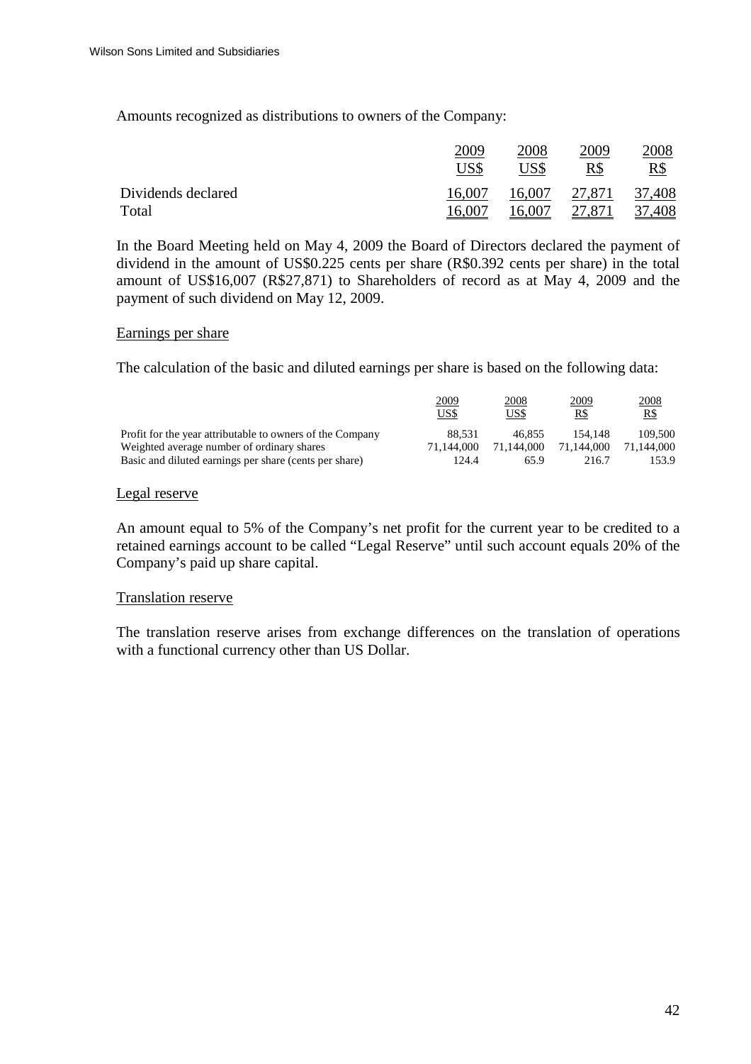Amounts recognized as distributions to owners of the Company:

| | 2009 US$ | 2008 US$ | 2009 R$ | 2008 R$ |
|---|---|---|---|---|
| Dividends declared | 16,007 | 16,007 | 27,871 | 37,408 |
| Total | 16,007 | 16,007 | 27,871 | 37,408 |

In the Board Meeting held on May 4, 2009 the Board of Directors declared the payment of dividend in the amount of US$0.225 cents per share (R$0.392 cents per share) in the total amount of US$16,007 (R$27,871) to Shareholders of record as at May 4, 2009 and the payment of such dividend on May 12, 2009.

## Earnings per share

The calculation of the basic and diluted earnings per share is based on the following data:

| | 2009 US$ | 2008 US$ | 2009 R$ | 2008 R$ |
|---|---|---|---|---|
| Profit for the year attributable to owners of the Company | 88,531 | 46,855 | 154,148 | 109,500 |
| Weighted average number of ordinary shares | 71,144,000 | 71,144,000 | 71,144,000 | 71,144,000 |
| Basic and diluted earnings per share (cents per share) | 124.4 | 65.9 | 216.7 | 153.9 |

## Legal reserve

An amount equal to 5% of the Company's net profit for the current year to be credited to a retained earnings account to be called "Legal Reserve" until such account equals 20% of the Company's paid up share capital.

## Translation reserve

The translation reserve arises from exchange differences on the translation of operations with a functional currency other than US Dollar.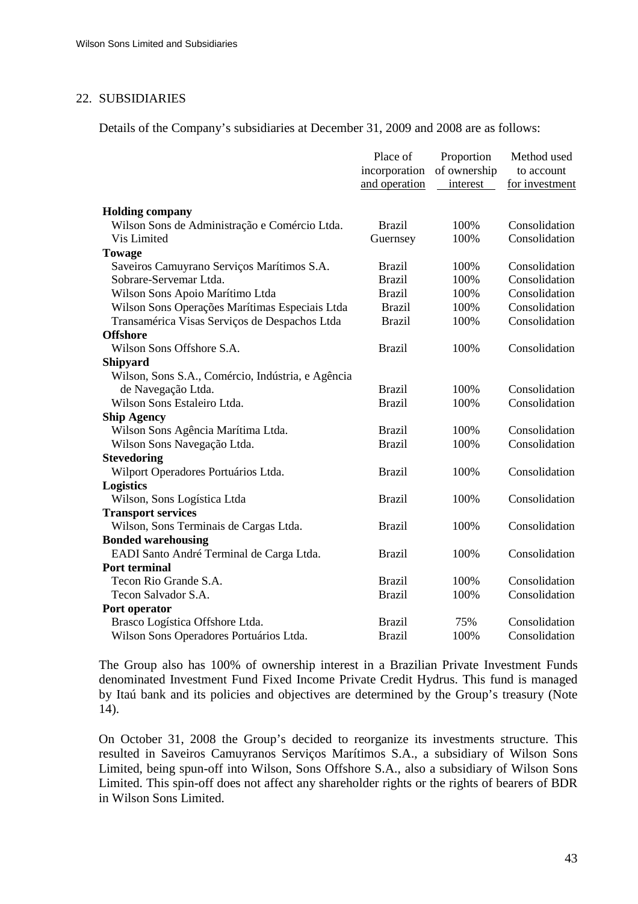## 22. SUBSIDIARIES

Details of the Company's subsidiaries at December 31, 2009 and 2008 are as follows:

| | Place of incorporation and operation | Proportion of ownership interest | Method used to account for investment |
|---|---|---|---|
| **Holding company** | | | |
| Wilson Sons de Administração e Comércio Ltda. | Brazil | 100% | Consolidation |
| Vis Limited | Guernsey | 100% | Consolidation |
| **Towage** | | | |
| Saveiros Camuyrano Serviços Marítimos S.A. | Brazil | 100% | Consolidation |
| Sobrare-Servemar Ltda. | Brazil | 100% | Consolidation |
| Wilson Sons Apoio Marítimo Ltda | Brazil | 100% | Consolidation |
| Wilson Sons Operações Marítimas Especiais Ltda | Brazil | 100% | Consolidation |
| Transamérica Visas Serviços de Despachos Ltda | Brazil | 100% | Consolidation |
| **Offshore** | | | |
| Wilson Sons Offshore S.A. | Brazil | 100% | Consolidation |
| **Shipyard** | | | |
| Wilson, Sons S.A., Comércio, Indústria, e Agência de Navegação Ltda. | Brazil | 100% | Consolidation |
| Wilson Sons Estaleiro Ltda. | Brazil | 100% | Consolidation |
| **Ship Agency** | | | |
| Wilson Sons Agência Marítima Ltda. | Brazil | 100% | Consolidation |
| Wilson Sons Navegação Ltda. | Brazil | 100% | Consolidation |
| **Stevedoring** | | | |
| Wilport Operadores Portuários Ltda. | Brazil | 100% | Consolidation |
| **Logistics** | | | |
| Wilson, Sons Logística Ltda | Brazil | 100% | Consolidation |
| **Transport services** | | | |
| Wilson, Sons Terminais de Cargas Ltda. | Brazil | 100% | Consolidation |
| **Bonded warehousing** | | | |
| EADI Santo André Terminal de Carga Ltda. | Brazil | 100% | Consolidation |
| **Port terminal** | | | |
| Tecon Rio Grande S.A. | Brazil | 100% | Consolidation |
| Tecon Salvador S.A. | Brazil | 100% | Consolidation |
| **Port operator** | | | |
| Brasco Logística Offshore Ltda. | Brazil | 75% | Consolidation |
| Wilson Sons Operadores Portuários Ltda. | Brazil | 100% | Consolidation |

The Group also has 100% of ownership interest in a Brazilian Private Investment Funds denominated Investment Fund Fixed Income Private Credit Hydrus. This fund is managed by Itaú bank and its policies and objectives are determined by the Group's treasury (Note 14).

On October 31, 2008 the Group's decided to reorganize its investments structure. This resulted in Saveiros Camuyranos Serviços Marítimos S.A., a subsidiary of Wilson Sons Limited, being spun-off into Wilson, Sons Offshore S.A., also a subsidiary of Wilson Sons Limited. This spin-off does not affect any shareholder rights or the rights of bearers of BDR in Wilson Sons Limited.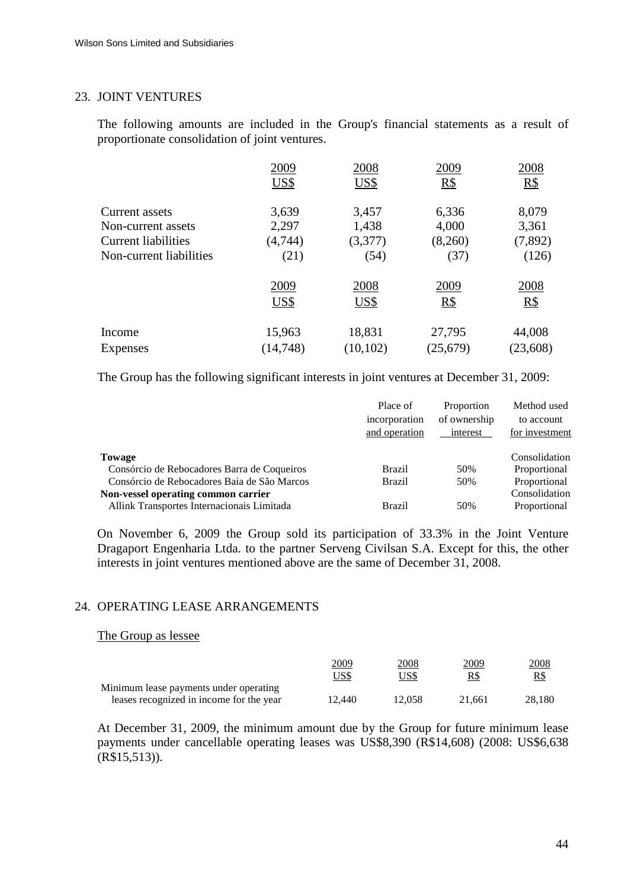## 23. JOINT VENTURES

The following amounts are included in the Group's financial statements as a result of proportionate consolidation of joint ventures.

| | 2009 US$ | 2008 US$ | 2009 R$ | 2008 R$ |
|---|---|---|---|---|
| Current assets | 3,639 | 3,457 | 6,336 | 8,079 |
| Non-current assets | 2,297 | 1,438 | 4,000 | 3,361 |
| Current liabilities | (4,744) | (3,377) | (8,260) | (7,892) |
| Non-current liabilities | (21) | (54) | (37) | (126) |

| | 2009 US$ | 2008 US$ | 2009 R$ | 2008 R$ |
|---|---|---|---|---|
| Income | 15,963 | 18,831 | 27,795 | 44,008 |
| Expenses | (14,748) | (10,102) | (25,679) | (23,608) |

The Group has the following significant interests in joint ventures at December 31, 2009:

| | Place of incorporation and operation | Proportion of ownership interest | Method used to account for investment |
|---|---|---|---|
| **Towage** | | | Consolidation |
| Consórcio de Rebocadores Barra de Coqueiros | Brazil | 50% | Proportional |
| Consórcio de Rebocadores Baia de São Marcos | Brazil | 50% | Proportional |
| **Non-vessel operating common carrier** | | | Consolidation |
| Allink Transportes Internacionais Limitada | Brazil | 50% | Proportional |

On November 6, 2009 the Group sold its participation of 33.3% in the Joint Venture Dragaport Engenharia Ltda. to the partner Serveng Civilsan S.A. Except for this, the other interests in joint ventures mentioned above are the same of December 31, 2008.

## 24. OPERATING LEASE ARRANGEMENTS

The Group as lessee

| | 2009 US$ | 2008 US$ | 2009 R$ | 2008 R$ |
|---|---|---|---|---|
| Minimum lease payments under operating leases recognized in income for the year | 12,440 | 12,058 | 21,661 | 28,180 |

At December 31, 2009, the minimum amount due by the Group for future minimum lease payments under cancellable operating leases was US$8,390 (R$14,608) (2008: US$6,638 (R$15,513)).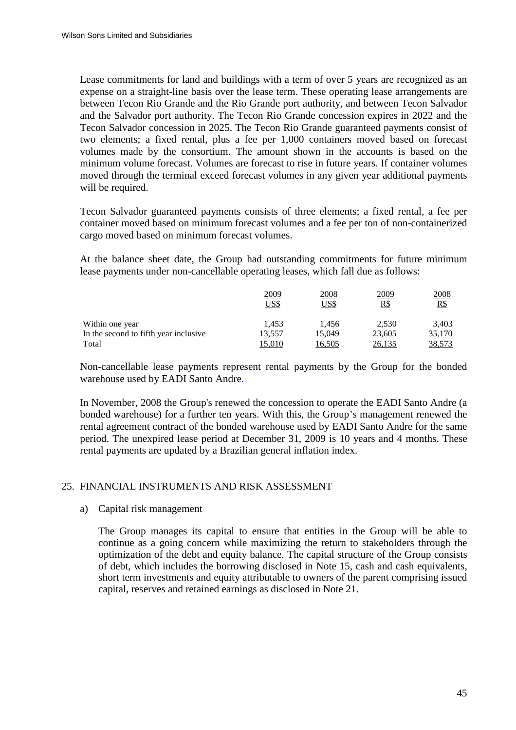Lease commitments for land and buildings with a term of over 5 years are recognized as an expense on a straight-line basis over the lease term. These operating lease arrangements are between Tecon Rio Grande and the Rio Grande port authority, and between Tecon Salvador and the Salvador port authority. The Tecon Rio Grande concession expires in 2022 and the Tecon Salvador concession in 2025. The Tecon Rio Grande guaranteed payments consist of two elements; a fixed rental, plus a fee per 1,000 containers moved based on forecast volumes made by the consortium. The amount shown in the accounts is based on the minimum volume forecast. Volumes are forecast to rise in future years. If container volumes moved through the terminal exceed forecast volumes in any given year additional payments will be required.

Tecon Salvador guaranteed payments consists of three elements; a fixed rental, a fee per container moved based on minimum forecast volumes and a fee per ton of non-containerized cargo moved based on minimum forecast volumes.

At the balance sheet date, the Group had outstanding commitments for future minimum lease payments under non-cancellable operating leases, which fall due as follows:

| | 2009<br>US$ | 2008<br>US$ | 2009<br>R$ | 2008<br>R$ |
|---|---|---|---|---|
| Within one year | 1,453 | 1,456 | 2,530 | 3,403 |
| In the second to fifth year inclusive | 13,557 | 15,049 | 23,605 | 35,170 |
| Total | 15,010 | 16,505 | 26,135 | 38,573 |

Non-cancellable lease payments represent rental payments by the Group for the bonded warehouse used by EADI Santo Andre.

In November, 2008 the Group's renewed the concession to operate the EADI Santo Andre (a bonded warehouse) for a further ten years. With this, the Group's management renewed the rental agreement contract of the bonded warehouse used by EADI Santo Andre for the same period. The unexpired lease period at December 31, 2009 is 10 years and 4 months. These rental payments are updated by a Brazilian general inflation index.

## 25. FINANCIAL INSTRUMENTS AND RISK ASSESSMENT

### a) Capital risk management

The Group manages its capital to ensure that entities in the Group will be able to continue as a going concern while maximizing the return to stakeholders through the optimization of the debt and equity balance. The capital structure of the Group consists of debt, which includes the borrowing disclosed in Note 15, cash and cash equivalents, short term investments and equity attributable to owners of the parent comprising issued capital, reserves and retained earnings as disclosed in Note 21.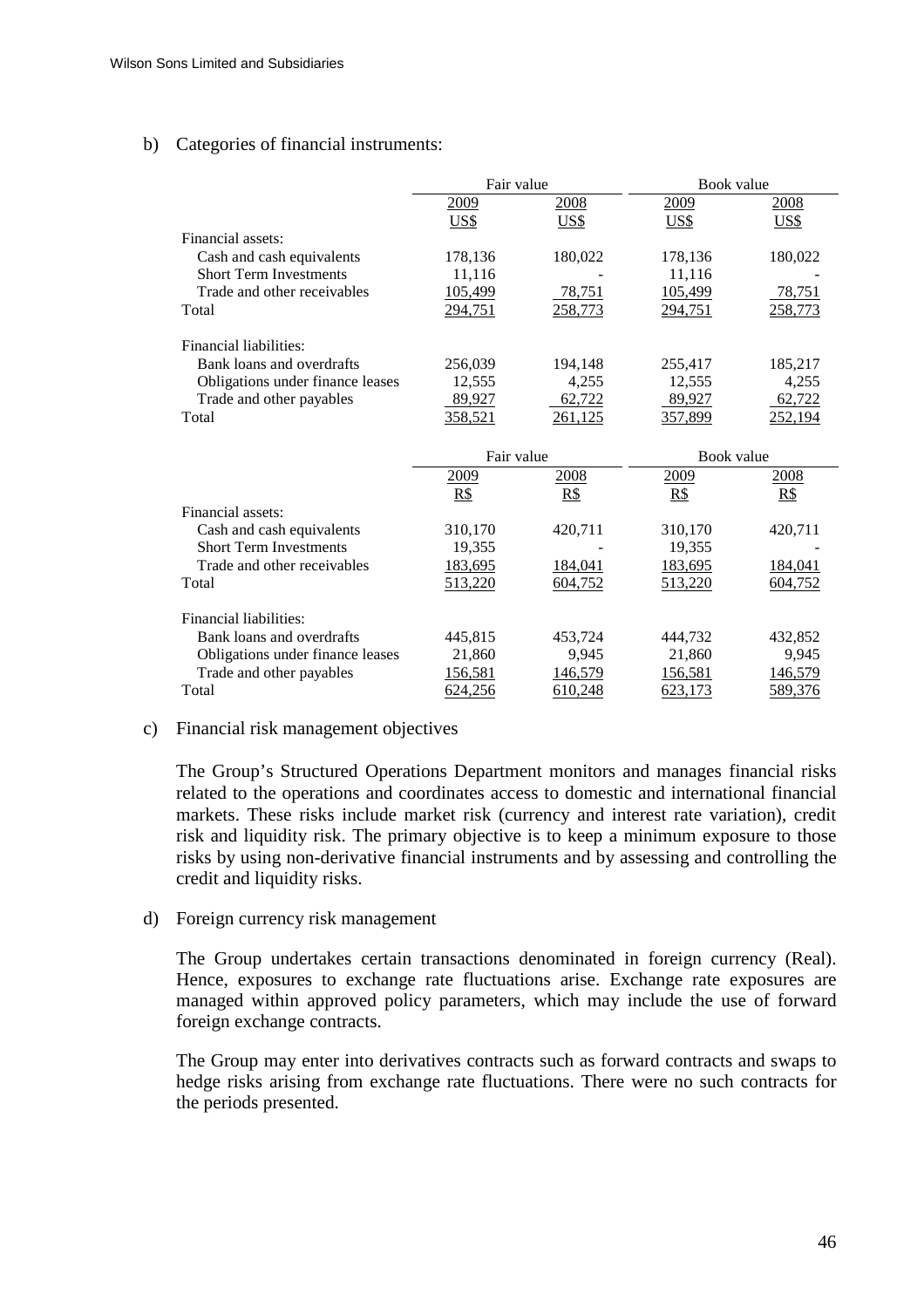b) Categories of financial instruments:

| | Fair value | | Book value | |
|---|---|---|---|---|
| | 2009 | 2008 | 2009 | 2008 |
| | US$ | US$ | US$ | US$ |
| Financial assets: | | | | |
| Cash and cash equivalents | 178,136 | 180,022 | 178,136 | 180,022 |
| Short Term Investments | 11,116 | - | 11,116 | - |
| Trade and other receivables | 105,499 | 78,751 | 105,499 | 78,751 |
| Total | 294,751 | 258,773 | 294,751 | 258,773 |
| Financial liabilities: | | | | |
| Bank loans and overdrafts | 256,039 | 194,148 | 255,417 | 185,217 |
| Obligations under finance leases | 12,555 | 4,255 | 12,555 | 4,255 |
| Trade and other payables | 89,927 | 62,722 | 89,927 | 62,722 |
| Total | 358,521 | 261,125 | 357,899 | 252,194 |

| | Fair value | | Book value | |
|---|---|---|---|---|
| | 2009 | 2008 | 2009 | 2008 |
| | R$ | R$ | R$ | R$ |
| Financial assets: | | | | |
| Cash and cash equivalents | 310,170 | 420,711 | 310,170 | 420,711 |
| Short Term Investments | 19,355 | - | 19,355 | - |
| Trade and other receivables | 183,695 | 184,041 | 183,695 | 184,041 |
| Total | 513,220 | 604,752 | 513,220 | 604,752 |
| Financial liabilities: | | | | |
| Bank loans and overdrafts | 445,815 | 453,724 | 444,732 | 432,852 |
| Obligations under finance leases | 21,860 | 9,945 | 21,860 | 9,945 |
| Trade and other payables | 156,581 | 146,579 | 156,581 | 146,579 |
| Total | 624,256 | 610,248 | 623,173 | 589,376 |

c) Financial risk management objectives

The Group's Structured Operations Department monitors and manages financial risks related to the operations and coordinates access to domestic and international financial markets. These risks include market risk (currency and interest rate variation), credit risk and liquidity risk. The primary objective is to keep a minimum exposure to those risks by using non-derivative financial instruments and by assessing and controlling the credit and liquidity risks.

d) Foreign currency risk management

The Group undertakes certain transactions denominated in foreign currency (Real). Hence, exposures to exchange rate fluctuations arise. Exchange rate exposures are managed within approved policy parameters, which may include the use of forward foreign exchange contracts.

The Group may enter into derivatives contracts such as forward contracts and swaps to hedge risks arising from exchange rate fluctuations. There were no such contracts for the periods presented.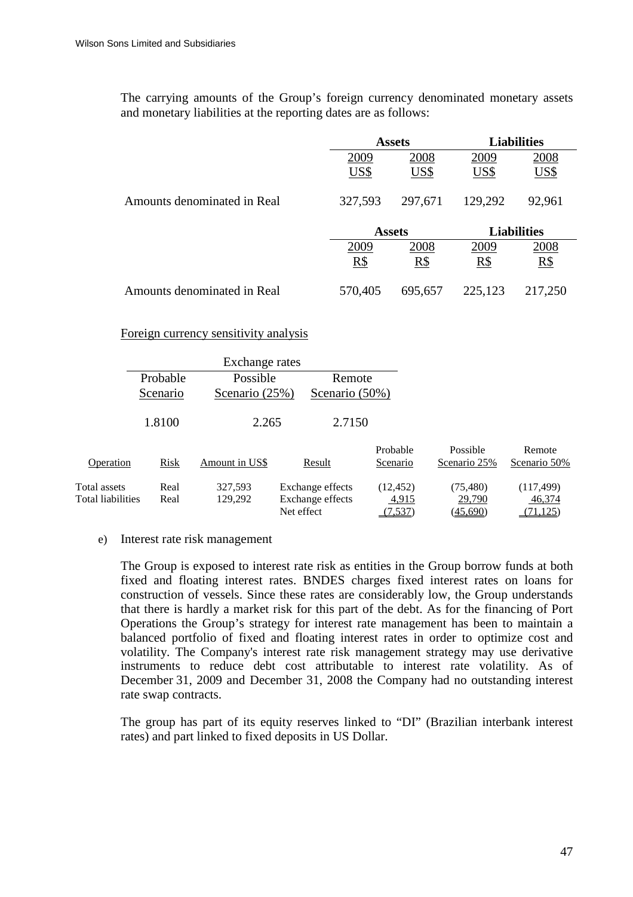The carrying amounts of the Group's foreign currency denominated monetary assets and monetary liabilities at the reporting dates are as follows:

| | Assets | | Liabilities | |
|---|---|---|---|---|
| | 2009 | 2008 | 2009 | 2008 |
| | US$ | US$ | US$ | US$ |
| Amounts denominated in Real | 327,593 | 297,671 | 129,292 | 92,961 |

| | Assets | | Liabilities | |
|---|---|---|---|---|
| | 2009 | 2008 | 2009 | 2008 |
| | R$ | R$ | R$ | R$ |
| Amounts denominated in Real | 570,405 | 695,657 | 225,123 | 217,250 |

Foreign currency sensitivity analysis

| Exchange rates | | |
|---|---|---|
| Probable Scenario | Possible Scenario (25%) | Remote Scenario (50%) |
| 1.8100 | 2.265 | 2.7150 |

| Operation | Risk | Amount in US$ | Result | Probable Scenario | Possible Scenario 25% | Remote Scenario 50% |
|---|---|---|---|---|---|---|
| Total assets | Real | 327,593 | Exchange effects | (12,452) | (75,480) | (117,499) |
| Total liabilities | Real | 129,292 | Exchange effects | 4,915 | 29,790 | 46,374 |
| | | | Net effect | (7,537) | (45,690) | (71,125) |

e) Interest rate risk management

The Group is exposed to interest rate risk as entities in the Group borrow funds at both fixed and floating interest rates. BNDES charges fixed interest rates on loans for construction of vessels. Since these rates are considerably low, the Group understands that there is hardly a market risk for this part of the debt. As for the financing of Port Operations the Group's strategy for interest rate management has been to maintain a balanced portfolio of fixed and floating interest rates in order to optimize cost and volatility. The Company's interest rate risk management strategy may use derivative instruments to reduce debt cost attributable to interest rate volatility. As of December 31, 2009 and December 31, 2008 the Company had no outstanding interest rate swap contracts.

The group has part of its equity reserves linked to "DI" (Brazilian interbank interest rates) and part linked to fixed deposits in US Dollar.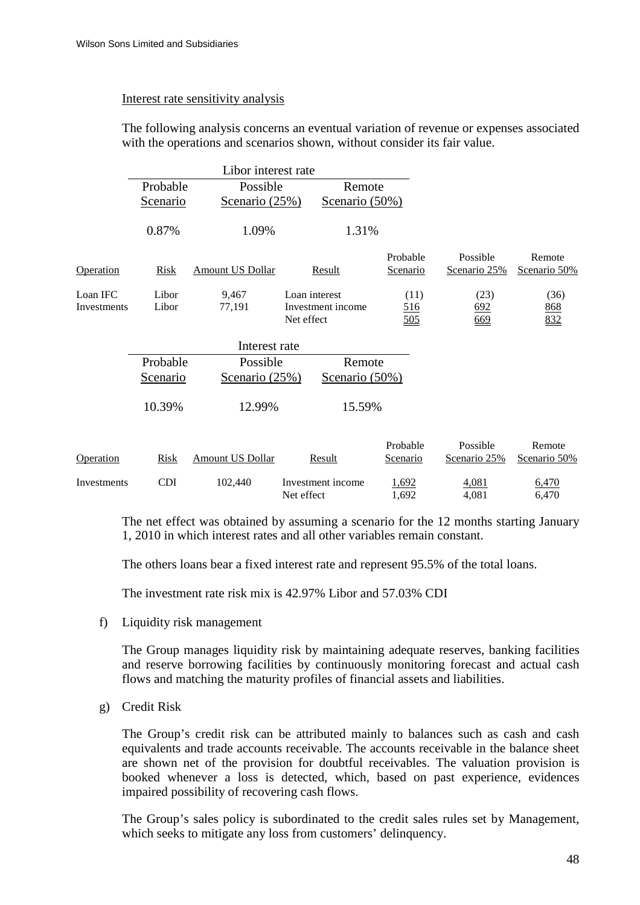Interest rate sensitivity analysis

The following analysis concerns an eventual variation of revenue or expenses associated with the operations and scenarios shown, without consider its fair value.

| Libor interest rate | | |
|---|---|---|
| Probable Scenario | Possible Scenario (25%) | Remote Scenario (50%) |
| 0.87% | 1.09% | 1.31% |

| Operation | Risk | Amount US Dollar | Result | Probable Scenario | Possible Scenario 25% | Remote Scenario 50% |
|---|---|---|---|---|---|---|
| Loan IFC | Libor | 9,467 | Loan interest | (11) | (23) | (36) |
| Investments | Libor | 77,191 | Investment income | 516 | 692 | 868 |
| | | | Net effect | 505 | 669 | 832 |

| Interest rate | | |
|---|---|---|
| Probable Scenario | Possible Scenario (25%) | Remote Scenario (50%) |
| 10.39% | 12.99% | 15.59% |

| Operation | Risk | Amount US Dollar | Result | Probable Scenario | Possible Scenario 25% | Remote Scenario 50% |
|---|---|---|---|---|---|---|
| Investments | CDI | 102,440 | Investment income | 1,692 | 4,081 | 6,470 |
| | | | Net effect | 1,692 | 4,081 | 6,470 |

The net effect was obtained by assuming a scenario for the 12 months starting January 1, 2010 in which interest rates and all other variables remain constant.

The others loans bear a fixed interest rate and represent 95.5% of the total loans.

The investment rate risk mix is 42.97% Libor and 57.03% CDI

f) Liquidity risk management

The Group manages liquidity risk by maintaining adequate reserves, banking facilities and reserve borrowing facilities by continuously monitoring forecast and actual cash flows and matching the maturity profiles of financial assets and liabilities.

g) Credit Risk

The Group's credit risk can be attributed mainly to balances such as cash and cash equivalents and trade accounts receivable. The accounts receivable in the balance sheet are shown net of the provision for doubtful receivables. The valuation provision is booked whenever a loss is detected, which, based on past experience, evidences impaired possibility of recovering cash flows.

The Group's sales policy is subordinated to the credit sales rules set by Management, which seeks to mitigate any loss from customers' delinquency.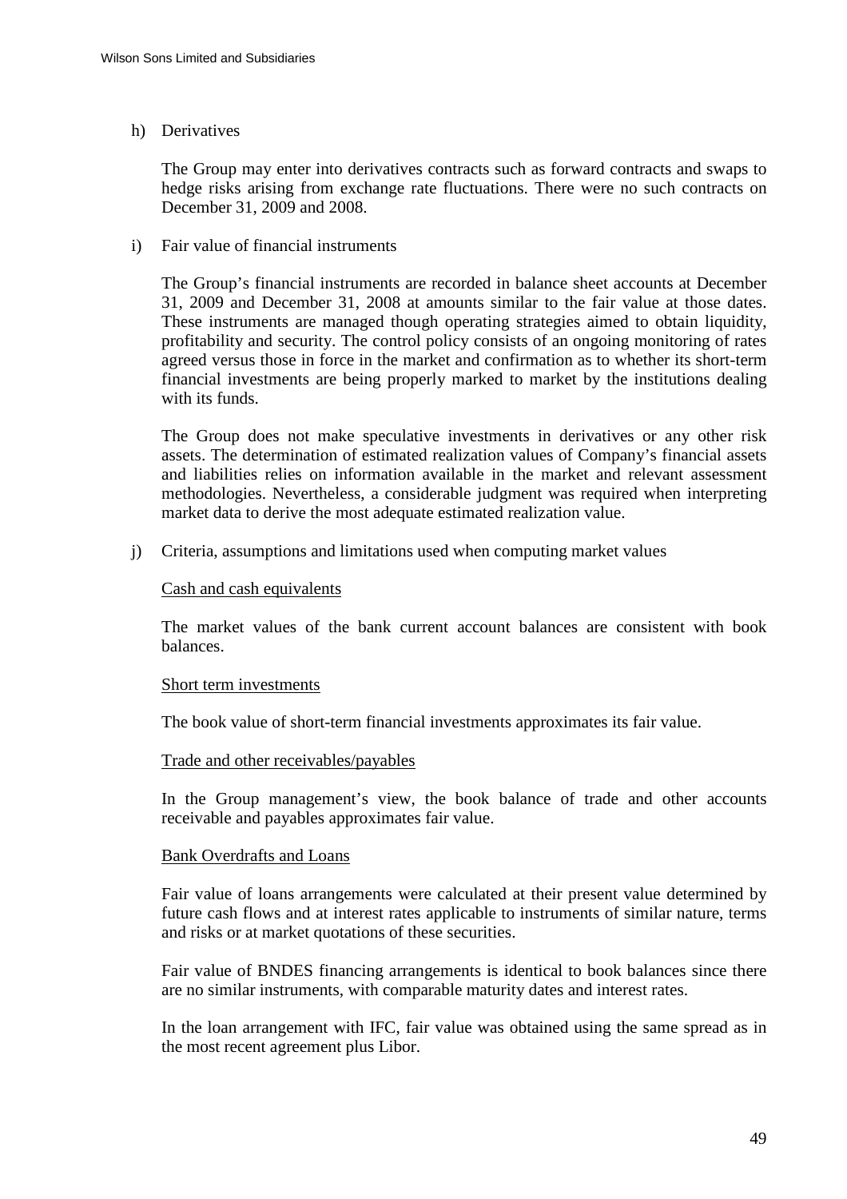h) Derivatives

The Group may enter into derivatives contracts such as forward contracts and swaps to hedge risks arising from exchange rate fluctuations. There were no such contracts on December 31, 2009 and 2008.

i) Fair value of financial instruments

The Group's financial instruments are recorded in balance sheet accounts at December 31, 2009 and December 31, 2008 at amounts similar to the fair value at those dates. These instruments are managed though operating strategies aimed to obtain liquidity, profitability and security. The control policy consists of an ongoing monitoring of rates agreed versus those in force in the market and confirmation as to whether its short-term financial investments are being properly marked to market by the institutions dealing with its funds.

The Group does not make speculative investments in derivatives or any other risk assets. The determination of estimated realization values of Company's financial assets and liabilities relies on information available in the market and relevant assessment methodologies. Nevertheless, a considerable judgment was required when interpreting market data to derive the most adequate estimated realization value.

j) Criteria, assumptions and limitations used when computing market values

Cash and cash equivalents

The market values of the bank current account balances are consistent with book balances.

Short term investments

The book value of short-term financial investments approximates its fair value.

Trade and other receivables/payables

In the Group management's view, the book balance of trade and other accounts receivable and payables approximates fair value.

Bank Overdrafts and Loans

Fair value of loans arrangements were calculated at their present value determined by future cash flows and at interest rates applicable to instruments of similar nature, terms and risks or at market quotations of these securities.

Fair value of BNDES financing arrangements is identical to book balances since there are no similar instruments, with comparable maturity dates and interest rates.

In the loan arrangement with IFC, fair value was obtained using the same spread as in the most recent agreement plus Libor.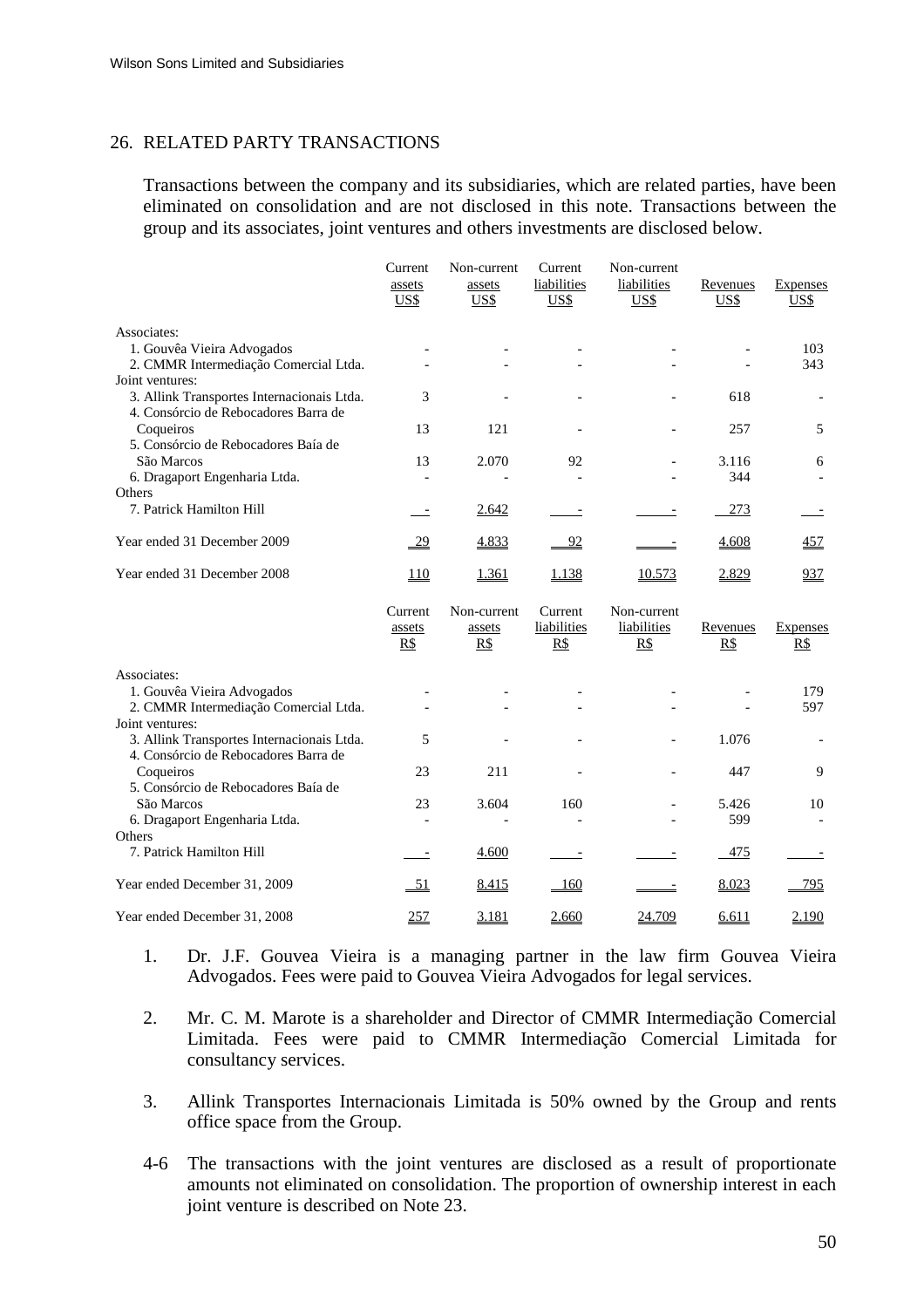## 26. RELATED PARTY TRANSACTIONS

Transactions between the company and its subsidiaries, which are related parties, have been eliminated on consolidation and are not disclosed in this note. Transactions between the group and its associates, joint ventures and others investments are disclosed below.

| | Current assets US$ | Non-current assets US$ | Current liabilities US$ | Non-current liabilities US$ | Revenues US$ | Expenses US$ |
|---|---|---|---|---|---|---|
| Associates: | | | | | | |
| 1. Gouvêa Vieira Advogados | - | - | - | - | - | 103 |
| 2. CMMR Intermediação Comercial Ltda. | - | - | - | - | - | 343 |
| Joint ventures: | | | | | | |
| 3. Allink Transportes Internacionais Ltda. | 3 | - | - | - | 618 | - |
| 4. Consórcio de Rebocadores Barra de Coqueiros | 13 | 121 | - | - | 257 | 5 |
| 5. Consórcio de Rebocadores Baía de São Marcos | 13 | 2.070 | 92 | - | 3.116 | 6 |
| 6. Dragaport Engenharia Ltda. | - | - | - | - | 344 | - |
| Others | | | | | | |
| 7. Patrick Hamilton Hill | - | 2.642 | - | - | 273 | - |
| Year ended 31 December 2009 | 29 | 4.833 | 92 | - | 4.608 | 457 |
| Year ended 31 December 2008 | 110 | 1.361 | 1.138 | 10.573 | 2.829 | 937 |

| | Current assets R$ | Non-current assets R$ | Current liabilities R$ | Non-current liabilities R$ | Revenues R$ | Expenses R$ |
|---|---|---|---|---|---|---|
| Associates: | | | | | | |
| 1. Gouvêa Vieira Advogados | - | - | - | - | - | 179 |
| 2. CMMR Intermediação Comercial Ltda. | - | - | - | - | - | 597 |
| Joint ventures: | | | | | | |
| 3. Allink Transportes Internacionais Ltda. | 5 | - | - | - | 1.076 | - |
| 4. Consórcio de Rebocadores Barra de Coqueiros | 23 | 211 | - | - | 447 | 9 |
| 5. Consórcio de Rebocadores Baía de São Marcos | 23 | 3.604 | 160 | - | 5.426 | 10 |
| 6. Dragaport Engenharia Ltda. | - | - | - | - | 599 | - |
| Others | | | | | | |
| 7. Patrick Hamilton Hill | - | 4.600 | - | - | 475 | - |
| Year ended December 31, 2009 | 51 | 8.415 | 160 | - | 8.023 | 795 |
| Year ended December 31, 2008 | 257 | 3.181 | 2.660 | 24.709 | 6.611 | 2.190 |

1. Dr. J.F. Gouvea Vieira is a managing partner in the law firm Gouvea Vieira Advogados. Fees were paid to Gouvea Vieira Advogados for legal services.

2. Mr. C. M. Marote is a shareholder and Director of CMMR Intermediação Comercial Limitada. Fees were paid to CMMR Intermediação Comercial Limitada for consultancy services.

3. Allink Transportes Internacionais Limitada is 50% owned by the Group and rents office space from the Group.

4-6 The transactions with the joint ventures are disclosed as a result of proportionate amounts not eliminated on consolidation. The proportion of ownership interest in each joint venture is described on Note 23.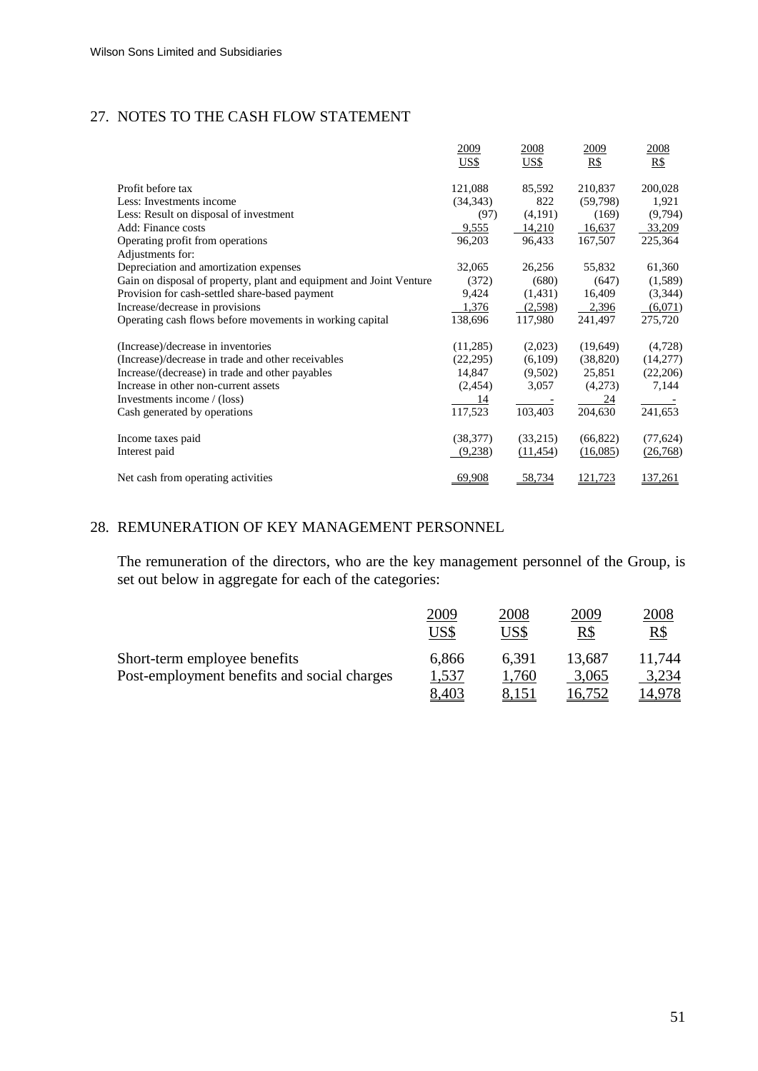## 27. NOTES TO THE CASH FLOW STATEMENT

| | 2009 US$ | 2008 US$ | 2009 R$ | 2008 R$ |
|---|---|---|---|---|
| Profit before tax | 121,088 | 85,592 | 210,837 | 200,028 |
| Less: Investments income | (34,343) | 822 | (59,798) | 1,921 |
| Less: Result on disposal of investment | (97) | (4,191) | (169) | (9,794) |
| Add: Finance costs | 9,555 | 14,210 | 16,637 | 33,209 |
| Operating profit from operations | 96,203 | 96,433 | 167,507 | 225,364 |
| Adjustments for: | | | | |
| Depreciation and amortization expenses | 32,065 | 26,256 | 55,832 | 61,360 |
| Gain on disposal of property, plant and equipment and Joint Venture | (372) | (680) | (647) | (1,589) |
| Provision for cash-settled share-based payment | 9,424 | (1,431) | 16,409 | (3,344) |
| Increase/decrease in provisions | 1,376 | (2,598) | 2,396 | (6,071) |
| Operating cash flows before movements in working capital | 138,696 | 117,980 | 241,497 | 275,720 |
| (Increase)/decrease in inventories | (11,285) | (2,023) | (19,649) | (4,728) |
| (Increase)/decrease in trade and other receivables | (22,295) | (6,109) | (38,820) | (14,277) |
| Increase/(decrease) in trade and other payables | 14,847 | (9,502) | 25,851 | (22,206) |
| Increase in other non-current assets | (2,454) | 3,057 | (4,273) | 7,144 |
| Investments income / (loss) | 14 | - | 24 | - |
| Cash generated by operations | 117,523 | 103,403 | 204,630 | 241,653 |
| Income taxes paid | (38,377) | (33,215) | (66,822) | (77,624) |
| Interest paid | (9,238) | (11,454) | (16,085) | (26,768) |
| Net cash from operating activities | 69,908 | 58,734 | 121,723 | 137,261 |

## 28. REMUNERATION OF KEY MANAGEMENT PERSONNEL

The remuneration of the directors, who are the key management personnel of the Group, is set out below in aggregate for each of the categories:

| | 2009 US$ | 2008 US$ | 2009 R$ | 2008 R$ |
|---|---|---|---|---|
| Short-term employee benefits | 6,866 | 6,391 | 13,687 | 11,744 |
| Post-employment benefits and social charges | 1,537 | 1,760 | 3,065 | 3,234 |
| | 8,403 | 8,151 | 16,752 | 14,978 |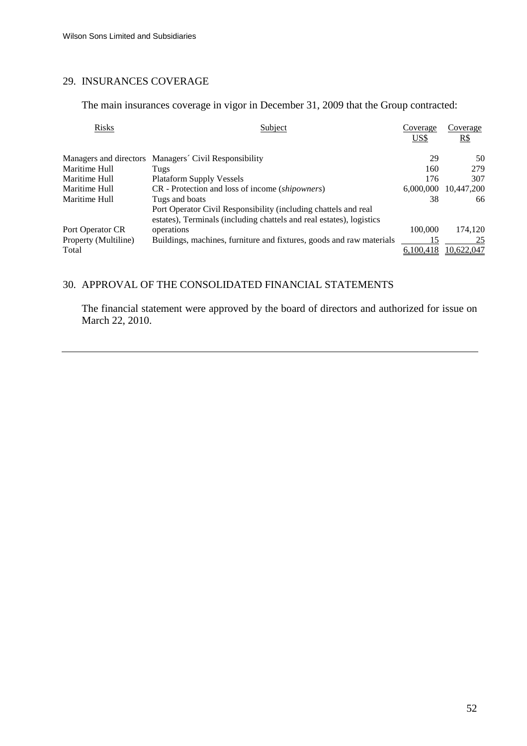## 29. INSURANCES COVERAGE

The main insurances coverage in vigor in December 31, 2009 that the Group contracted:

| Risks | Subject | Coverage US$ | Coverage R$ |
|---|---|---|---|
| Managers and directors | Managers´ Civil Responsibility | 29 | 50 |
| Maritime Hull | Tugs | 160 | 279 |
| Maritime Hull | Plataform Supply Vessels | 176 | 307 |
| Maritime Hull | CR - Protection and loss of income (*shipowners*) | 6,000,000 | 10,447,200 |
| Maritime Hull | Tugs and boats | 38 | 66 |
| Port Operator CR | Port Operator Civil Responsibility (including chattels and real estates), Terminals (including chattels and real estates), logistics operations | 100,000 | 174,120 |
| Property (Multiline) | Buildings, machines, furniture and fixtures, goods and raw materials | 15 | 25 |
| Total | | 6,100,418 | 10,622,047 |

## 30. APPROVAL OF THE CONSOLIDATED FINANCIAL STATEMENTS

The financial statement were approved by the board of directors and authorized for issue on March 22, 2010.